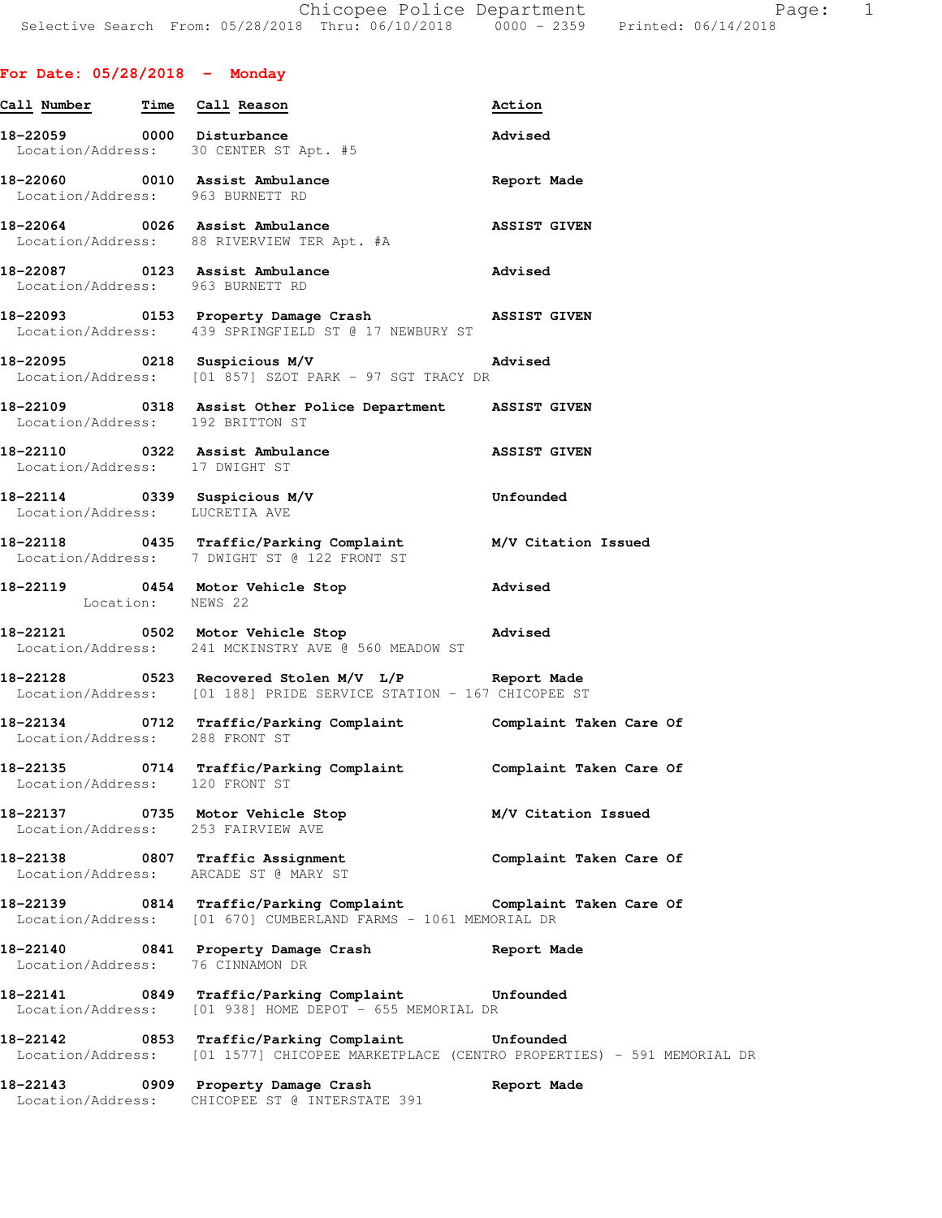Chicopee Police Department
Selective Search From: 05/28/2018 Thru: 06/10/2018 0000 - 2359 Printed: 06/14/2018

**For Date: 05/28/2018 - Monday**

| Call Number | Time | Call Reason | Action |
|---|---|---|---|
| 18-22059 | 0000 | Disturbance | Advised |
| Location/Address: 30 CENTER ST Apt. #5 | | | |
| 18-22060 | 0010 | Assist Ambulance | Report Made |
| Location/Address: 963 BURNETT RD | | | |
| 18-22064 | 0026 | Assist Ambulance | ASSIST GIVEN |
| Location/Address: 88 RIVERVIEW TER Apt. #A | | | |
| 18-22087 | 0123 | Assist Ambulance | Advised |
| Location/Address: 963 BURNETT RD | | | |
| 18-22093 | 0153 | Property Damage Crash | ASSIST GIVEN |
| Location/Address: 439 SPRINGFIELD ST @ 17 NEWBURY ST | | | |
| 18-22095 | 0218 | Suspicious M/V | Advised |
| Location/Address: [01 857] SZOT PARK - 97 SGT TRACY DR | | | |
| 18-22109 | 0318 | Assist Other Police Department | ASSIST GIVEN |
| Location/Address: 192 BRITTON ST | | | |
| 18-22110 | 0322 | Assist Ambulance | ASSIST GIVEN |
| Location/Address: 17 DWIGHT ST | | | |
| 18-22114 | 0339 | Suspicious M/V | Unfounded |
| Location/Address: LUCRETIA AVE | | | |
| 18-22118 | 0435 | Traffic/Parking Complaint | M/V Citation Issued |
| Location/Address: 7 DWIGHT ST @ 122 FRONT ST | | | |
| 18-22119 | 0454 | Motor Vehicle Stop | Advised |
| Location: NEWS 22 | | | |
| 18-22121 | 0502 | Motor Vehicle Stop | Advised |
| Location/Address: 241 MCKINSTRY AVE @ 560 MEADOW ST | | | |
| 18-22128 | 0523 | Recovered Stolen M/V L/P | Report Made |
| Location/Address: [01 188] PRIDE SERVICE STATION - 167 CHICOPEE ST | | | |
| 18-22134 | 0712 | Traffic/Parking Complaint | Complaint Taken Care Of |
| Location/Address: 288 FRONT ST | | | |
| 18-22135 | 0714 | Traffic/Parking Complaint | Complaint Taken Care Of |
| Location/Address: 120 FRONT ST | | | |
| 18-22137 | 0735 | Motor Vehicle Stop | M/V Citation Issued |
| Location/Address: 253 FAIRVIEW AVE | | | |
| 18-22138 | 0807 | Traffic Assignment | Complaint Taken Care Of |
| Location/Address: ARCADE ST @ MARY ST | | | |
| 18-22139 | 0814 | Traffic/Parking Complaint | Complaint Taken Care Of |
| Location/Address: [01 670] CUMBERLAND FARMS - 1061 MEMORIAL DR | | | |
| 18-22140 | 0841 | Property Damage Crash | Report Made |
| Location/Address: 76 CINNAMON DR | | | |
| 18-22141 | 0849 | Traffic/Parking Complaint | Unfounded |
| Location/Address: [01 938] HOME DEPOT - 655 MEMORIAL DR | | | |
| 18-22142 | 0853 | Traffic/Parking Complaint | Unfounded |
| Location/Address: [01 1577] CHICOPEE MARKETPLACE (CENTRO PROPERTIES) - 591 MEMORIAL DR | | | |
| 18-22143 | 0909 | Property Damage Crash | Report Made |
| Location/Address: CHICOPEE ST @ INTERSTATE 391 | | | |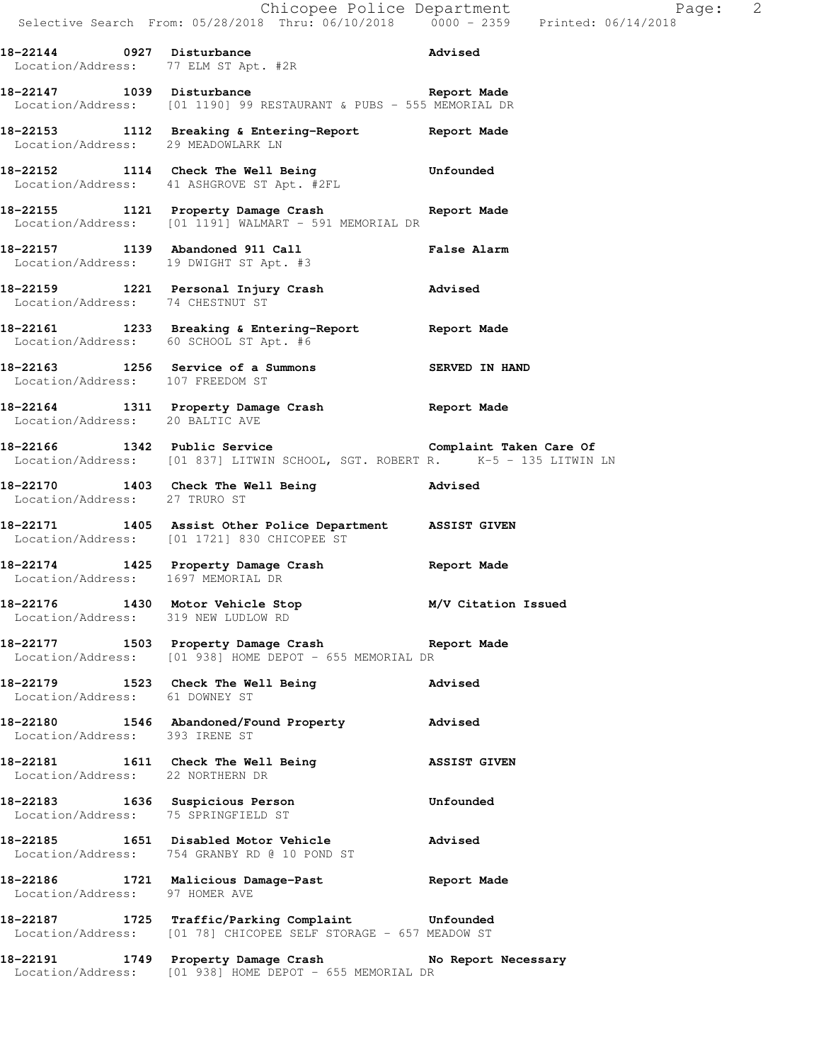**18-22144 0927 Disturbance** **Advised**
Location/Address: 77 ELM ST Apt. #2R

**18-22147 1039 Disturbance** **Report Made**
Location/Address: [01 1190] 99 RESTAURANT & PUBS - 555 MEMORIAL DR

**18-22153 1112 Breaking & Entering-Report** **Report Made**
Location/Address: 29 MEADOWLARK LN

**18-22152 1114 Check The Well Being** **Unfounded**
Location/Address: 41 ASHGROVE ST Apt. #2FL

**18-22155 1121 Property Damage Crash** **Report Made**
Location/Address: [01 1191] WALMART - 591 MEMORIAL DR

**18-22157 1139 Abandoned 911 Call** **False Alarm**
Location/Address: 19 DWIGHT ST Apt. #3

**18-22159 1221 Personal Injury Crash** **Advised**
Location/Address: 74 CHESTNUT ST

**18-22161 1233 Breaking & Entering-Report** **Report Made**
Location/Address: 60 SCHOOL ST Apt. #6

**18-22163 1256 Service of a Summons** **SERVED IN HAND**
Location/Address: 107 FREEDOM ST

**18-22164 1311 Property Damage Crash** **Report Made**
Location/Address: 20 BALTIC AVE

**18-22166 1342 Public Service** **Complaint Taken Care Of**
Location/Address: [01 837] LITWIN SCHOOL, SGT. ROBERT R. K-5 - 135 LITWIN LN

**18-22170 1403 Check The Well Being** **Advised**
Location/Address: 27 TRURO ST

**18-22171 1405 Assist Other Police Department** **ASSIST GIVEN**
Location/Address: [01 1721] 830 CHICOPEE ST

**18-22174 1425 Property Damage Crash** **Report Made**
Location/Address: 1697 MEMORIAL DR

**18-22176 1430 Motor Vehicle Stop** **M/V Citation Issued**
Location/Address: 319 NEW LUDLOW RD

**18-22177 1503 Property Damage Crash** **Report Made**
Location/Address: [01 938] HOME DEPOT - 655 MEMORIAL DR

**18-22179 1523 Check The Well Being** **Advised**
Location/Address: 61 DOWNEY ST

**18-22180 1546 Abandoned/Found Property** **Advised**
Location/Address: 393 IRENE ST

**18-22181 1611 Check The Well Being** **ASSIST GIVEN**
Location/Address: 22 NORTHERN DR

**18-22183 1636 Suspicious Person** **Unfounded**
Location/Address: 75 SPRINGFIELD ST

**18-22185 1651 Disabled Motor Vehicle** **Advised**
Location/Address: 754 GRANBY RD @ 10 POND ST

**18-22186 1721 Malicious Damage-Past** **Report Made**
Location/Address: 97 HOMER AVE

**18-22187 1725 Traffic/Parking Complaint** **Unfounded**
Location/Address: [01 78] CHICOPEE SELF STORAGE - 657 MEADOW ST

**18-22191 1749 Property Damage Crash** **No Report Necessary**
Location/Address: [01 938] HOME DEPOT - 655 MEMORIAL DR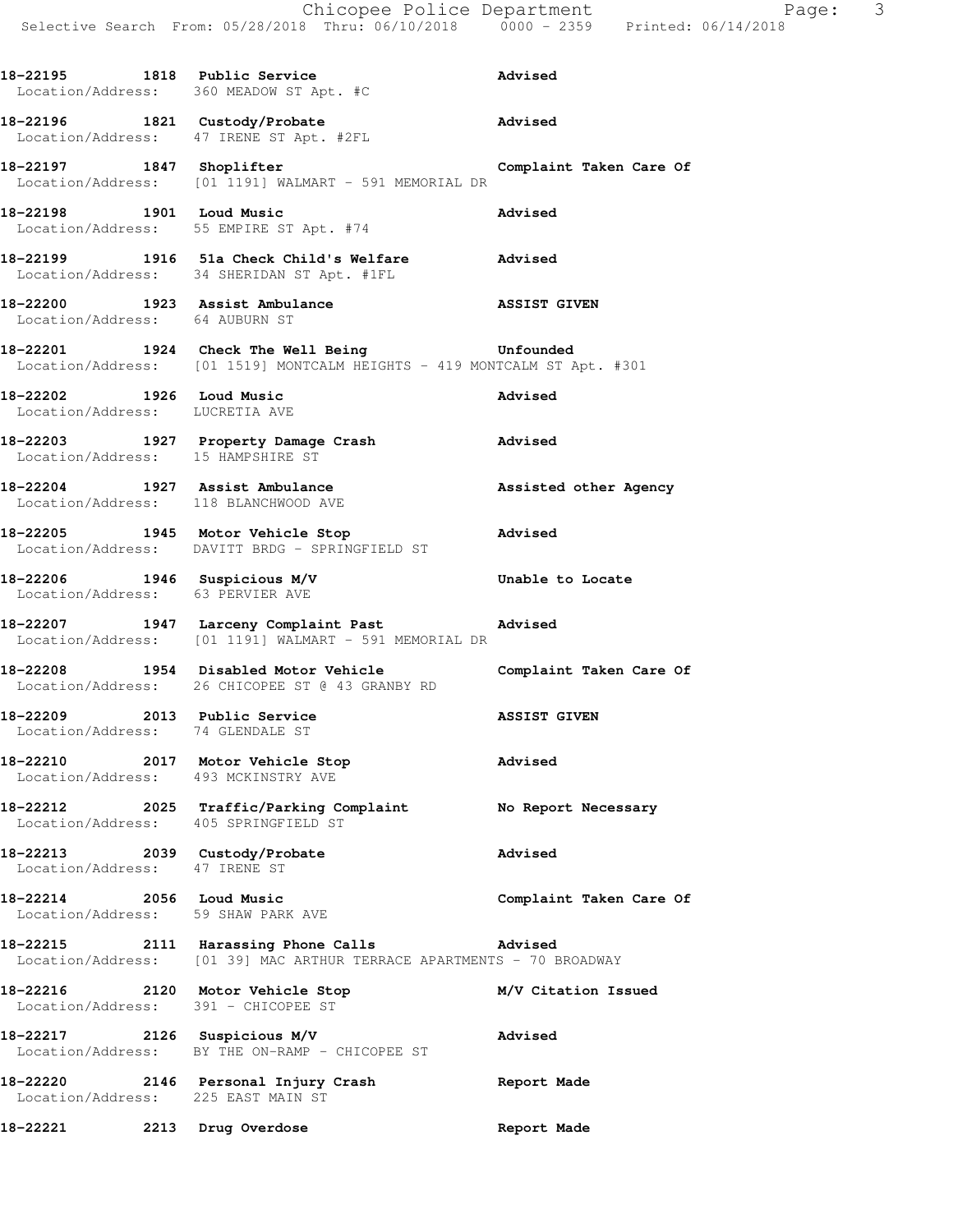18-22195 1818 Public Service Advised
Location/Address: 360 MEADOW ST Apt. #C

18-22196 1821 Custody/Probate Advised
Location/Address: 47 IRENE ST Apt. #2FL

18-22197 1847 Shoplifter Complaint Taken Care Of
Location/Address: [01 1191] WALMART - 591 MEMORIAL DR

18-22198 1901 Loud Music Advised
Location/Address: 55 EMPIRE ST Apt. #74

18-22199 1916 51a Check Child's Welfare Advised
Location/Address: 34 SHERIDAN ST Apt. #1FL

18-22200 1923 Assist Ambulance ASSIST GIVEN
Location/Address: 64 AUBURN ST

18-22201 1924 Check The Well Being Unfounded
Location/Address: [01 1519] MONTCALM HEIGHTS - 419 MONTCALM ST Apt. #301

18-22202 1926 Loud Music Advised
Location/Address: LUCRETIA AVE

18-22203 1927 Property Damage Crash Advised
Location/Address: 15 HAMPSHIRE ST

18-22204 1927 Assist Ambulance Assisted other Agency
Location/Address: 118 BLANCHWOOD AVE

18-22205 1945 Motor Vehicle Stop Advised
Location/Address: DAVITT BRDG - SPRINGFIELD ST

18-22206 1946 Suspicious M/V Unable to Locate
Location/Address: 63 PERVIER AVE

18-22207 1947 Larceny Complaint Past Advised
Location/Address: [01 1191] WALMART - 591 MEMORIAL DR

18-22208 1954 Disabled Motor Vehicle Complaint Taken Care Of
Location/Address: 26 CHICOPEE ST @ 43 GRANBY RD

18-22209 2013 Public Service ASSIST GIVEN
Location/Address: 74 GLENDALE ST

18-22210 2017 Motor Vehicle Stop Advised
Location/Address: 493 MCKINSTRY AVE

18-22212 2025 Traffic/Parking Complaint No Report Necessary
Location/Address: 405 SPRINGFIELD ST

18-22213 2039 Custody/Probate Advised
Location/Address: 47 IRENE ST

18-22214 2056 Loud Music Complaint Taken Care Of
Location/Address: 59 SHAW PARK AVE

18-22215 2111 Harassing Phone Calls Advised
Location/Address: [01 39] MAC ARTHUR TERRACE APARTMENTS - 70 BROADWAY

18-22216 2120 Motor Vehicle Stop M/V Citation Issued
Location/Address: 391 - CHICOPEE ST

18-22217 2126 Suspicious M/V Advised
Location/Address: BY THE ON-RAMP - CHICOPEE ST

18-22220 2146 Personal Injury Crash Report Made
Location/Address: 225 EAST MAIN ST

18-22221 2213 Drug Overdose Report Made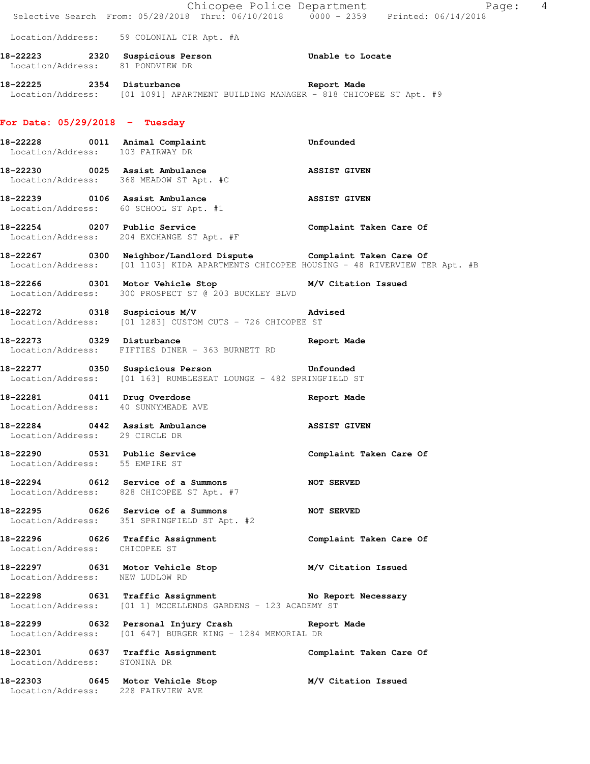Location/Address: 59 COLONIAL CIR Apt. #A

**18-22223** 2320 Suspicious Person — Unable to Locate
Location/Address: 81 PONDVIEW DR

**18-22225** 2354 Disturbance — Report Made
Location/Address: [01 1091] APARTMENT BUILDING MANAGER - 818 CHICOPEE ST Apt. #9

## For Date: 05/29/2018 - Tuesday

**18-22228** 0011 Animal Complaint — Unfounded
Location/Address: 103 FAIRWAY DR

**18-22230** 0025 Assist Ambulance — ASSIST GIVEN
Location/Address: 368 MEADOW ST Apt. #C

**18-22239** 0106 Assist Ambulance — ASSIST GIVEN
Location/Address: 60 SCHOOL ST Apt. #1

**18-22254** 0207 Public Service — Complaint Taken Care Of
Location/Address: 204 EXCHANGE ST Apt. #F

**18-22267** 0300 Neighbor/Landlord Dispute — Complaint Taken Care Of
Location/Address: [01 1103] KIDA APARTMENTS CHICOPEE HOUSING - 48 RIVERVIEW TER Apt. #B

**18-22266** 0301 Motor Vehicle Stop — M/V Citation Issued
Location/Address: 300 PROSPECT ST @ 203 BUCKLEY BLVD

**18-22272** 0318 Suspicious M/V — Advised
Location/Address: [01 1283] CUSTOM CUTS - 726 CHICOPEE ST

**18-22273** 0329 Disturbance — Report Made
Location/Address: FIFTIES DINER - 363 BURNETT RD

**18-22277** 0350 Suspicious Person — Unfounded
Location/Address: [01 163] RUMBLESEAT LOUNGE - 482 SPRINGFIELD ST

**18-22281** 0411 Drug Overdose — Report Made
Location/Address: 40 SUNNYMEADE AVE

**18-22284** 0442 Assist Ambulance — ASSIST GIVEN
Location/Address: 29 CIRCLE DR

**18-22290** 0531 Public Service — Complaint Taken Care Of
Location/Address: 55 EMPIRE ST

**18-22294** 0612 Service of a Summons — NOT SERVED
Location/Address: 828 CHICOPEE ST Apt. #7

**18-22295** 0626 Service of a Summons — NOT SERVED
Location/Address: 351 SPRINGFIELD ST Apt. #2

**18-22296** 0626 Traffic Assignment — Complaint Taken Care Of
Location/Address: CHICOPEE ST

**18-22297** 0631 Motor Vehicle Stop — M/V Citation Issued
Location/Address: NEW LUDLOW RD

**18-22298** 0631 Traffic Assignment — No Report Necessary
Location/Address: [01 1] MCCELLENDS GARDENS - 123 ACADEMY ST

**18-22299** 0632 Personal Injury Crash — Report Made
Location/Address: [01 647] BURGER KING - 1284 MEMORIAL DR

**18-22301** 0637 Traffic Assignment — Complaint Taken Care Of
Location/Address: STONINA DR

**18-22303** 0645 Motor Vehicle Stop — M/V Citation Issued
Location/Address: 228 FAIRVIEW AVE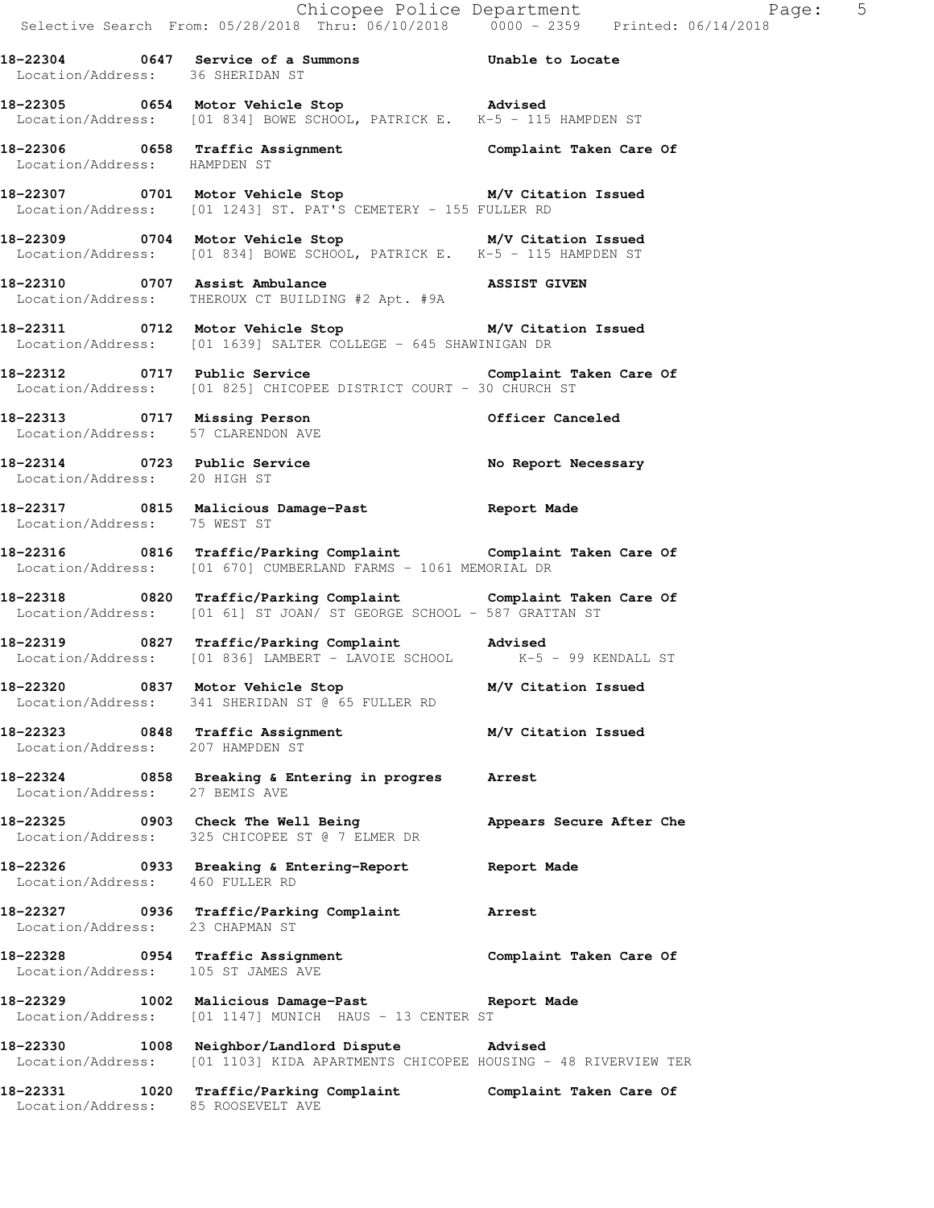**18-22304 0647 Service of a Summons Unable to Locate**
Location/Address: 36 SHERIDAN ST

**18-22305 0654 Motor Vehicle Stop Advised**
Location/Address: [01 834] BOWE SCHOOL, PATRICK E. K-5 - 115 HAMPDEN ST

**18-22306 0658 Traffic Assignment Complaint Taken Care Of**
Location/Address: HAMPDEN ST

**18-22307 0701 Motor Vehicle Stop M/V Citation Issued**
Location/Address: [01 1243] ST. PAT'S CEMETERY - 155 FULLER RD

**18-22309 0704 Motor Vehicle Stop M/V Citation Issued**
Location/Address: [01 834] BOWE SCHOOL, PATRICK E. K-5 - 115 HAMPDEN ST

**18-22310 0707 Assist Ambulance ASSIST GIVEN**
Location/Address: THEROUX CT BUILDING #2 Apt. #9A

**18-22311 0712 Motor Vehicle Stop M/V Citation Issued**
Location/Address: [01 1639] SALTER COLLEGE - 645 SHAWINIGAN DR

**18-22312 0717 Public Service Complaint Taken Care Of**
Location/Address: [01 825] CHICOPEE DISTRICT COURT - 30 CHURCH ST

**18-22313 0717 Missing Person Officer Canceled**
Location/Address: 57 CLARENDON AVE

**18-22314 0723 Public Service No Report Necessary**
Location/Address: 20 HIGH ST

**18-22317 0815 Malicious Damage-Past Report Made**
Location/Address: 75 WEST ST

**18-22316 0816 Traffic/Parking Complaint Complaint Taken Care Of**
Location/Address: [01 670] CUMBERLAND FARMS - 1061 MEMORIAL DR

**18-22318 0820 Traffic/Parking Complaint Complaint Taken Care Of**
Location/Address: [01 61] ST JOAN/ ST GEORGE SCHOOL - 587 GRATTAN ST

**18-22319 0827 Traffic/Parking Complaint Advised**
Location/Address: [01 836] LAMBERT - LAVOIE SCHOOL K-5 - 99 KENDALL ST

**18-22320 0837 Motor Vehicle Stop M/V Citation Issued**
Location/Address: 341 SHERIDAN ST @ 65 FULLER RD

**18-22323 0848 Traffic Assignment M/V Citation Issued**
Location/Address: 207 HAMPDEN ST

**18-22324 0858 Breaking & Entering in progres Arrest**
Location/Address: 27 BEMIS AVE

**18-22325 0903 Check The Well Being Appears Secure After Che**
Location/Address: 325 CHICOPEE ST @ 7 ELMER DR

**18-22326 0933 Breaking & Entering-Report Report Made**
Location/Address: 460 FULLER RD

**18-22327 0936 Traffic/Parking Complaint Arrest**
Location/Address: 23 CHAPMAN ST

**18-22328 0954 Traffic Assignment Complaint Taken Care Of**
Location/Address: 105 ST JAMES AVE

**18-22329 1002 Malicious Damage-Past Report Made**
Location/Address: [01 1147] MUNICH HAUS - 13 CENTER ST

**18-22330 1008 Neighbor/Landlord Dispute Advised**
Location/Address: [01 1103] KIDA APARTMENTS CHICOPEE HOUSING - 48 RIVERVIEW TER

**18-22331 1020 Traffic/Parking Complaint Complaint Taken Care Of**
Location/Address: 85 ROOSEVELT AVE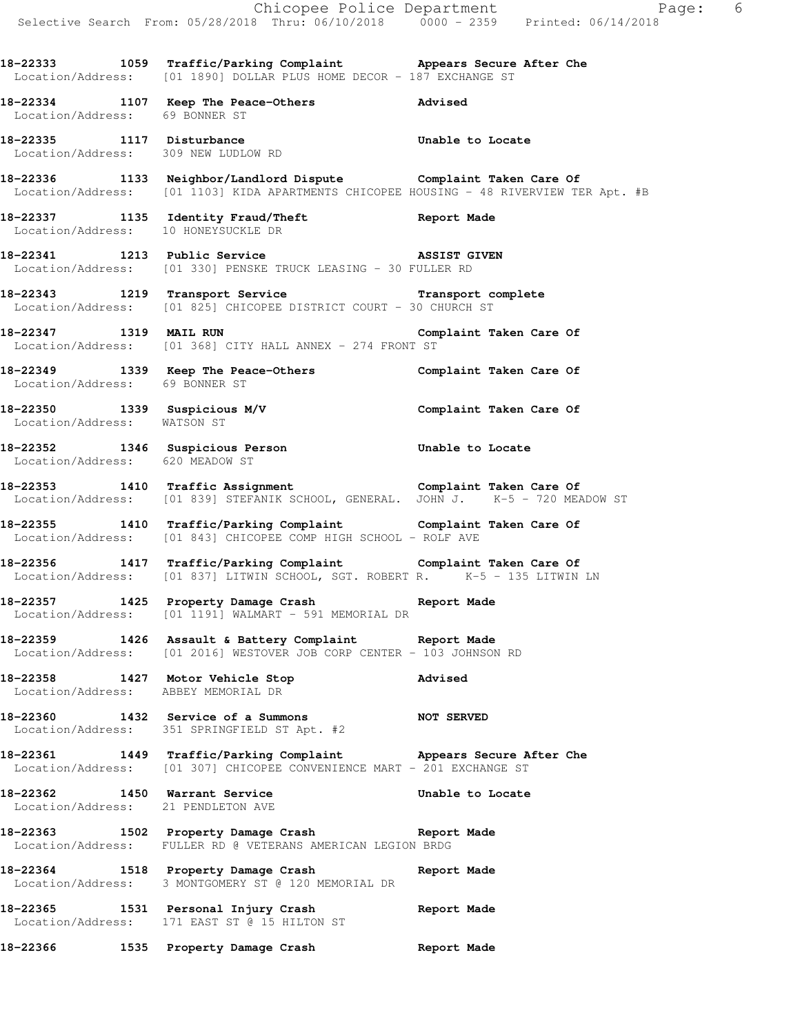**18-22333 1059 Traffic/Parking Complaint Appears Secure After Che**
Location/Address: [01 1890] DOLLAR PLUS HOME DECOR - 187 EXCHANGE ST

**18-22334 1107 Keep The Peace-Others Advised**
Location/Address: 69 BONNER ST

**18-22335 1117 Disturbance Unable to Locate**
Location/Address: 309 NEW LUDLOW RD

**18-22336 1133 Neighbor/Landlord Dispute Complaint Taken Care Of**
Location/Address: [01 1103] KIDA APARTMENTS CHICOPEE HOUSING - 48 RIVERVIEW TER Apt. #B

**18-22337 1135 Identity Fraud/Theft Report Made**
Location/Address: 10 HONEYSUCKLE DR

**18-22341 1213 Public Service ASSIST GIVEN**
Location/Address: [01 330] PENSKE TRUCK LEASING - 30 FULLER RD

**18-22343 1219 Transport Service Transport complete**
Location/Address: [01 825] CHICOPEE DISTRICT COURT - 30 CHURCH ST

**18-22347 1319 MAIL RUN Complaint Taken Care Of**
Location/Address: [01 368] CITY HALL ANNEX - 274 FRONT ST

**18-22349 1339 Keep The Peace-Others Complaint Taken Care Of**
Location/Address: 69 BONNER ST

**18-22350 1339 Suspicious M/V Complaint Taken Care Of**
Location/Address: WATSON ST

**18-22352 1346 Suspicious Person Unable to Locate**
Location/Address: 620 MEADOW ST

**18-22353 1410 Traffic Assignment Complaint Taken Care Of**
Location/Address: [01 839] STEFANIK SCHOOL, GENERAL. JOHN J. K-5 - 720 MEADOW ST

**18-22355 1410 Traffic/Parking Complaint Complaint Taken Care Of**
Location/Address: [01 843] CHICOPEE COMP HIGH SCHOOL - ROLF AVE

**18-22356 1417 Traffic/Parking Complaint Complaint Taken Care Of**
Location/Address: [01 837] LITWIN SCHOOL, SGT. ROBERT R. K-5 - 135 LITWIN LN

**18-22357 1425 Property Damage Crash Report Made**
Location/Address: [01 1191] WALMART - 591 MEMORIAL DR

**18-22359 1426 Assault & Battery Complaint Report Made**
Location/Address: [01 2016] WESTOVER JOB CORP CENTER - 103 JOHNSON RD

**18-22358 1427 Motor Vehicle Stop Advised**
Location/Address: ABBEY MEMORIAL DR

**18-22360 1432 Service of a Summons NOT SERVED**
Location/Address: 351 SPRINGFIELD ST Apt. #2

**18-22361 1449 Traffic/Parking Complaint Appears Secure After Che**
Location/Address: [01 307] CHICOPEE CONVENIENCE MART - 201 EXCHANGE ST

**18-22362 1450 Warrant Service Unable to Locate**
Location/Address: 21 PENDLETON AVE

**18-22363 1502 Property Damage Crash Report Made**
Location/Address: FULLER RD @ VETERANS AMERICAN LEGION BRDG

**18-22364 1518 Property Damage Crash Report Made**
Location/Address: 3 MONTGOMERY ST @ 120 MEMORIAL DR

**18-22365 1531 Personal Injury Crash Report Made**
Location/Address: 171 EAST ST @ 15 HILTON ST

**18-22366 1535 Property Damage Crash Report Made**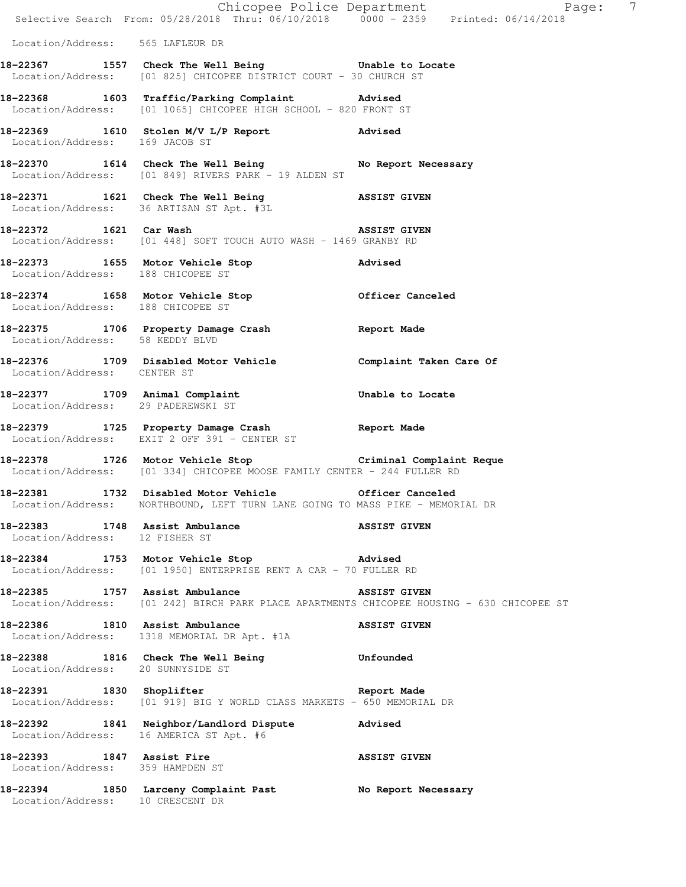Location/Address: 565 LAFLEUR DR

**18-22367 1557 Check The Well Being** Unable to Locate
Location/Address: [01 825] CHICOPEE DISTRICT COURT - 30 CHURCH ST

**18-22368 1603 Traffic/Parking Complaint** Advised
Location/Address: [01 1065] CHICOPEE HIGH SCHOOL - 820 FRONT ST

**18-22369 1610 Stolen M/V L/P Report** Advised
Location/Address: 169 JACOB ST

**18-22370 1614 Check The Well Being** No Report Necessary
Location/Address: [01 849] RIVERS PARK - 19 ALDEN ST

**18-22371 1621 Check The Well Being** ASSIST GIVEN
Location/Address: 36 ARTISAN ST Apt. #3L

**18-22372 1621 Car Wash** ASSIST GIVEN
Location/Address: [01 448] SOFT TOUCH AUTO WASH - 1469 GRANBY RD

**18-22373 1655 Motor Vehicle Stop** Advised
Location/Address: 188 CHICOPEE ST

**18-22374 1658 Motor Vehicle Stop** Officer Canceled
Location/Address: 188 CHICOPEE ST

**18-22375 1706 Property Damage Crash** Report Made
Location/Address: 58 KEDDY BLVD

**18-22376 1709 Disabled Motor Vehicle** Complaint Taken Care Of
Location/Address: CENTER ST

**18-22377 1709 Animal Complaint** Unable to Locate
Location/Address: 29 PADEREWSKI ST

**18-22379 1725 Property Damage Crash** Report Made
Location/Address: EXIT 2 OFF 391 - CENTER ST

**18-22378 1726 Motor Vehicle Stop** Criminal Complaint Reque
Location/Address: [01 334] CHICOPEE MOOSE FAMILY CENTER - 244 FULLER RD

**18-22381 1732 Disabled Motor Vehicle** Officer Canceled
Location/Address: NORTHBOUND, LEFT TURN LANE GOING TO MASS PIKE - MEMORIAL DR

**18-22383 1748 Assist Ambulance** ASSIST GIVEN
Location/Address: 12 FISHER ST

**18-22384 1753 Motor Vehicle Stop** Advised
Location/Address: [01 1950] ENTERPRISE RENT A CAR - 70 FULLER RD

**18-22385 1757 Assist Ambulance** ASSIST GIVEN
Location/Address: [01 242] BIRCH PARK PLACE APARTMENTS CHICOPEE HOUSING - 630 CHICOPEE ST

**18-22386 1810 Assist Ambulance** ASSIST GIVEN
Location/Address: 1318 MEMORIAL DR Apt. #1A

**18-22388 1816 Check The Well Being** Unfounded
Location/Address: 20 SUNNYSIDE ST

**18-22391 1830 Shoplifter** Report Made
Location/Address: [01 919] BIG Y WORLD CLASS MARKETS - 650 MEMORIAL DR

**18-22392 1841 Neighbor/Landlord Dispute** Advised
Location/Address: 16 AMERICA ST Apt. #6

**18-22393 1847 Assist Fire** ASSIST GIVEN
Location/Address: 359 HAMPDEN ST

**18-22394 1850 Larceny Complaint Past** No Report Necessary
Location/Address: 10 CRESCENT DR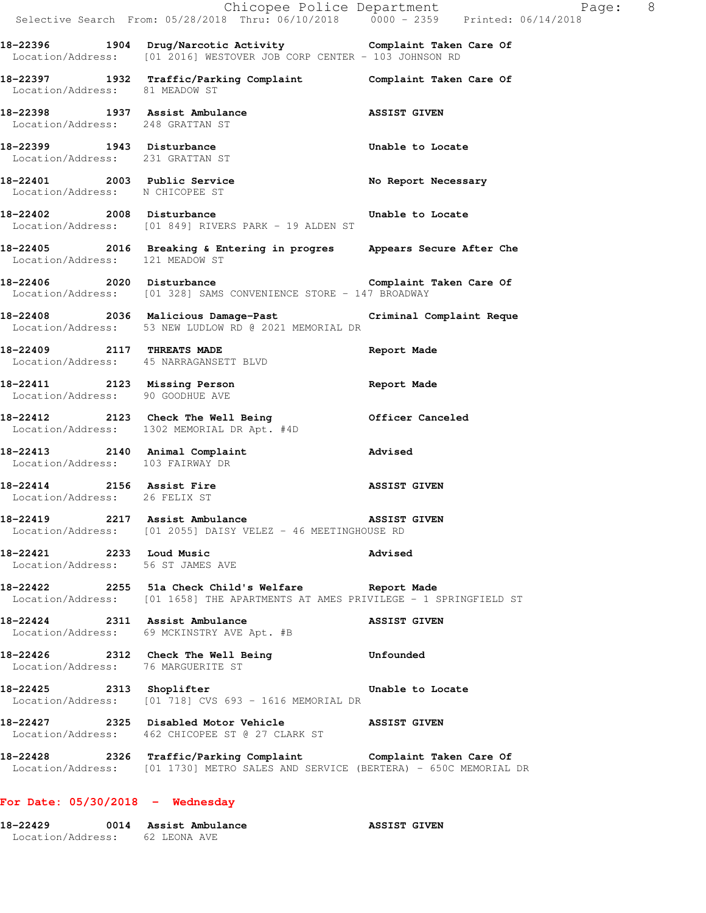18-22396 1904 Drug/Narcotic Activity Complaint Taken Care Of
Location/Address: [01 2016] WESTOVER JOB CORP CENTER - 103 JOHNSON RD

18-22397 1932 Traffic/Parking Complaint Complaint Taken Care Of
Location/Address: 81 MEADOW ST

18-22398 1937 Assist Ambulance ASSIST GIVEN
Location/Address: 248 GRATTAN ST

18-22399 1943 Disturbance Unable to Locate
Location/Address: 231 GRATTAN ST

18-22401 2003 Public Service No Report Necessary
Location/Address: N CHICOPEE ST

18-22402 2008 Disturbance Unable to Locate
Location/Address: [01 849] RIVERS PARK - 19 ALDEN ST

18-22405 2016 Breaking & Entering in progres Appears Secure After Che
Location/Address: 121 MEADOW ST

18-22406 2020 Disturbance Complaint Taken Care Of
Location/Address: [01 328] SAMS CONVENIENCE STORE - 147 BROADWAY

18-22408 2036 Malicious Damage-Past Criminal Complaint Reque
Location/Address: 53 NEW LUDLOW RD @ 2021 MEMORIAL DR

18-22409 2117 THREATS MADE Report Made
Location/Address: 45 NARRAGANSETT BLVD

18-22411 2123 Missing Person Report Made
Location/Address: 90 GOODHUE AVE

18-22412 2123 Check The Well Being Officer Canceled
Location/Address: 1302 MEMORIAL DR Apt. #4D

18-22413 2140 Animal Complaint Advised
Location/Address: 103 FAIRWAY DR

18-22414 2156 Assist Fire ASSIST GIVEN
Location/Address: 26 FELIX ST

18-22419 2217 Assist Ambulance ASSIST GIVEN
Location/Address: [01 2055] DAISY VELEZ - 46 MEETINGHOUSE RD

18-22421 2233 Loud Music Advised
Location/Address: 56 ST JAMES AVE

18-22422 2255 51a Check Child's Welfare Report Made
Location/Address: [01 1658] THE APARTMENTS AT AMES PRIVILEGE - 1 SPRINGFIELD ST

18-22424 2311 Assist Ambulance ASSIST GIVEN
Location/Address: 69 MCKINSTRY AVE Apt. #B

18-22426 2312 Check The Well Being Unfounded
Location/Address: 76 MARGUERITE ST

18-22425 2313 Shoplifter Unable to Locate
Location/Address: [01 718] CVS 693 - 1616 MEMORIAL DR

18-22427 2325 Disabled Motor Vehicle ASSIST GIVEN
Location/Address: 462 CHICOPEE ST @ 27 CLARK ST

18-22428 2326 Traffic/Parking Complaint Complaint Taken Care Of
Location/Address: [01 1730] METRO SALES AND SERVICE (BERTERA) - 650C MEMORIAL DR

## For Date: 05/30/2018 - Wednesday

18-22429 0014 Assist Ambulance ASSIST GIVEN
Location/Address: 62 LEONA AVE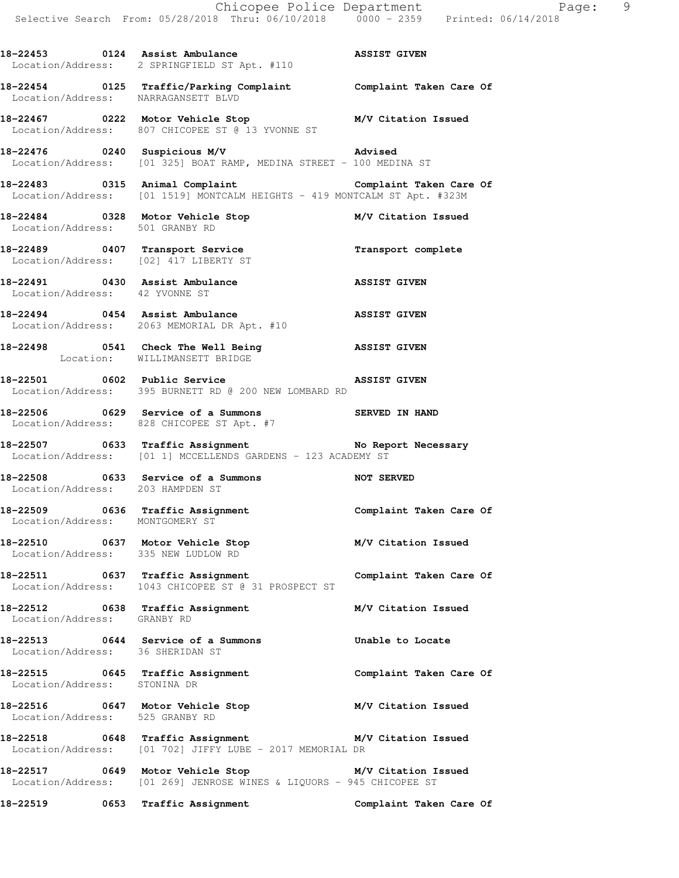**18-22453 0124 Assist Ambulance ASSIST GIVEN**
Location/Address: 2 SPRINGFIELD ST Apt. #110

**18-22454 0125 Traffic/Parking Complaint Complaint Taken Care Of**
Location/Address: NARRAGANSETT BLVD

**18-22467 0222 Motor Vehicle Stop M/V Citation Issued**
Location/Address: 807 CHICOPEE ST @ 13 YVONNE ST

**18-22476 0240 Suspicious M/V Advised**
Location/Address: [01 325] BOAT RAMP, MEDINA STREET - 100 MEDINA ST

**18-22483 0315 Animal Complaint Complaint Taken Care Of**
Location/Address: [01 1519] MONTCALM HEIGHTS - 419 MONTCALM ST Apt. #323M

**18-22484 0328 Motor Vehicle Stop M/V Citation Issued**
Location/Address: 501 GRANBY RD

**18-22489 0407 Transport Service Transport complete**
Location/Address: [02] 417 LIBERTY ST

**18-22491 0430 Assist Ambulance ASSIST GIVEN**
Location/Address: 42 YVONNE ST

**18-22494 0454 Assist Ambulance ASSIST GIVEN**
Location/Address: 2063 MEMORIAL DR Apt. #10

**18-22498 0541 Check The Well Being ASSIST GIVEN**
Location: WILLIMANSETT BRIDGE

**18-22501 0602 Public Service ASSIST GIVEN**
Location/Address: 395 BURNETT RD @ 200 NEW LOMBARD RD

**18-22506 0629 Service of a Summons SERVED IN HAND**
Location/Address: 828 CHICOPEE ST Apt. #7

**18-22507 0633 Traffic Assignment No Report Necessary**
Location/Address: [01 1] MCCELLENDS GARDENS - 123 ACADEMY ST

**18-22508 0633 Service of a Summons NOT SERVED**
Location/Address: 203 HAMPDEN ST

**18-22509 0636 Traffic Assignment Complaint Taken Care Of**
Location/Address: MONTGOMERY ST

**18-22510 0637 Motor Vehicle Stop M/V Citation Issued**
Location/Address: 335 NEW LUDLOW RD

**18-22511 0637 Traffic Assignment Complaint Taken Care Of**
Location/Address: 1043 CHICOPEE ST @ 31 PROSPECT ST

**18-22512 0638 Traffic Assignment M/V Citation Issued**
Location/Address: GRANBY RD

**18-22513 0644 Service of a Summons Unable to Locate**
Location/Address: 36 SHERIDAN ST

**18-22515 0645 Traffic Assignment Complaint Taken Care Of**
Location/Address: STONINA DR

**18-22516 0647 Motor Vehicle Stop M/V Citation Issued**
Location/Address: 525 GRANBY RD

**18-22518 0648 Traffic Assignment M/V Citation Issued**
Location/Address: [01 702] JIFFY LUBE - 2017 MEMORIAL DR

**18-22517 0649 Motor Vehicle Stop M/V Citation Issued**
Location/Address: [01 269] JENROSE WINES & LIQUORS - 945 CHICOPEE ST

**18-22519 0653 Traffic Assignment Complaint Taken Care Of**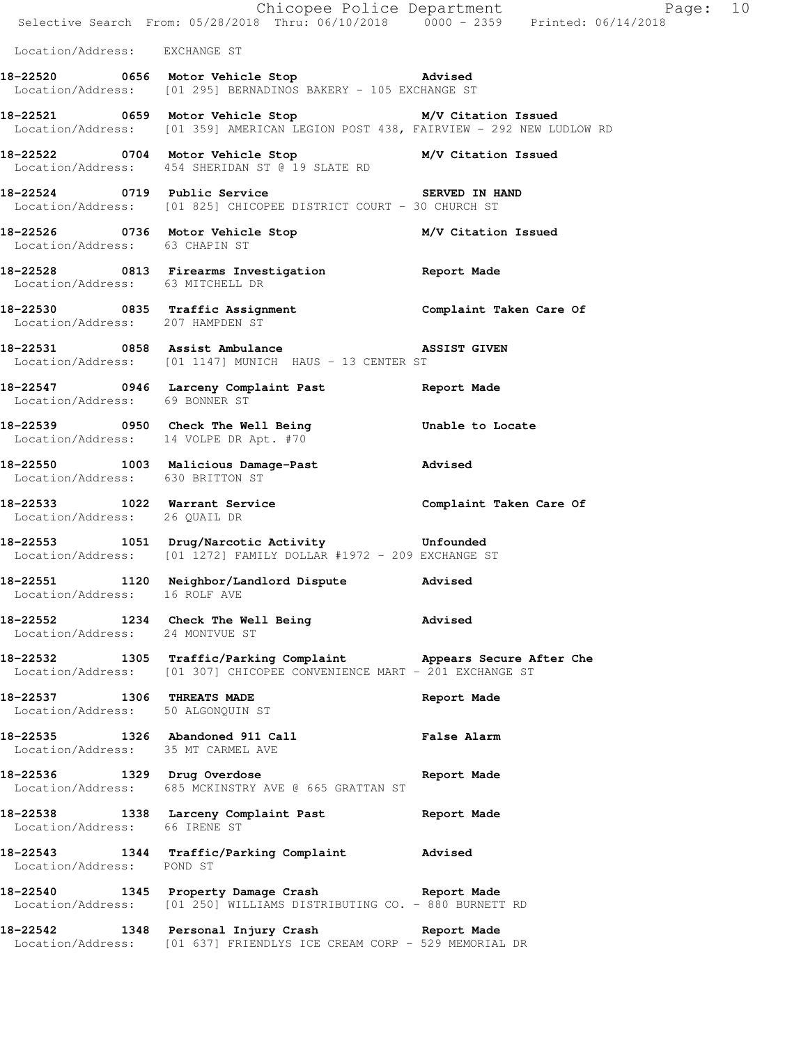Location/Address: EXCHANGE ST

**18-22520 0656 Motor Vehicle Stop** **Advised**
Location/Address: [01 295] BERNADINOS BAKERY - 105 EXCHANGE ST

**18-22521 0659 Motor Vehicle Stop** **M/V Citation Issued**
Location/Address: [01 359] AMERICAN LEGION POST 438, FAIRVIEW - 292 NEW LUDLOW RD

**18-22522 0704 Motor Vehicle Stop** **M/V Citation Issued**
Location/Address: 454 SHERIDAN ST @ 19 SLATE RD

**18-22524 0719 Public Service** **SERVED IN HAND**
Location/Address: [01 825] CHICOPEE DISTRICT COURT - 30 CHURCH ST

**18-22526 0736 Motor Vehicle Stop** **M/V Citation Issued**
Location/Address: 63 CHAPIN ST

**18-22528 0813 Firearms Investigation** **Report Made**
Location/Address: 63 MITCHELL DR

**18-22530 0835 Traffic Assignment** **Complaint Taken Care Of**
Location/Address: 207 HAMPDEN ST

**18-22531 0858 Assist Ambulance** **ASSIST GIVEN**
Location/Address: [01 1147] MUNICH HAUS - 13 CENTER ST

**18-22547 0946 Larceny Complaint Past** **Report Made**
Location/Address: 69 BONNER ST

**18-22539 0950 Check The Well Being** **Unable to Locate**
Location/Address: 14 VOLPE DR Apt. #70

**18-22550 1003 Malicious Damage-Past** **Advised**
Location/Address: 630 BRITTON ST

**18-22533 1022 Warrant Service** **Complaint Taken Care Of**
Location/Address: 26 QUAIL DR

**18-22553 1051 Drug/Narcotic Activity** **Unfounded**
Location/Address: [01 1272] FAMILY DOLLAR #1972 - 209 EXCHANGE ST

**18-22551 1120 Neighbor/Landlord Dispute** **Advised**
Location/Address: 16 ROLF AVE

**18-22552 1234 Check The Well Being** **Advised**
Location/Address: 24 MONTVUE ST

**18-22532 1305 Traffic/Parking Complaint** **Appears Secure After Che**
Location/Address: [01 307] CHICOPEE CONVENIENCE MART - 201 EXCHANGE ST

**18-22537 1306 THREATS MADE** **Report Made**
Location/Address: 50 ALGONQUIN ST

**18-22535 1326 Abandoned 911 Call** **False Alarm**
Location/Address: 35 MT CARMEL AVE

**18-22536 1329 Drug Overdose** **Report Made**
Location/Address: 685 MCKINSTRY AVE @ 665 GRATTAN ST

**18-22538 1338 Larceny Complaint Past** **Report Made**
Location/Address: 66 IRENE ST

**18-22543 1344 Traffic/Parking Complaint** **Advised**
Location/Address: POND ST

**18-22540 1345 Property Damage Crash** **Report Made**
Location/Address: [01 250] WILLIAMS DISTRIBUTING CO. - 880 BURNETT RD

**18-22542 1348 Personal Injury Crash** **Report Made**
Location/Address: [01 637] FRIENDLYS ICE CREAM CORP - 529 MEMORIAL DR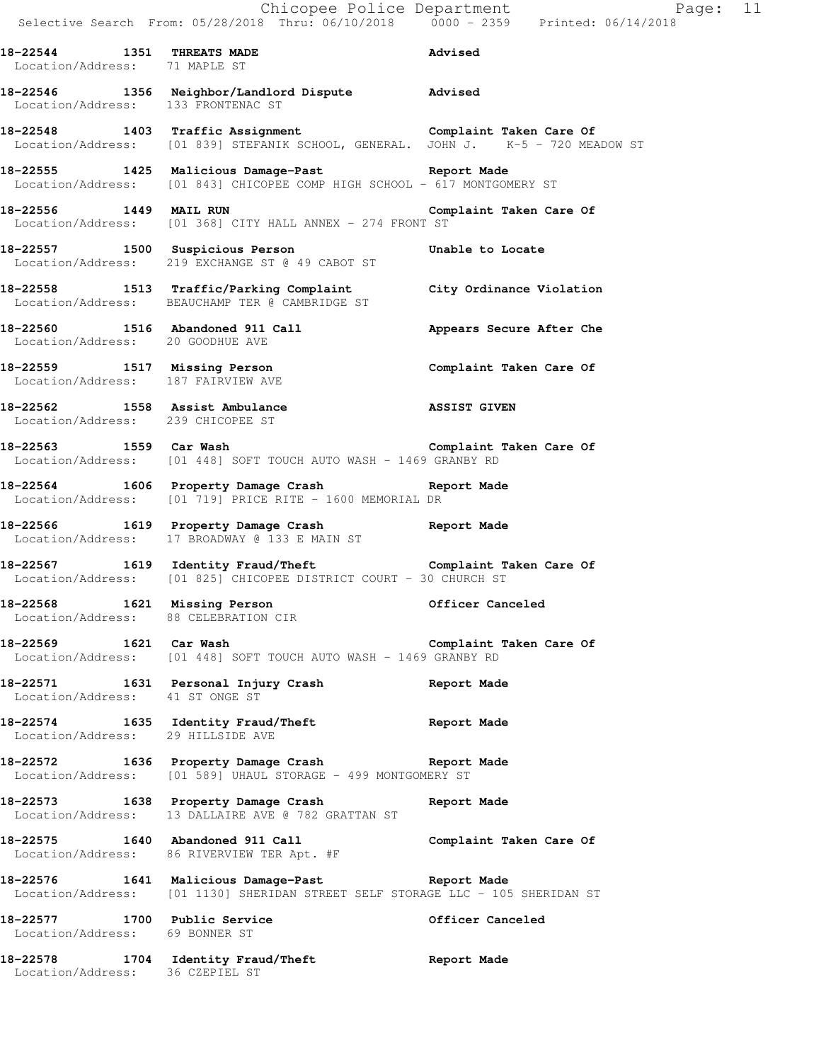**18-22544 1351 THREATS MADE** Advised
Location/Address: 71 MAPLE ST

**18-22546 1356 Neighbor/Landlord Dispute** Advised
Location/Address: 133 FRONTENAC ST

**18-22548 1403 Traffic Assignment** Complaint Taken Care Of
Location/Address: [01 839] STEFANIK SCHOOL, GENERAL. JOHN J. K-5 - 720 MEADOW ST

**18-22555 1425 Malicious Damage-Past** Report Made
Location/Address: [01 843] CHICOPEE COMP HIGH SCHOOL - 617 MONTGOMERY ST

**18-22556 1449 MAIL RUN** Complaint Taken Care Of
Location/Address: [01 368] CITY HALL ANNEX - 274 FRONT ST

**18-22557 1500 Suspicious Person** Unable to Locate
Location/Address: 219 EXCHANGE ST @ 49 CABOT ST

**18-22558 1513 Traffic/Parking Complaint** City Ordinance Violation
Location/Address: BEAUCHAMP TER @ CAMBRIDGE ST

**18-22560 1516 Abandoned 911 Call** Appears Secure After Che
Location/Address: 20 GOODHUE AVE

**18-22559 1517 Missing Person** Complaint Taken Care Of
Location/Address: 187 FAIRVIEW AVE

**18-22562 1558 Assist Ambulance** ASSIST GIVEN
Location/Address: 239 CHICOPEE ST

**18-22563 1559 Car Wash** Complaint Taken Care Of
Location/Address: [01 448] SOFT TOUCH AUTO WASH - 1469 GRANBY RD

**18-22564 1606 Property Damage Crash** Report Made
Location/Address: [01 719] PRICE RITE - 1600 MEMORIAL DR

**18-22566 1619 Property Damage Crash** Report Made
Location/Address: 17 BROADWAY @ 133 E MAIN ST

**18-22567 1619 Identity Fraud/Theft** Complaint Taken Care Of
Location/Address: [01 825] CHICOPEE DISTRICT COURT - 30 CHURCH ST

**18-22568 1621 Missing Person** Officer Canceled
Location/Address: 88 CELEBRATION CIR

**18-22569 1621 Car Wash** Complaint Taken Care Of
Location/Address: [01 448] SOFT TOUCH AUTO WASH - 1469 GRANBY RD

**18-22571 1631 Personal Injury Crash** Report Made
Location/Address: 41 ST ONGE ST

**18-22574 1635 Identity Fraud/Theft** Report Made
Location/Address: 29 HILLSIDE AVE

**18-22572 1636 Property Damage Crash** Report Made
Location/Address: [01 589] UHAUL STORAGE - 499 MONTGOMERY ST

**18-22573 1638 Property Damage Crash** Report Made
Location/Address: 13 DALLAIRE AVE @ 782 GRATTAN ST

**18-22575 1640 Abandoned 911 Call** Complaint Taken Care Of
Location/Address: 86 RIVERVIEW TER Apt. #F

**18-22576 1641 Malicious Damage-Past** Report Made
Location/Address: [01 1130] SHERIDAN STREET SELF STORAGE LLC - 105 SHERIDAN ST

**18-22577 1700 Public Service** Officer Canceled
Location/Address: 69 BONNER ST

**18-22578 1704 Identity Fraud/Theft** Report Made
Location/Address: 36 CZEPIEL ST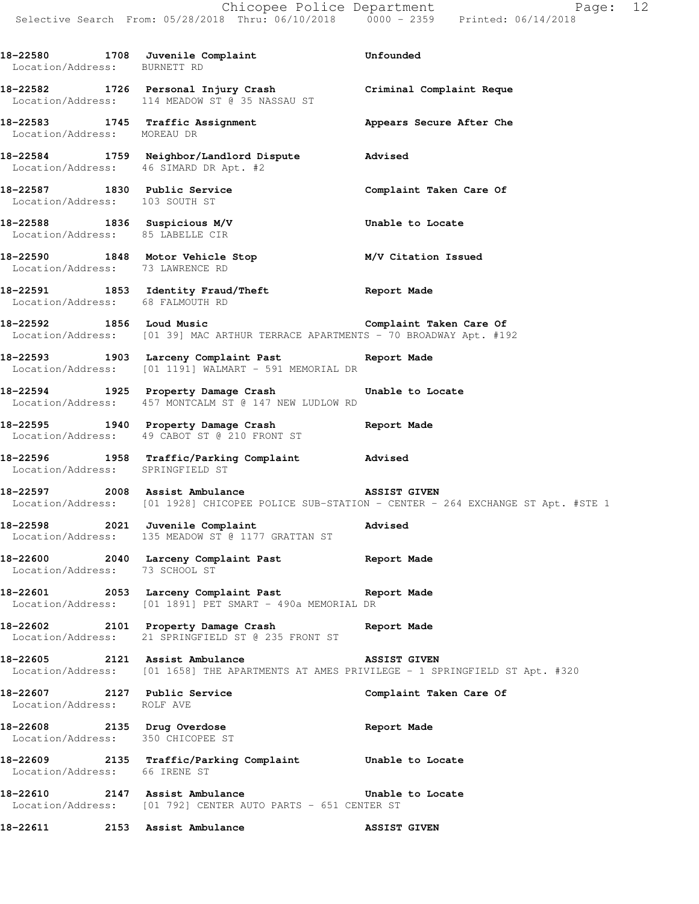**18-22580 1708 Juvenile Complaint** **Unfounded**
Location/Address: BURNETT RD

**18-22582 1726 Personal Injury Crash** **Criminal Complaint Reque**
Location/Address: 114 MEADOW ST @ 35 NASSAU ST

**18-22583 1745 Traffic Assignment** **Appears Secure After Che**
Location/Address: MOREAU DR

**18-22584 1759 Neighbor/Landlord Dispute** **Advised**
Location/Address: 46 SIMARD DR Apt. #2

**18-22587 1830 Public Service** **Complaint Taken Care Of**
Location/Address: 103 SOUTH ST

**18-22588 1836 Suspicious M/V** **Unable to Locate**
Location/Address: 85 LABELLE CIR

**18-22590 1848 Motor Vehicle Stop** **M/V Citation Issued**
Location/Address: 73 LAWRENCE RD

**18-22591 1853 Identity Fraud/Theft** **Report Made**
Location/Address: 68 FALMOUTH RD

**18-22592 1856 Loud Music** **Complaint Taken Care Of**
Location/Address: [01 39] MAC ARTHUR TERRACE APARTMENTS - 70 BROADWAY Apt. #192

**18-22593 1903 Larceny Complaint Past** **Report Made**
Location/Address: [01 1191] WALMART - 591 MEMORIAL DR

**18-22594 1925 Property Damage Crash** **Unable to Locate**
Location/Address: 457 MONTCALM ST @ 147 NEW LUDLOW RD

**18-22595 1940 Property Damage Crash** **Report Made**
Location/Address: 49 CABOT ST @ 210 FRONT ST

**18-22596 1958 Traffic/Parking Complaint** **Advised**
Location/Address: SPRINGFIELD ST

**18-22597 2008 Assist Ambulance** **ASSIST GIVEN**
Location/Address: [01 1928] CHICOPEE POLICE SUB-STATION - CENTER - 264 EXCHANGE ST Apt. #STE 1

**18-22598 2021 Juvenile Complaint** **Advised**
Location/Address: 135 MEADOW ST @ 1177 GRATTAN ST

**18-22600 2040 Larceny Complaint Past** **Report Made**
Location/Address: 73 SCHOOL ST

**18-22601 2053 Larceny Complaint Past** **Report Made**
Location/Address: [01 1891] PET SMART - 490a MEMORIAL DR

**18-22602 2101 Property Damage Crash** **Report Made**
Location/Address: 21 SPRINGFIELD ST @ 235 FRONT ST

**18-22605 2121 Assist Ambulance** **ASSIST GIVEN**
Location/Address: [01 1658] THE APARTMENTS AT AMES PRIVILEGE - 1 SPRINGFIELD ST Apt. #320

**18-22607 2127 Public Service** **Complaint Taken Care Of**
Location/Address: ROLF AVE

**18-22608 2135 Drug Overdose** **Report Made**
Location/Address: 350 CHICOPEE ST

**18-22609 2135 Traffic/Parking Complaint** **Unable to Locate**
Location/Address: 66 IRENE ST

**18-22610 2147 Assist Ambulance** **Unable to Locate**
Location/Address: [01 792] CENTER AUTO PARTS - 651 CENTER ST

**18-22611 2153 Assist Ambulance** **ASSIST GIVEN**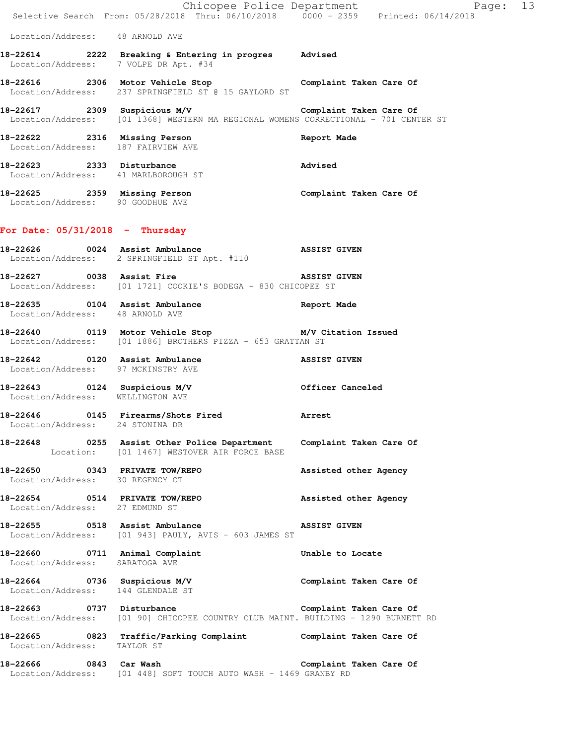Location/Address: 48 ARNOLD AVE

**18-22614 2222 Breaking & Entering in progres** Advised
Location/Address: 7 VOLPE DR Apt. #34

**18-22616 2306 Motor Vehicle Stop** Complaint Taken Care Of
Location/Address: 237 SPRINGFIELD ST @ 15 GAYLORD ST

**18-22617 2309 Suspicious M/V** Complaint Taken Care Of
Location/Address: [01 1368] WESTERN MA REGIONAL WOMENS CORRECTIONAL - 701 CENTER ST

**18-22622 2316 Missing Person** Report Made
Location/Address: 187 FAIRVIEW AVE

**18-22623 2333 Disturbance** Advised
Location/Address: 41 MARLBOROUGH ST

**18-22625 2359 Missing Person** Complaint Taken Care Of
Location/Address: 90 GOODHUE AVE

## For Date: 05/31/2018 - Thursday

**18-22626 0024 Assist Ambulance** ASSIST GIVEN
Location/Address: 2 SPRINGFIELD ST Apt. #110

**18-22627 0038 Assist Fire** ASSIST GIVEN
Location/Address: [01 1721] COOKIE'S BODEGA - 830 CHICOPEE ST

**18-22635 0104 Assist Ambulance** Report Made
Location/Address: 48 ARNOLD AVE

**18-22640 0119 Motor Vehicle Stop** M/V Citation Issued
Location/Address: [01 1886] BROTHERS PIZZA - 653 GRATTAN ST

**18-22642 0120 Assist Ambulance** ASSIST GIVEN
Location/Address: 97 MCKINSTRY AVE

**18-22643 0124 Suspicious M/V** Officer Canceled
Location/Address: WELLINGTON AVE

**18-22646 0145 Firearms/Shots Fired** Arrest
Location/Address: 24 STONINA DR

**18-22648 0255 Assist Other Police Department** Complaint Taken Care Of
Location: [01 1467] WESTOVER AIR FORCE BASE

**18-22650 0343 PRIVATE TOW/REPO** Assisted other Agency
Location/Address: 30 REGENCY CT

**18-22654 0514 PRIVATE TOW/REPO** Assisted other Agency
Location/Address: 27 EDMUND ST

**18-22655 0518 Assist Ambulance** ASSIST GIVEN
Location/Address: [01 943] PAULY, AVIS - 603 JAMES ST

**18-22660 0711 Animal Complaint** Unable to Locate
Location/Address: SARATOGA AVE

**18-22664 0736 Suspicious M/V** Complaint Taken Care Of
Location/Address: 144 GLENDALE ST

**18-22663 0737 Disturbance** Complaint Taken Care Of
Location/Address: [01 90] CHICOPEE COUNTRY CLUB MAINT. BUILDING - 1290 BURNETT RD

**18-22665 0823 Traffic/Parking Complaint** Complaint Taken Care Of
Location/Address: TAYLOR ST

**18-22666 0843 Car Wash** Complaint Taken Care Of
Location/Address: [01 448] SOFT TOUCH AUTO WASH - 1469 GRANBY RD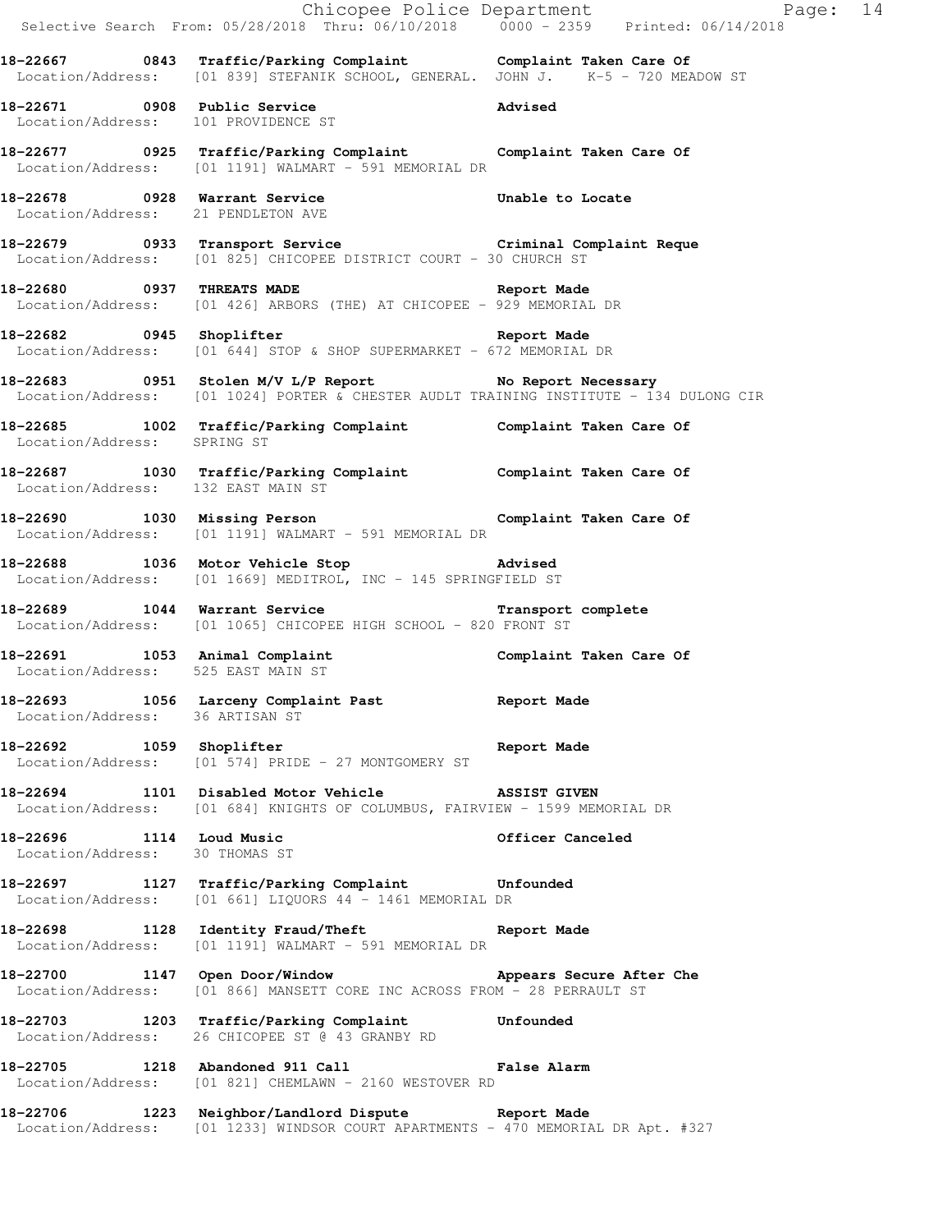**18-22667 0843 Traffic/Parking Complaint Complaint Taken Care Of**
Location/Address: [01 839] STEFANIK SCHOOL, GENERAL. JOHN J. K-5 - 720 MEADOW ST

**18-22671 0908 Public Service Advised**
Location/Address: 101 PROVIDENCE ST

**18-22677 0925 Traffic/Parking Complaint Complaint Taken Care Of**
Location/Address: [01 1191] WALMART - 591 MEMORIAL DR

**18-22678 0928 Warrant Service Unable to Locate**
Location/Address: 21 PENDLETON AVE

**18-22679 0933 Transport Service Criminal Complaint Reque**
Location/Address: [01 825] CHICOPEE DISTRICT COURT - 30 CHURCH ST

**18-22680 0937 THREATS MADE Report Made**
Location/Address: [01 426] ARBORS (THE) AT CHICOPEE - 929 MEMORIAL DR

**18-22682 0945 Shoplifter Report Made**
Location/Address: [01 644] STOP & SHOP SUPERMARKET - 672 MEMORIAL DR

**18-22683 0951 Stolen M/V L/P Report No Report Necessary**
Location/Address: [01 1024] PORTER & CHESTER AUDLT TRAINING INSTITUTE - 134 DULONG CIR

**18-22685 1002 Traffic/Parking Complaint Complaint Taken Care Of**
Location/Address: SPRING ST

**18-22687 1030 Traffic/Parking Complaint Complaint Taken Care Of**
Location/Address: 132 EAST MAIN ST

**18-22690 1030 Missing Person Complaint Taken Care Of**
Location/Address: [01 1191] WALMART - 591 MEMORIAL DR

**18-22688 1036 Motor Vehicle Stop Advised**
Location/Address: [01 1669] MEDITROL, INC - 145 SPRINGFIELD ST

**18-22689 1044 Warrant Service Transport complete**
Location/Address: [01 1065] CHICOPEE HIGH SCHOOL - 820 FRONT ST

**18-22691 1053 Animal Complaint Complaint Taken Care Of**
Location/Address: 525 EAST MAIN ST

**18-22693 1056 Larceny Complaint Past Report Made**
Location/Address: 36 ARTISAN ST

**18-22692 1059 Shoplifter Report Made**
Location/Address: [01 574] PRIDE - 27 MONTGOMERY ST

**18-22694 1101 Disabled Motor Vehicle ASSIST GIVEN**
Location/Address: [01 684] KNIGHTS OF COLUMBUS, FAIRVIEW - 1599 MEMORIAL DR

**18-22696 1114 Loud Music Officer Canceled**
Location/Address: 30 THOMAS ST

**18-22697 1127 Traffic/Parking Complaint Unfounded**
Location/Address: [01 661] LIQUORS 44 - 1461 MEMORIAL DR

**18-22698 1128 Identity Fraud/Theft Report Made**
Location/Address: [01 1191] WALMART - 591 MEMORIAL DR

**18-22700 1147 Open Door/Window Appears Secure After Che**
Location/Address: [01 866] MANSETT CORE INC ACROSS FROM - 28 PERRAULT ST

**18-22703 1203 Traffic/Parking Complaint Unfounded**
Location/Address: 26 CHICOPEE ST @ 43 GRANBY RD

**18-22705 1218 Abandoned 911 Call False Alarm**
Location/Address: [01 821] CHEMLAWN - 2160 WESTOVER RD

**18-22706 1223 Neighbor/Landlord Dispute Report Made**
Location/Address: [01 1233] WINDSOR COURT APARTMENTS - 470 MEMORIAL DR Apt. #327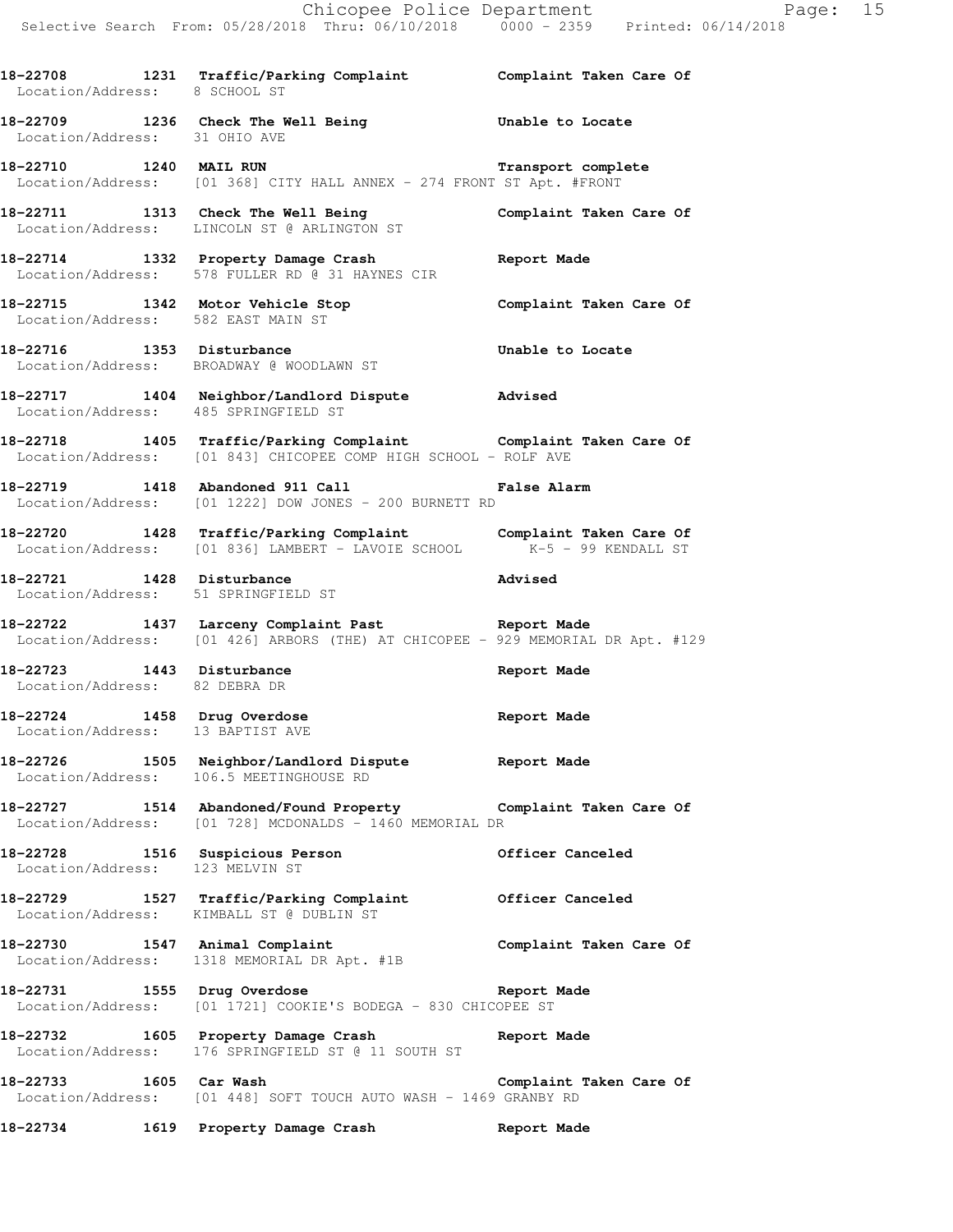18-22708 1231 Traffic/Parking Complaint Complaint Taken Care Of
Location/Address: 8 SCHOOL ST

18-22709 1236 Check The Well Being Unable to Locate
Location/Address: 31 OHIO AVE

18-22710 1240 MAIL RUN Transport complete
Location/Address: [01 368] CITY HALL ANNEX - 274 FRONT ST Apt. #FRONT

18-22711 1313 Check The Well Being Complaint Taken Care Of
Location/Address: LINCOLN ST @ ARLINGTON ST

18-22714 1332 Property Damage Crash Report Made
Location/Address: 578 FULLER RD @ 31 HAYNES CIR

18-22715 1342 Motor Vehicle Stop Complaint Taken Care Of
Location/Address: 582 EAST MAIN ST

18-22716 1353 Disturbance Unable to Locate
Location/Address: BROADWAY @ WOODLAWN ST

18-22717 1404 Neighbor/Landlord Dispute Advised
Location/Address: 485 SPRINGFIELD ST

18-22718 1405 Traffic/Parking Complaint Complaint Taken Care Of
Location/Address: [01 843] CHICOPEE COMP HIGH SCHOOL - ROLF AVE

18-22719 1418 Abandoned 911 Call False Alarm
Location/Address: [01 1222] DOW JONES - 200 BURNETT RD

18-22720 1428 Traffic/Parking Complaint Complaint Taken Care Of
Location/Address: [01 836] LAMBERT - LAVOIE SCHOOL K-5 - 99 KENDALL ST

18-22721 1428 Disturbance Advised
Location/Address: 51 SPRINGFIELD ST

18-22722 1437 Larceny Complaint Past Report Made
Location/Address: [01 426] ARBORS (THE) AT CHICOPEE - 929 MEMORIAL DR Apt. #129

18-22723 1443 Disturbance Report Made
Location/Address: 82 DEBRA DR

18-22724 1458 Drug Overdose Report Made
Location/Address: 13 BAPTIST AVE

18-22726 1505 Neighbor/Landlord Dispute Report Made
Location/Address: 106.5 MEETINGHOUSE RD

18-22727 1514 Abandoned/Found Property Complaint Taken Care Of
Location/Address: [01 728] MCDONALDS - 1460 MEMORIAL DR

18-22728 1516 Suspicious Person Officer Canceled
Location/Address: 123 MELVIN ST

18-22729 1527 Traffic/Parking Complaint Officer Canceled
Location/Address: KIMBALL ST @ DUBLIN ST

18-22730 1547 Animal Complaint Complaint Taken Care Of
Location/Address: 1318 MEMORIAL DR Apt. #1B

18-22731 1555 Drug Overdose Report Made
Location/Address: [01 1721] COOKIE'S BODEGA - 830 CHICOPEE ST

18-22732 1605 Property Damage Crash Report Made
Location/Address: 176 SPRINGFIELD ST @ 11 SOUTH ST

18-22733 1605 Car Wash Complaint Taken Care Of
Location/Address: [01 448] SOFT TOUCH AUTO WASH - 1469 GRANBY RD

18-22734 1619 Property Damage Crash Report Made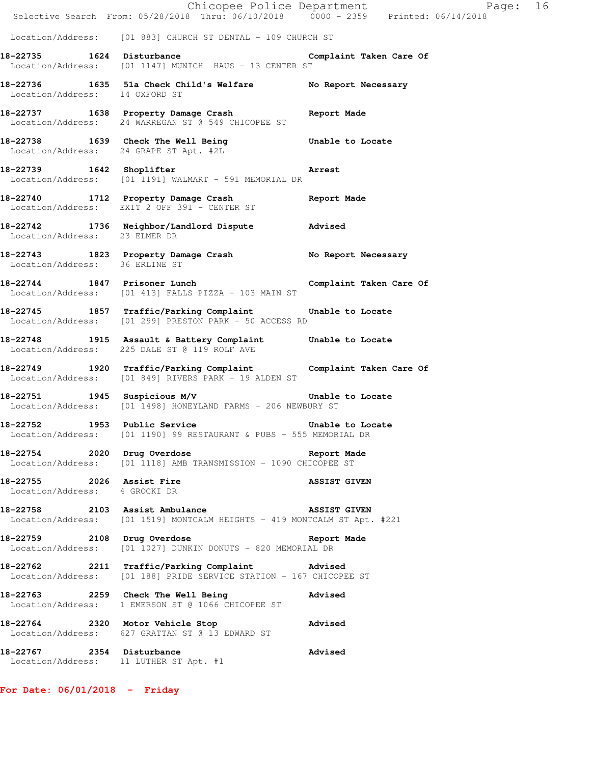Location/Address: [01 883] CHURCH ST DENTAL - 109 CHURCH ST

**18-22735 1624 Disturbance** **Complaint Taken Care Of**
Location/Address: [01 1147] MUNICH HAUS - 13 CENTER ST

**18-22736 1635 51a Check Child's Welfare** **No Report Necessary**
Location/Address: 14 OXFORD ST

**18-22737 1638 Property Damage Crash** **Report Made**
Location/Address: 24 WARREGAN ST @ 549 CHICOPEE ST

**18-22738 1639 Check The Well Being** **Unable to Locate**
Location/Address: 24 GRAPE ST Apt. #2L

**18-22739 1642 Shoplifter** **Arrest**
Location/Address: [01 1191] WALMART - 591 MEMORIAL DR

**18-22740 1712 Property Damage Crash** **Report Made**
Location/Address: EXIT 2 OFF 391 - CENTER ST

**18-22742 1736 Neighbor/Landlord Dispute** **Advised**
Location/Address: 23 ELMER DR

**18-22743 1823 Property Damage Crash** **No Report Necessary**
Location/Address: 36 ERLINE ST

**18-22744 1847 Prisoner Lunch** **Complaint Taken Care Of**
Location/Address: [01 413] FALLS PIZZA - 103 MAIN ST

**18-22745 1857 Traffic/Parking Complaint** **Unable to Locate**
Location/Address: [01 299] PRESTON PARK - 50 ACCESS RD

**18-22748 1915 Assault & Battery Complaint** **Unable to Locate**
Location/Address: 225 DALE ST @ 119 ROLF AVE

**18-22749 1920 Traffic/Parking Complaint** **Complaint Taken Care Of**
Location/Address: [01 849] RIVERS PARK - 19 ALDEN ST

**18-22751 1945 Suspicious M/V** **Unable to Locate**
Location/Address: [01 1498] HONEYLAND FARMS - 206 NEWBURY ST

**18-22752 1953 Public Service** **Unable to Locate**
Location/Address: [01 1190] 99 RESTAURANT & PUBS - 555 MEMORIAL DR

**18-22754 2020 Drug Overdose** **Report Made**
Location/Address: [01 1118] AMB TRANSMISSION - 1090 CHICOPEE ST

**18-22755 2026 Assist Fire** **ASSIST GIVEN**
Location/Address: 4 GROCKI DR

**18-22758 2103 Assist Ambulance** **ASSIST GIVEN**
Location/Address: [01 1519] MONTCALM HEIGHTS - 419 MONTCALM ST Apt. #221

**18-22759 2108 Drug Overdose** **Report Made**
Location/Address: [01 1027] DUNKIN DONUTS - 820 MEMORIAL DR

**18-22762 2211 Traffic/Parking Complaint** **Advised**
Location/Address: [01 188] PRIDE SERVICE STATION - 167 CHICOPEE ST

**18-22763 2259 Check The Well Being** **Advised**
Location/Address: 1 EMERSON ST @ 1066 CHICOPEE ST

**18-22764 2320 Motor Vehicle Stop** **Advised**
Location/Address: 627 GRATTAN ST @ 13 EDWARD ST

**18-22767 2354 Disturbance** **Advised**
Location/Address: 11 LUTHER ST Apt. #1

**For Date: 06/01/2018 - Friday**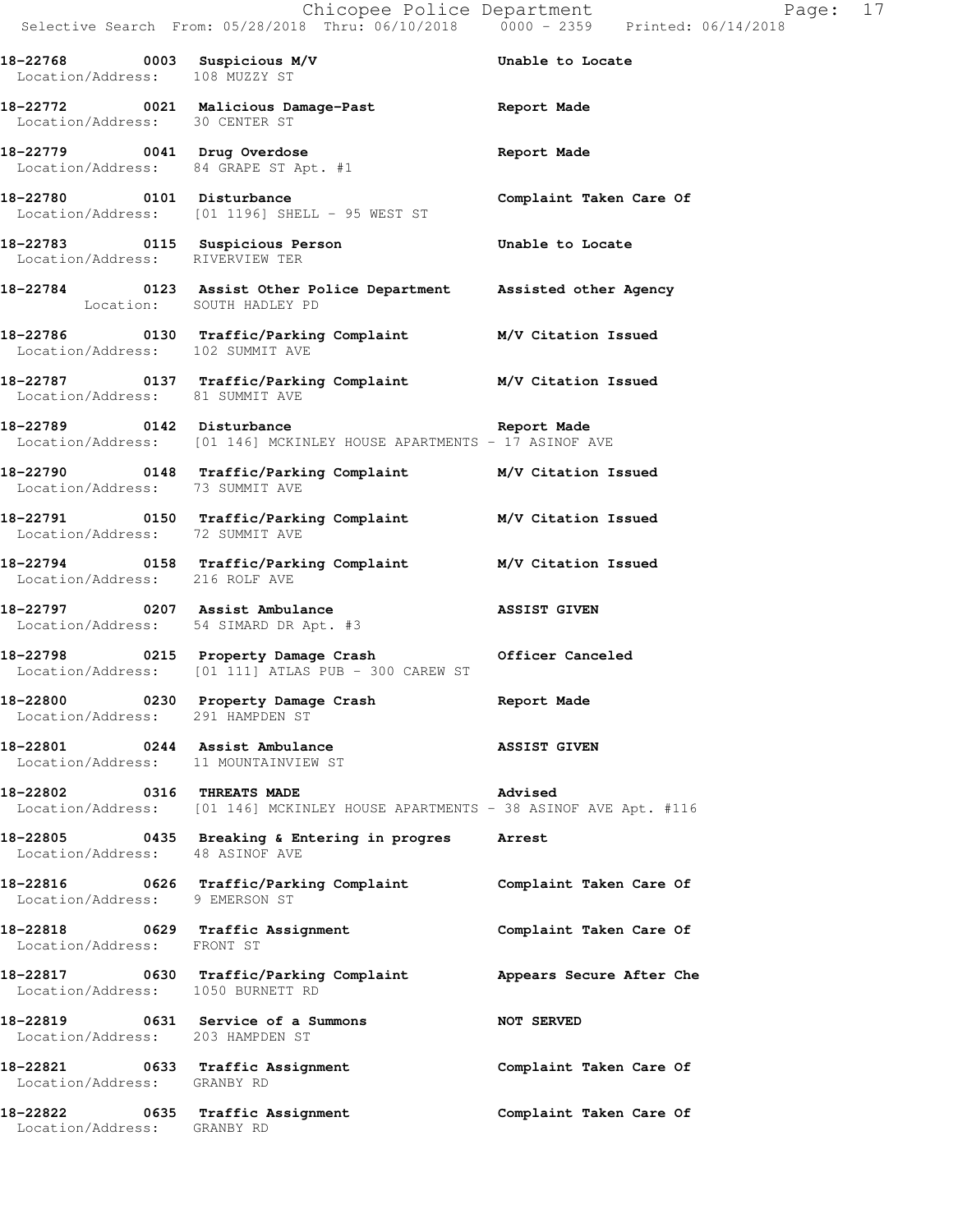18-22768 0003 Suspicious M/V Unable to Locate
Location/Address: 108 MUZZY ST

18-22772 0021 Malicious Damage-Past Report Made
Location/Address: 30 CENTER ST

18-22779 0041 Drug Overdose Report Made
Location/Address: 84 GRAPE ST Apt. #1

18-22780 0101 Disturbance Complaint Taken Care Of
Location/Address: [01 1196] SHELL - 95 WEST ST

18-22783 0115 Suspicious Person Unable to Locate
Location/Address: RIVERVIEW TER

18-22784 0123 Assist Other Police Department Assisted other Agency
Location: SOUTH HADLEY PD

18-22786 0130 Traffic/Parking Complaint M/V Citation Issued
Location/Address: 102 SUMMIT AVE

18-22787 0137 Traffic/Parking Complaint M/V Citation Issued
Location/Address: 81 SUMMIT AVE

18-22789 0142 Disturbance Report Made
Location/Address: [01 146] MCKINLEY HOUSE APARTMENTS - 17 ASINOF AVE

18-22790 0148 Traffic/Parking Complaint M/V Citation Issued
Location/Address: 73 SUMMIT AVE

18-22791 0150 Traffic/Parking Complaint M/V Citation Issued
Location/Address: 72 SUMMIT AVE

18-22794 0158 Traffic/Parking Complaint M/V Citation Issued
Location/Address: 216 ROLF AVE

18-22797 0207 Assist Ambulance ASSIST GIVEN
Location/Address: 54 SIMARD DR Apt. #3

18-22798 0215 Property Damage Crash Officer Canceled
Location/Address: [01 111] ATLAS PUB - 300 CAREW ST

18-22800 0230 Property Damage Crash Report Made
Location/Address: 291 HAMPDEN ST

18-22801 0244 Assist Ambulance ASSIST GIVEN
Location/Address: 11 MOUNTAINVIEW ST

18-22802 0316 THREATS MADE Advised
Location/Address: [01 146] MCKINLEY HOUSE APARTMENTS - 38 ASINOF AVE Apt. #116

18-22805 0435 Breaking & Entering in progres Arrest
Location/Address: 48 ASINOF AVE

18-22816 0626 Traffic/Parking Complaint Complaint Taken Care Of
Location/Address: 9 EMERSON ST

18-22818 0629 Traffic Assignment Complaint Taken Care Of
Location/Address: FRONT ST

18-22817 0630 Traffic/Parking Complaint Appears Secure After Che
Location/Address: 1050 BURNETT RD

18-22819 0631 Service of a Summons NOT SERVED
Location/Address: 203 HAMPDEN ST

18-22821 0633 Traffic Assignment Complaint Taken Care Of
Location/Address: GRANBY RD

18-22822 0635 Traffic Assignment Complaint Taken Care Of
Location/Address: GRANBY RD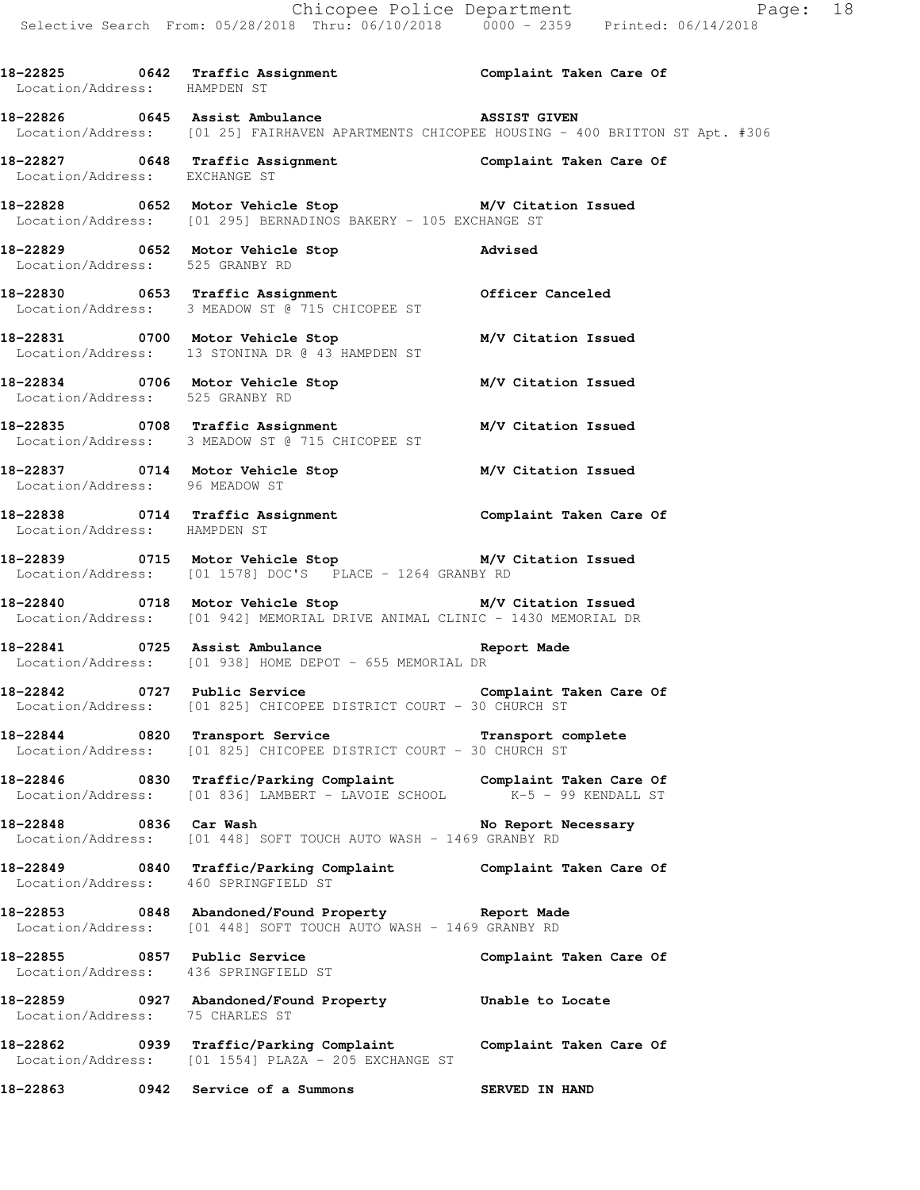**18-22825 0642 Traffic Assignment Complaint Taken Care Of**
Location/Address: HAMPDEN ST

**18-22826 0645 Assist Ambulance ASSIST GIVEN**
Location/Address: [01 25] FAIRHAVEN APARTMENTS CHICOPEE HOUSING - 400 BRITTON ST Apt. #306

**18-22827 0648 Traffic Assignment Complaint Taken Care Of**
Location/Address: EXCHANGE ST

**18-22828 0652 Motor Vehicle Stop M/V Citation Issued**
Location/Address: [01 295] BERNADINOS BAKERY - 105 EXCHANGE ST

**18-22829 0652 Motor Vehicle Stop Advised**
Location/Address: 525 GRANBY RD

**18-22830 0653 Traffic Assignment Officer Canceled**
Location/Address: 3 MEADOW ST @ 715 CHICOPEE ST

**18-22831 0700 Motor Vehicle Stop M/V Citation Issued**
Location/Address: 13 STONINA DR @ 43 HAMPDEN ST

**18-22834 0706 Motor Vehicle Stop M/V Citation Issued**
Location/Address: 525 GRANBY RD

**18-22835 0708 Traffic Assignment M/V Citation Issued**
Location/Address: 3 MEADOW ST @ 715 CHICOPEE ST

**18-22837 0714 Motor Vehicle Stop M/V Citation Issued**
Location/Address: 96 MEADOW ST

**18-22838 0714 Traffic Assignment Complaint Taken Care Of**
Location/Address: HAMPDEN ST

**18-22839 0715 Motor Vehicle Stop M/V Citation Issued**
Location/Address: [01 1578] DOC'S PLACE - 1264 GRANBY RD

**18-22840 0718 Motor Vehicle Stop M/V Citation Issued**
Location/Address: [01 942] MEMORIAL DRIVE ANIMAL CLINIC - 1430 MEMORIAL DR

**18-22841 0725 Assist Ambulance Report Made**
Location/Address: [01 938] HOME DEPOT - 655 MEMORIAL DR

**18-22842 0727 Public Service Complaint Taken Care Of**
Location/Address: [01 825] CHICOPEE DISTRICT COURT - 30 CHURCH ST

**18-22844 0820 Transport Service Transport complete**
Location/Address: [01 825] CHICOPEE DISTRICT COURT - 30 CHURCH ST

**18-22846 0830 Traffic/Parking Complaint Complaint Taken Care Of**
Location/Address: [01 836] LAMBERT - LAVOIE SCHOOL K-5 - 99 KENDALL ST

**18-22848 0836 Car Wash No Report Necessary**
Location/Address: [01 448] SOFT TOUCH AUTO WASH - 1469 GRANBY RD

**18-22849 0840 Traffic/Parking Complaint Complaint Taken Care Of**
Location/Address: 460 SPRINGFIELD ST

**18-22853 0848 Abandoned/Found Property Report Made**
Location/Address: [01 448] SOFT TOUCH AUTO WASH - 1469 GRANBY RD

**18-22855 0857 Public Service Complaint Taken Care Of**
Location/Address: 436 SPRINGFIELD ST

**18-22859 0927 Abandoned/Found Property Unable to Locate**
Location/Address: 75 CHARLES ST

**18-22862 0939 Traffic/Parking Complaint Complaint Taken Care Of**
Location/Address: [01 1554] PLAZA - 205 EXCHANGE ST

**18-22863 0942 Service of a Summons SERVED IN HAND**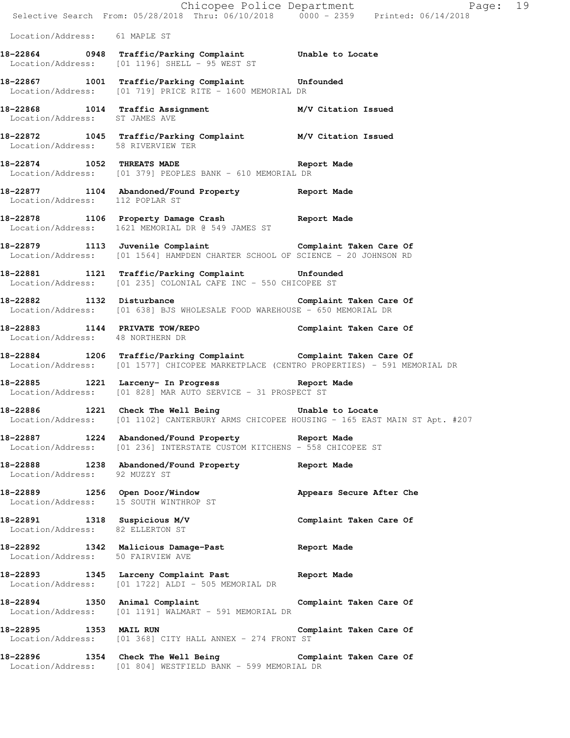Location/Address: 61 MAPLE ST

**18-22864 0948 Traffic/Parking Complaint** Unable to Locate
Location/Address: [01 1196] SHELL - 95 WEST ST

**18-22867 1001 Traffic/Parking Complaint** Unfounded
Location/Address: [01 719] PRICE RITE - 1600 MEMORIAL DR

**18-22868 1014 Traffic Assignment** M/V Citation Issued
Location/Address: ST JAMES AVE

**18-22872 1045 Traffic/Parking Complaint** M/V Citation Issued
Location/Address: 58 RIVERVIEW TER

**18-22874 1052 THREATS MADE** Report Made
Location/Address: [01 379] PEOPLES BANK - 610 MEMORIAL DR

**18-22877 1104 Abandoned/Found Property** Report Made
Location/Address: 112 POPLAR ST

**18-22878 1106 Property Damage Crash** Report Made
Location/Address: 1621 MEMORIAL DR @ 549 JAMES ST

**18-22879 1113 Juvenile Complaint** Complaint Taken Care Of
Location/Address: [01 1564] HAMPDEN CHARTER SCHOOL OF SCIENCE - 20 JOHNSON RD

**18-22881 1121 Traffic/Parking Complaint** Unfounded
Location/Address: [01 235] COLONIAL CAFE INC - 550 CHICOPEE ST

**18-22882 1132 Disturbance** Complaint Taken Care Of
Location/Address: [01 638] BJS WHOLESALE FOOD WAREHOUSE - 650 MEMORIAL DR

**18-22883 1144 PRIVATE TOW/REPO** Complaint Taken Care Of
Location/Address: 48 NORTHERN DR

**18-22884 1206 Traffic/Parking Complaint** Complaint Taken Care Of
Location/Address: [01 1577] CHICOPEE MARKETPLACE (CENTRO PROPERTIES) - 591 MEMORIAL DR

**18-22885 1221 Larceny- In Progress** Report Made
Location/Address: [01 828] MAR AUTO SERVICE - 31 PROSPECT ST

**18-22886 1221 Check The Well Being** Unable to Locate
Location/Address: [01 1102] CANTERBURY ARMS CHICOPEE HOUSING - 165 EAST MAIN ST Apt. #207

**18-22887 1224 Abandoned/Found Property** Report Made
Location/Address: [01 236] INTERSTATE CUSTOM KITCHENS - 558 CHICOPEE ST

**18-22888 1238 Abandoned/Found Property** Report Made
Location/Address: 92 MUZZY ST

**18-22889 1256 Open Door/Window** Appears Secure After Che
Location/Address: 15 SOUTH WINTHROP ST

**18-22891 1318 Suspicious M/V** Complaint Taken Care Of
Location/Address: 82 ELLERTON ST

**18-22892 1342 Malicious Damage-Past** Report Made
Location/Address: 50 FAIRVIEW AVE

**18-22893 1345 Larceny Complaint Past** Report Made
Location/Address: [01 1722] ALDI - 505 MEMORIAL DR

**18-22894 1350 Animal Complaint** Complaint Taken Care Of
Location/Address: [01 1191] WALMART - 591 MEMORIAL DR

**18-22895 1353 MAIL RUN** Complaint Taken Care Of
Location/Address: [01 368] CITY HALL ANNEX - 274 FRONT ST

**18-22896 1354 Check The Well Being** Complaint Taken Care Of
Location/Address: [01 804] WESTFIELD BANK - 599 MEMORIAL DR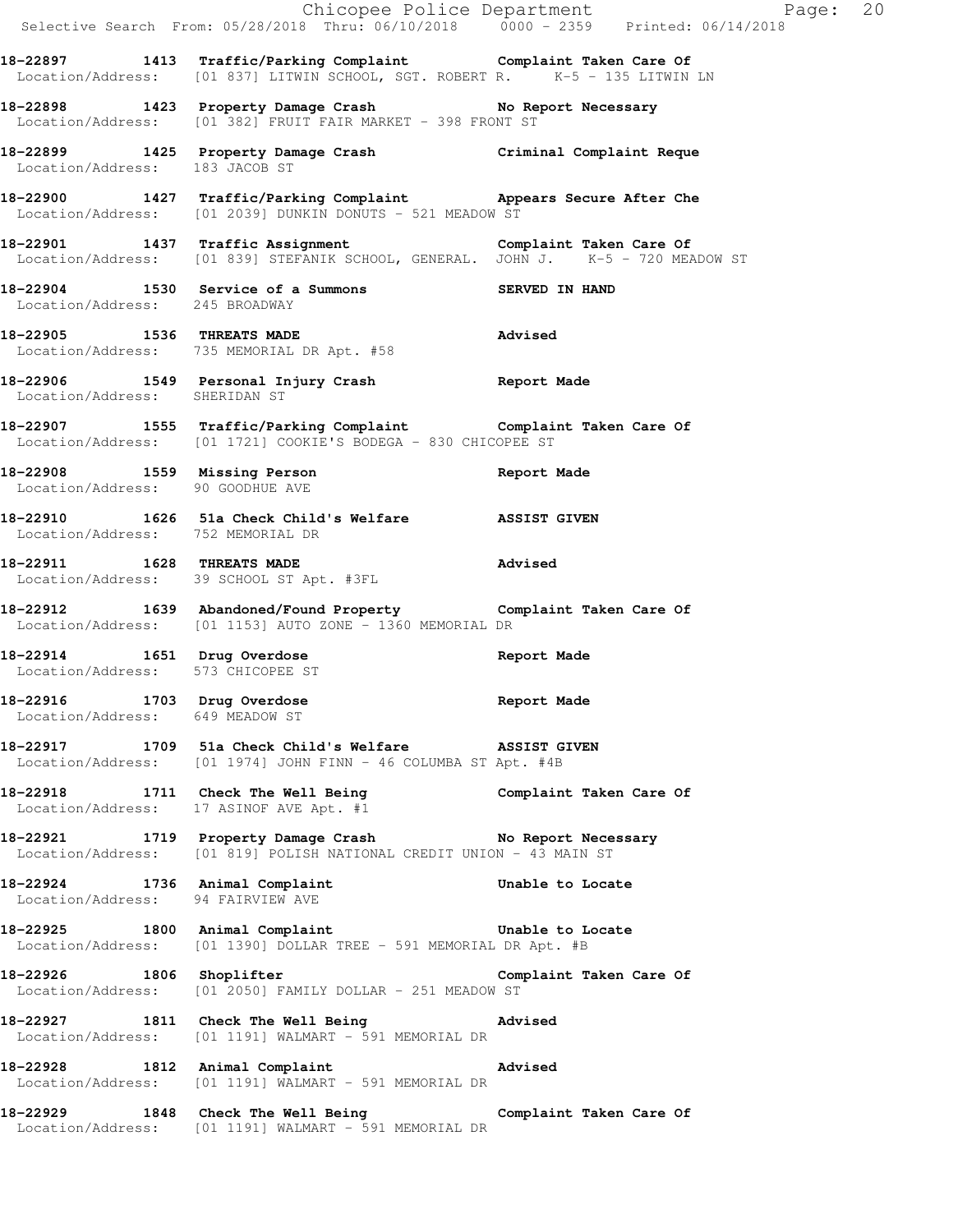18-22897 1413 Traffic/Parking Complaint Complaint Taken Care Of
Location/Address: [01 837] LITWIN SCHOOL, SGT. ROBERT R. K-5 - 135 LITWIN LN

18-22898 1423 Property Damage Crash No Report Necessary
Location/Address: [01 382] FRUIT FAIR MARKET - 398 FRONT ST

18-22899 1425 Property Damage Crash Criminal Complaint Reque
Location/Address: 183 JACOB ST

18-22900 1427 Traffic/Parking Complaint Appears Secure After Che
Location/Address: [01 2039] DUNKIN DONUTS - 521 MEADOW ST

18-22901 1437 Traffic Assignment Complaint Taken Care Of
Location/Address: [01 839] STEFANIK SCHOOL, GENERAL. JOHN J. K-5 - 720 MEADOW ST

18-22904 1530 Service of a Summons SERVED IN HAND
Location/Address: 245 BROADWAY

18-22905 1536 THREATS MADE Advised
Location/Address: 735 MEMORIAL DR Apt. #58

18-22906 1549 Personal Injury Crash Report Made
Location/Address: SHERIDAN ST

18-22907 1555 Traffic/Parking Complaint Complaint Taken Care Of
Location/Address: [01 1721] COOKIE'S BODEGA - 830 CHICOPEE ST

18-22908 1559 Missing Person Report Made
Location/Address: 90 GOODHUE AVE

18-22910 1626 51a Check Child's Welfare ASSIST GIVEN
Location/Address: 752 MEMORIAL DR

18-22911 1628 THREATS MADE Advised
Location/Address: 39 SCHOOL ST Apt. #3FL

18-22912 1639 Abandoned/Found Property Complaint Taken Care Of
Location/Address: [01 1153] AUTO ZONE - 1360 MEMORIAL DR

18-22914 1651 Drug Overdose Report Made
Location/Address: 573 CHICOPEE ST

18-22916 1703 Drug Overdose Report Made
Location/Address: 649 MEADOW ST

18-22917 1709 51a Check Child's Welfare ASSIST GIVEN
Location/Address: [01 1974] JOHN FINN - 46 COLUMBA ST Apt. #4B

18-22918 1711 Check The Well Being Complaint Taken Care Of
Location/Address: 17 ASINOF AVE Apt. #1

18-22921 1719 Property Damage Crash No Report Necessary
Location/Address: [01 819] POLISH NATIONAL CREDIT UNION - 43 MAIN ST

18-22924 1736 Animal Complaint Unable to Locate
Location/Address: 94 FAIRVIEW AVE

18-22925 1800 Animal Complaint Unable to Locate
Location/Address: [01 1390] DOLLAR TREE - 591 MEMORIAL DR Apt. #B

18-22926 1806 Shoplifter Complaint Taken Care Of
Location/Address: [01 2050] FAMILY DOLLAR - 251 MEADOW ST

18-22927 1811 Check The Well Being Advised
Location/Address: [01 1191] WALMART - 591 MEMORIAL DR

18-22928 1812 Animal Complaint Advised
Location/Address: [01 1191] WALMART - 591 MEMORIAL DR

18-22929 1848 Check The Well Being Complaint Taken Care Of
Location/Address: [01 1191] WALMART - 591 MEMORIAL DR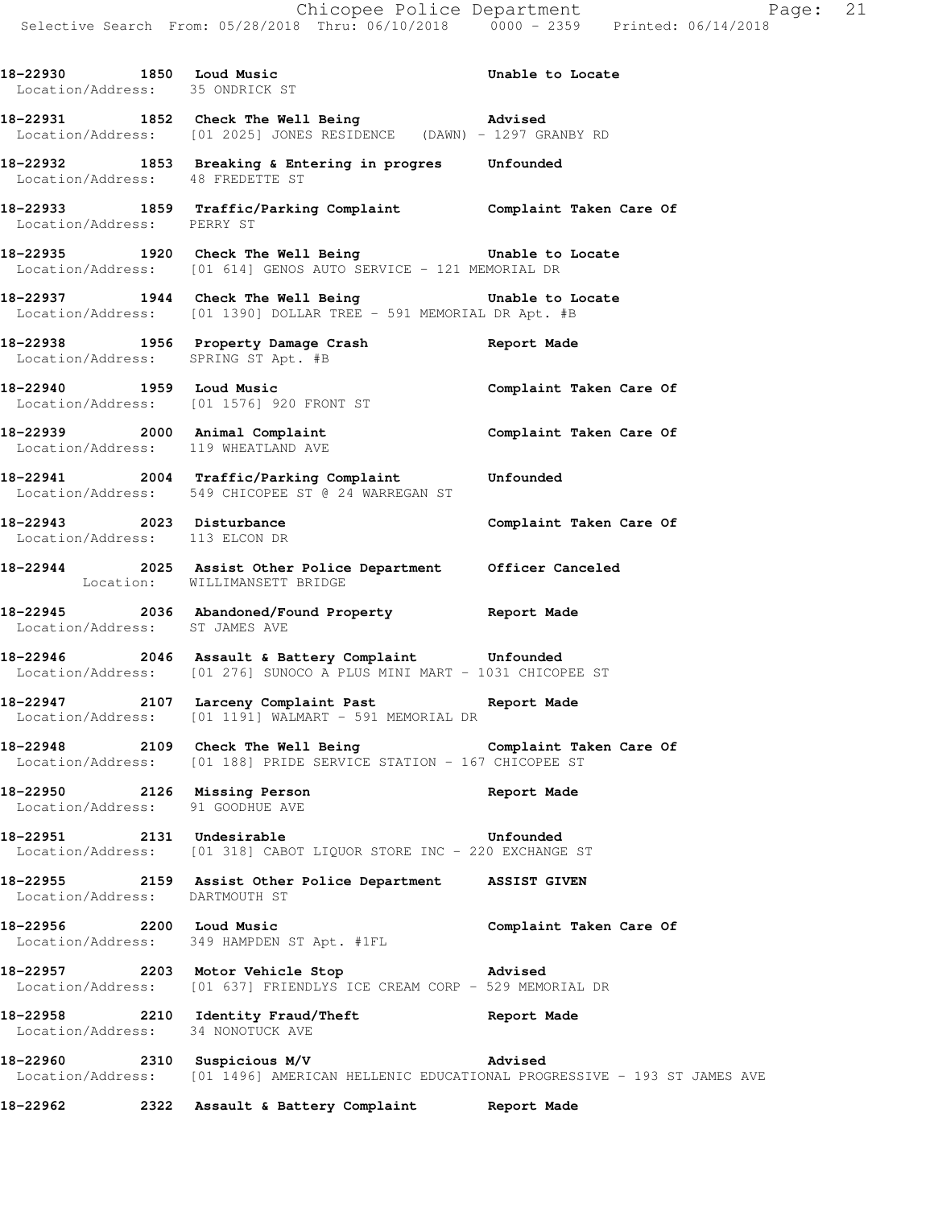18-22930 1850 Loud Music Unable to Locate
Location/Address: 35 ONDRICK ST

18-22931 1852 Check The Well Being Advised
Location/Address: [01 2025] JONES RESIDENCE (DAWN) - 1297 GRANBY RD

18-22932 1853 Breaking & Entering in progres Unfounded
Location/Address: 48 FREDETTE ST

18-22933 1859 Traffic/Parking Complaint Complaint Taken Care Of
Location/Address: PERRY ST

18-22935 1920 Check The Well Being Unable to Locate
Location/Address: [01 614] GENOS AUTO SERVICE - 121 MEMORIAL DR

18-22937 1944 Check The Well Being Unable to Locate
Location/Address: [01 1390] DOLLAR TREE - 591 MEMORIAL DR Apt. #B

18-22938 1956 Property Damage Crash Report Made
Location/Address: SPRING ST Apt. #B

18-22940 1959 Loud Music Complaint Taken Care Of
Location/Address: [01 1576] 920 FRONT ST

18-22939 2000 Animal Complaint Complaint Taken Care Of
Location/Address: 119 WHEATLAND AVE

18-22941 2004 Traffic/Parking Complaint Unfounded
Location/Address: 549 CHICOPEE ST @ 24 WARREGAN ST

18-22943 2023 Disturbance Complaint Taken Care Of
Location/Address: 113 ELCON DR

18-22944 2025 Assist Other Police Department Officer Canceled
Location: WILLIMANSETT BRIDGE

18-22945 2036 Abandoned/Found Property Report Made
Location/Address: ST JAMES AVE

18-22946 2046 Assault & Battery Complaint Unfounded
Location/Address: [01 276] SUNOCO A PLUS MINI MART - 1031 CHICOPEE ST

18-22947 2107 Larceny Complaint Past Report Made
Location/Address: [01 1191] WALMART - 591 MEMORIAL DR

18-22948 2109 Check The Well Being Complaint Taken Care Of
Location/Address: [01 188] PRIDE SERVICE STATION - 167 CHICOPEE ST

18-22950 2126 Missing Person Report Made
Location/Address: 91 GOODHUE AVE

18-22951 2131 Undesirable Unfounded
Location/Address: [01 318] CABOT LIQUOR STORE INC - 220 EXCHANGE ST

18-22955 2159 Assist Other Police Department ASSIST GIVEN
Location/Address: DARTMOUTH ST

18-22956 2200 Loud Music Complaint Taken Care Of
Location/Address: 349 HAMPDEN ST Apt. #1FL

18-22957 2203 Motor Vehicle Stop Advised
Location/Address: [01 637] FRIENDLYS ICE CREAM CORP - 529 MEMORIAL DR

18-22958 2210 Identity Fraud/Theft Report Made
Location/Address: 34 NONOTUCK AVE

18-22960 2310 Suspicious M/V Advised
Location/Address: [01 1496] AMERICAN HELLENIC EDUCATIONAL PROGRESSIVE - 193 ST JAMES AVE

18-22962 2322 Assault & Battery Complaint Report Made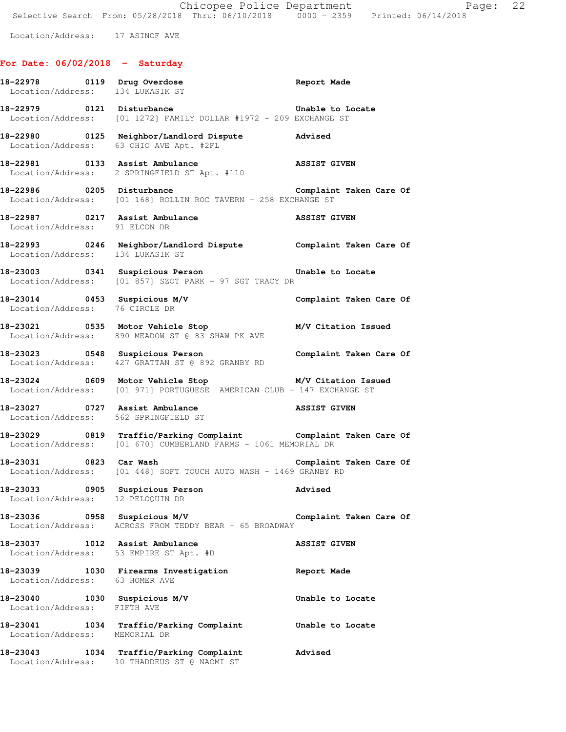Location/Address: 17 ASINOF AVE

## For Date: 06/02/2018 - Saturday

**18-22978 0119 Drug Overdose** Report Made
Location/Address: 134 LUKASIK ST

**18-22979 0121 Disturbance** Unable to Locate
Location/Address: [01 1272] FAMILY DOLLAR #1972 - 209 EXCHANGE ST

**18-22980 0125 Neighbor/Landlord Dispute** Advised
Location/Address: 63 OHIO AVE Apt. #2FL

**18-22981 0133 Assist Ambulance** ASSIST GIVEN
Location/Address: 2 SPRINGFIELD ST Apt. #110

**18-22986 0205 Disturbance** Complaint Taken Care Of
Location/Address: [01 168] ROLLIN ROC TAVERN - 258 EXCHANGE ST

**18-22987 0217 Assist Ambulance** ASSIST GIVEN
Location/Address: 91 ELCON DR

**18-22993 0246 Neighbor/Landlord Dispute** Complaint Taken Care Of
Location/Address: 134 LUKASIK ST

**18-23003 0341 Suspicious Person** Unable to Locate
Location/Address: [01 857] SZOT PARK - 97 SGT TRACY DR

**18-23014 0453 Suspicious M/V** Complaint Taken Care Of
Location/Address: 76 CIRCLE DR

**18-23021 0535 Motor Vehicle Stop** M/V Citation Issued
Location/Address: 890 MEADOW ST @ 83 SHAW PK AVE

**18-23023 0548 Suspicious Person** Complaint Taken Care Of
Location/Address: 427 GRATTAN ST @ 892 GRANBY RD

**18-23024 0609 Motor Vehicle Stop** M/V Citation Issued
Location/Address: [01 971] PORTUGUESE AMERICAN CLUB - 147 EXCHANGE ST

**18-23027 0727 Assist Ambulance** ASSIST GIVEN
Location/Address: 562 SPRINGFIELD ST

**18-23029 0819 Traffic/Parking Complaint** Complaint Taken Care Of
Location/Address: [01 670] CUMBERLAND FARMS - 1061 MEMORIAL DR

**18-23031 0823 Car Wash** Complaint Taken Care Of
Location/Address: [01 448] SOFT TOUCH AUTO WASH - 1469 GRANBY RD

**18-23033 0905 Suspicious Person** Advised
Location/Address: 12 PELOQUIN DR

**18-23036 0958 Suspicious M/V** Complaint Taken Care Of
Location/Address: ACROSS FROM TEDDY BEAR - 65 BROADWAY

**18-23037 1012 Assist Ambulance** ASSIST GIVEN
Location/Address: 53 EMPIRE ST Apt. #D

**18-23039 1030 Firearms Investigation** Report Made
Location/Address: 63 HOMER AVE

**18-23040 1030 Suspicious M/V** Unable to Locate
Location/Address: FIFTH AVE

**18-23041 1034 Traffic/Parking Complaint** Unable to Locate
Location/Address: MEMORIAL DR

**18-23043 1034 Traffic/Parking Complaint** Advised
Location/Address: 10 THADDEUS ST @ NAOMI ST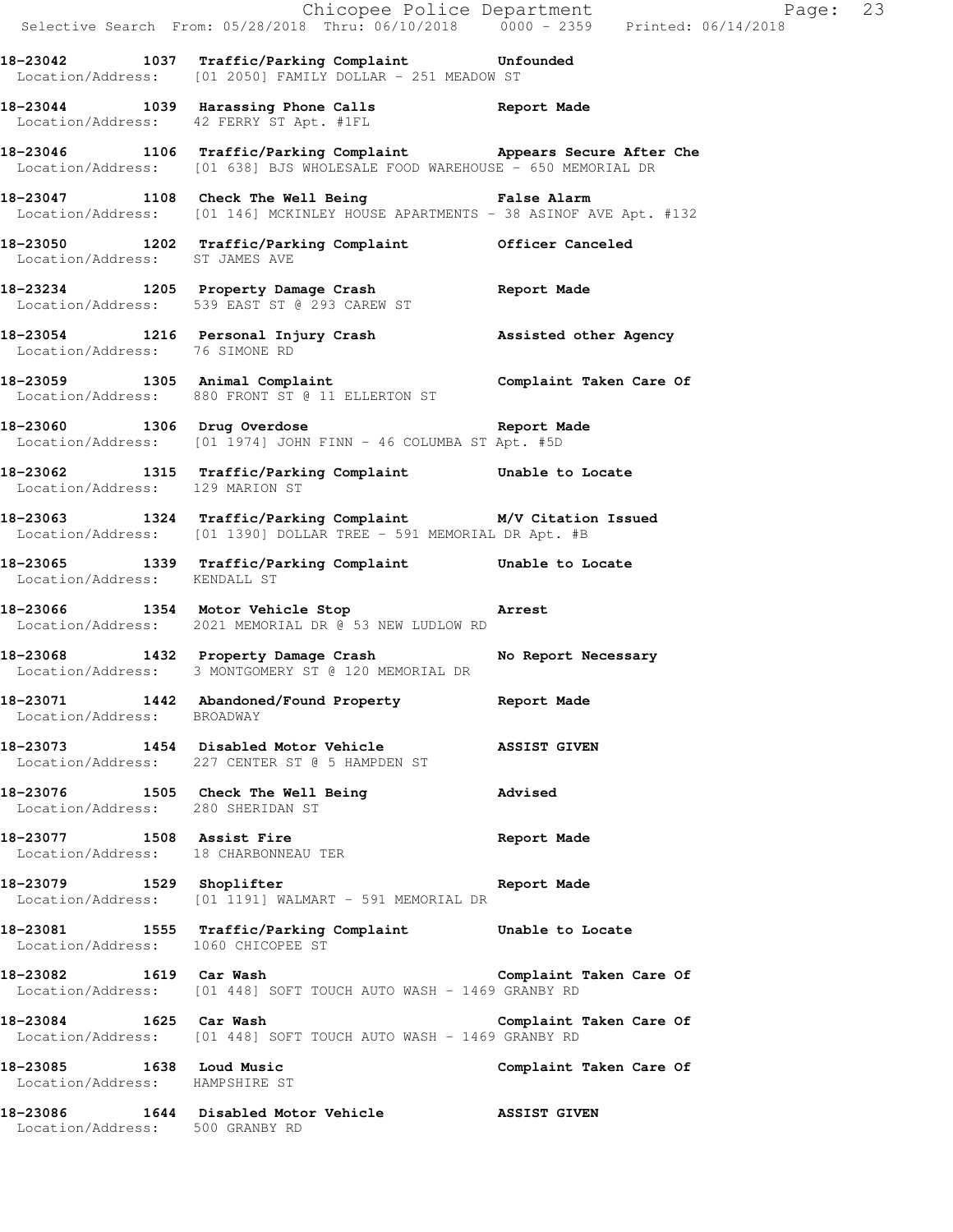**18-23042 1037 Traffic/Parking Complaint Unfounded**
Location/Address: [01 2050] FAMILY DOLLAR - 251 MEADOW ST

**18-23044 1039 Harassing Phone Calls Report Made**
Location/Address: 42 FERRY ST Apt. #1FL

**18-23046 1106 Traffic/Parking Complaint Appears Secure After Che**
Location/Address: [01 638] BJS WHOLESALE FOOD WAREHOUSE - 650 MEMORIAL DR

**18-23047 1108 Check The Well Being False Alarm**
Location/Address: [01 146] MCKINLEY HOUSE APARTMENTS - 38 ASINOF AVE Apt. #132

**18-23050 1202 Traffic/Parking Complaint Officer Canceled**
Location/Address: ST JAMES AVE

**18-23234 1205 Property Damage Crash Report Made**
Location/Address: 539 EAST ST @ 293 CAREW ST

**18-23054 1216 Personal Injury Crash Assisted other Agency**
Location/Address: 76 SIMONE RD

**18-23059 1305 Animal Complaint Complaint Taken Care Of**
Location/Address: 880 FRONT ST @ 11 ELLERTON ST

**18-23060 1306 Drug Overdose Report Made**
Location/Address: [01 1974] JOHN FINN - 46 COLUMBA ST Apt. #5D

**18-23062 1315 Traffic/Parking Complaint Unable to Locate**
Location/Address: 129 MARION ST

**18-23063 1324 Traffic/Parking Complaint M/V Citation Issued**
Location/Address: [01 1390] DOLLAR TREE - 591 MEMORIAL DR Apt. #B

**18-23065 1339 Traffic/Parking Complaint Unable to Locate**
Location/Address: KENDALL ST

**18-23066 1354 Motor Vehicle Stop Arrest**
Location/Address: 2021 MEMORIAL DR @ 53 NEW LUDLOW RD

**18-23068 1432 Property Damage Crash No Report Necessary**
Location/Address: 3 MONTGOMERY ST @ 120 MEMORIAL DR

**18-23071 1442 Abandoned/Found Property Report Made**
Location/Address: BROADWAY

**18-23073 1454 Disabled Motor Vehicle ASSIST GIVEN**
Location/Address: 227 CENTER ST @ 5 HAMPDEN ST

**18-23076 1505 Check The Well Being Advised**
Location/Address: 280 SHERIDAN ST

**18-23077 1508 Assist Fire Report Made**
Location/Address: 18 CHARBONNEAU TER

**18-23079 1529 Shoplifter Report Made**
Location/Address: [01 1191] WALMART - 591 MEMORIAL DR

**18-23081 1555 Traffic/Parking Complaint Unable to Locate**
Location/Address: 1060 CHICOPEE ST

**18-23082 1619 Car Wash Complaint Taken Care Of**
Location/Address: [01 448] SOFT TOUCH AUTO WASH - 1469 GRANBY RD

**18-23084 1625 Car Wash Complaint Taken Care Of**
Location/Address: [01 448] SOFT TOUCH AUTO WASH - 1469 GRANBY RD

**18-23085 1638 Loud Music Complaint Taken Care Of**
Location/Address: HAMPSHIRE ST

**18-23086 1644 Disabled Motor Vehicle ASSIST GIVEN**
Location/Address: 500 GRANBY RD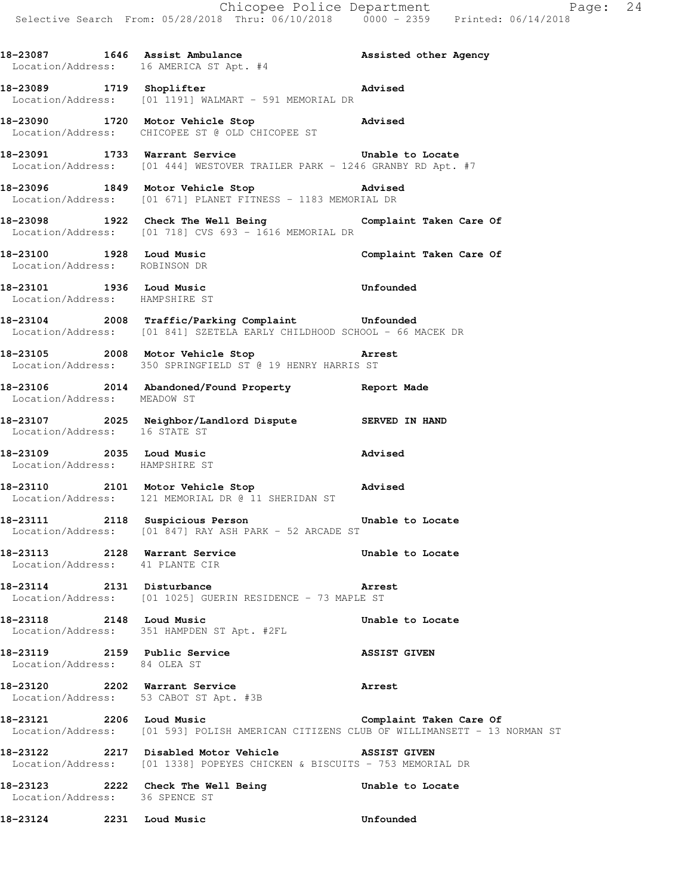**18-23087 1646 Assist Ambulance Assisted other Agency**
Location/Address: 16 AMERICA ST Apt. #4

**18-23089 1719 Shoplifter Advised**
Location/Address: [01 1191] WALMART - 591 MEMORIAL DR

**18-23090 1720 Motor Vehicle Stop Advised**
Location/Address: CHICOPEE ST @ OLD CHICOPEE ST

**18-23091 1733 Warrant Service Unable to Locate**
Location/Address: [01 444] WESTOVER TRAILER PARK - 1246 GRANBY RD Apt. #7

**18-23096 1849 Motor Vehicle Stop Advised**
Location/Address: [01 671] PLANET FITNESS - 1183 MEMORIAL DR

**18-23098 1922 Check The Well Being Complaint Taken Care Of**
Location/Address: [01 718] CVS 693 - 1616 MEMORIAL DR

**18-23100 1928 Loud Music Complaint Taken Care Of**
Location/Address: ROBINSON DR

**18-23101 1936 Loud Music Unfounded**
Location/Address: HAMPSHIRE ST

**18-23104 2008 Traffic/Parking Complaint Unfounded**
Location/Address: [01 841] SZETELA EARLY CHILDHOOD SCHOOL - 66 MACEK DR

**18-23105 2008 Motor Vehicle Stop Arrest**
Location/Address: 350 SPRINGFIELD ST @ 19 HENRY HARRIS ST

**18-23106 2014 Abandoned/Found Property Report Made**
Location/Address: MEADOW ST

**18-23107 2025 Neighbor/Landlord Dispute SERVED IN HAND**
Location/Address: 16 STATE ST

**18-23109 2035 Loud Music Advised**
Location/Address: HAMPSHIRE ST

**18-23110 2101 Motor Vehicle Stop Advised**
Location/Address: 121 MEMORIAL DR @ 11 SHERIDAN ST

**18-23111 2118 Suspicious Person Unable to Locate**
Location/Address: [01 847] RAY ASH PARK - 52 ARCADE ST

**18-23113 2128 Warrant Service Unable to Locate**
Location/Address: 41 PLANTE CIR

**18-23114 2131 Disturbance Arrest**
Location/Address: [01 1025] GUERIN RESIDENCE - 73 MAPLE ST

**18-23118 2148 Loud Music Unable to Locate**
Location/Address: 351 HAMPDEN ST Apt. #2FL

**18-23119 2159 Public Service ASSIST GIVEN**
Location/Address: 84 OLEA ST

**18-23120 2202 Warrant Service Arrest**
Location/Address: 53 CABOT ST Apt. #3B

**18-23121 2206 Loud Music Complaint Taken Care Of**
Location/Address: [01 593] POLISH AMERICAN CITIZENS CLUB OF WILLIMANSETT - 13 NORMAN ST

**18-23122 2217 Disabled Motor Vehicle ASSIST GIVEN**
Location/Address: [01 1338] POPEYES CHICKEN & BISCUITS - 753 MEMORIAL DR

**18-23123 2222 Check The Well Being Unable to Locate**
Location/Address: 36 SPENCE ST

**18-23124 2231 Loud Music Unfounded**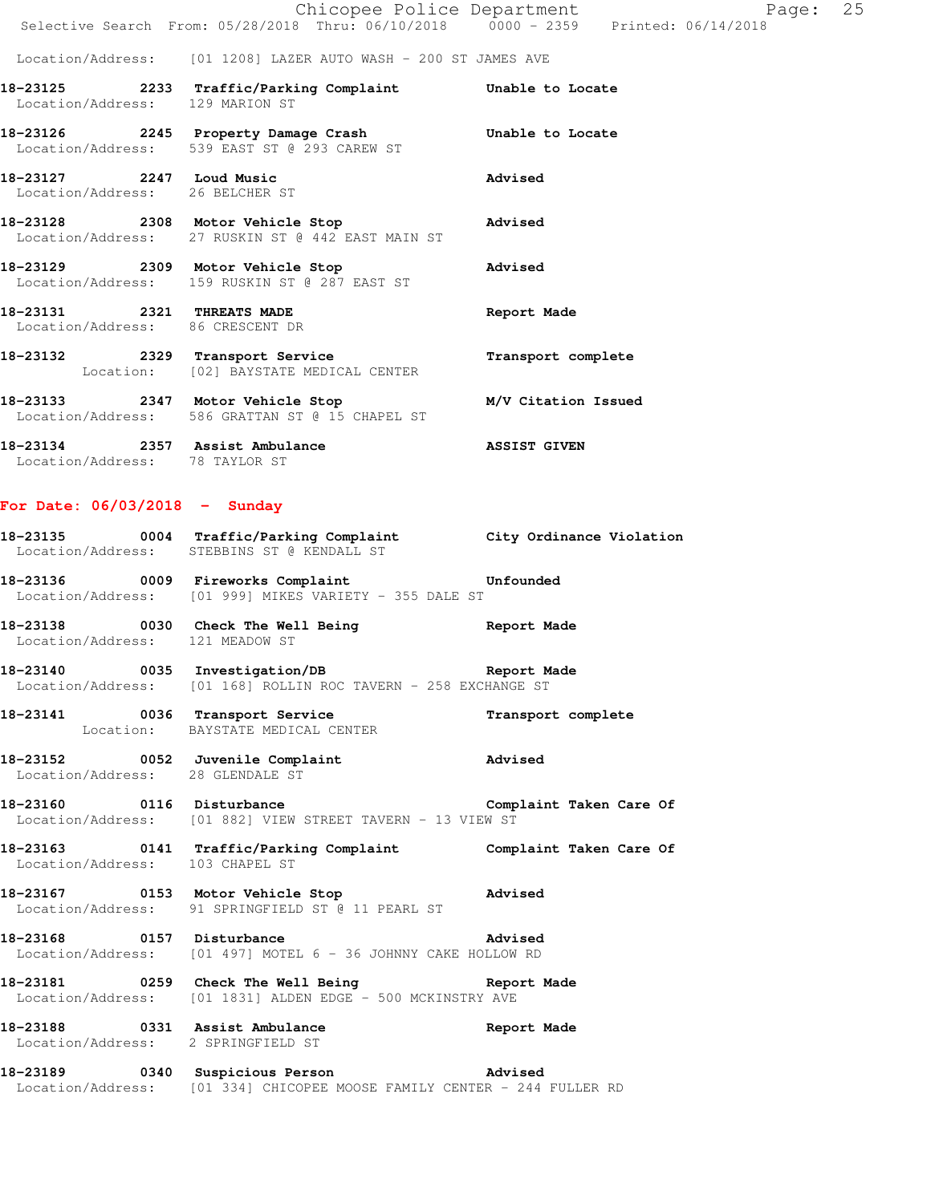Location/Address: [01 1208] LAZER AUTO WASH - 200 ST JAMES AVE

**18-23125 2233 Traffic/Parking Complaint** Unable to Locate
Location/Address: 129 MARION ST

**18-23126 2245 Property Damage Crash** Unable to Locate
Location/Address: 539 EAST ST @ 293 CAREW ST

**18-23127 2247 Loud Music** Advised
Location/Address: 26 BELCHER ST

**18-23128 2308 Motor Vehicle Stop** Advised
Location/Address: 27 RUSKIN ST @ 442 EAST MAIN ST

**18-23129 2309 Motor Vehicle Stop** Advised
Location/Address: 159 RUSKIN ST @ 287 EAST ST

**18-23131 2321 THREATS MADE** Report Made
Location/Address: 86 CRESCENT DR

**18-23132 2329 Transport Service** Transport complete
Location: [02] BAYSTATE MEDICAL CENTER

**18-23133 2347 Motor Vehicle Stop** M/V Citation Issued
Location/Address: 586 GRATTAN ST @ 15 CHAPEL ST

**18-23134 2357 Assist Ambulance** ASSIST GIVEN
Location/Address: 78 TAYLOR ST

## For Date: 06/03/2018 - Sunday

**18-23135 0004 Traffic/Parking Complaint** City Ordinance Violation
Location/Address: STEBBINS ST @ KENDALL ST

**18-23136 0009 Fireworks Complaint** Unfounded
Location/Address: [01 999] MIKES VARIETY - 355 DALE ST

**18-23138 0030 Check The Well Being** Report Made
Location/Address: 121 MEADOW ST

**18-23140 0035 Investigation/DB** Report Made
Location/Address: [01 168] ROLLIN ROC TAVERN - 258 EXCHANGE ST

**18-23141 0036 Transport Service** Transport complete
Location: BAYSTATE MEDICAL CENTER

**18-23152 0052 Juvenile Complaint** Advised
Location/Address: 28 GLENDALE ST

**18-23160 0116 Disturbance** Complaint Taken Care Of
Location/Address: [01 882] VIEW STREET TAVERN - 13 VIEW ST

**18-23163 0141 Traffic/Parking Complaint** Complaint Taken Care Of
Location/Address: 103 CHAPEL ST

**18-23167 0153 Motor Vehicle Stop** Advised
Location/Address: 91 SPRINGFIELD ST @ 11 PEARL ST

**18-23168 0157 Disturbance** Advised
Location/Address: [01 497] MOTEL 6 - 36 JOHNNY CAKE HOLLOW RD

**18-23181 0259 Check The Well Being** Report Made
Location/Address: [01 1831] ALDEN EDGE - 500 MCKINSTRY AVE

**18-23188 0331 Assist Ambulance** Report Made
Location/Address: 2 SPRINGFIELD ST

**18-23189 0340 Suspicious Person** Advised
Location/Address: [01 334] CHICOPEE MOOSE FAMILY CENTER - 244 FULLER RD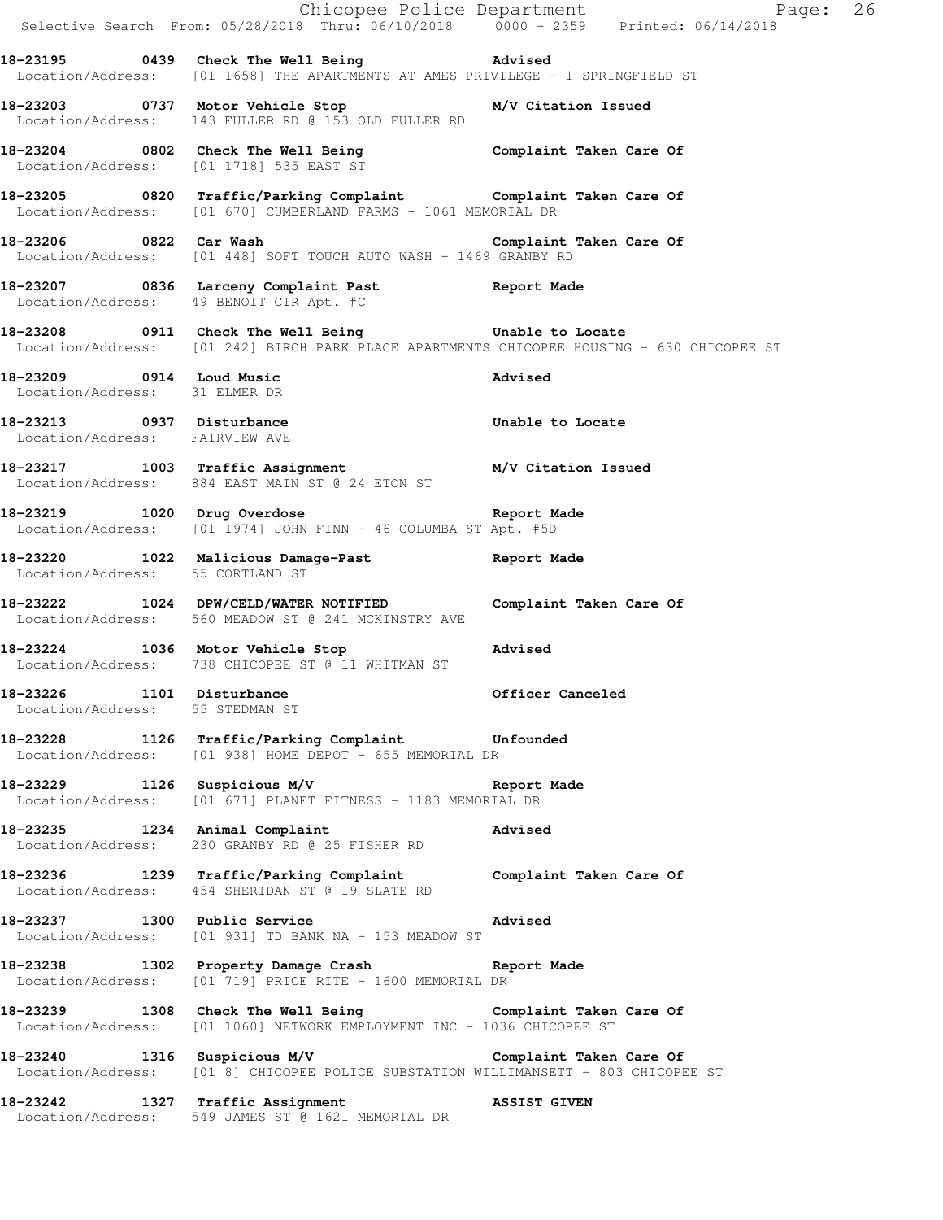**18-23195 0439 Check The Well Being** **Advised**
Location/Address: [01 1658] THE APARTMENTS AT AMES PRIVILEGE - 1 SPRINGFIELD ST

**18-23203 0737 Motor Vehicle Stop** **M/V Citation Issued**
Location/Address: 143 FULLER RD @ 153 OLD FULLER RD

**18-23204 0802 Check The Well Being** **Complaint Taken Care Of**
Location/Address: [01 1718] 535 EAST ST

**18-23205 0820 Traffic/Parking Complaint** **Complaint Taken Care Of**
Location/Address: [01 670] CUMBERLAND FARMS - 1061 MEMORIAL DR

**18-23206 0822 Car Wash** **Complaint Taken Care Of**
Location/Address: [01 448] SOFT TOUCH AUTO WASH - 1469 GRANBY RD

**18-23207 0836 Larceny Complaint Past** **Report Made**
Location/Address: 49 BENOIT CIR Apt. #C

**18-23208 0911 Check The Well Being** **Unable to Locate**
Location/Address: [01 242] BIRCH PARK PLACE APARTMENTS CHICOPEE HOUSING - 630 CHICOPEE ST

**18-23209 0914 Loud Music** **Advised**
Location/Address: 31 ELMER DR

**18-23213 0937 Disturbance** **Unable to Locate**
Location/Address: FAIRVIEW AVE

**18-23217 1003 Traffic Assignment** **M/V Citation Issued**
Location/Address: 884 EAST MAIN ST @ 24 ETON ST

**18-23219 1020 Drug Overdose** **Report Made**
Location/Address: [01 1974] JOHN FINN - 46 COLUMBA ST Apt. #5D

**18-23220 1022 Malicious Damage-Past** **Report Made**
Location/Address: 55 CORTLAND ST

**18-23222 1024 DPW/CELD/WATER NOTIFIED** **Complaint Taken Care Of**
Location/Address: 560 MEADOW ST @ 241 MCKINSTRY AVE

**18-23224 1036 Motor Vehicle Stop** **Advised**
Location/Address: 738 CHICOPEE ST @ 11 WHITMAN ST

**18-23226 1101 Disturbance** **Officer Canceled**
Location/Address: 55 STEDMAN ST

**18-23228 1126 Traffic/Parking Complaint** **Unfounded**
Location/Address: [01 938] HOME DEPOT - 655 MEMORIAL DR

**18-23229 1126 Suspicious M/V** **Report Made**
Location/Address: [01 671] PLANET FITNESS - 1183 MEMORIAL DR

**18-23235 1234 Animal Complaint** **Advised**
Location/Address: 230 GRANBY RD @ 25 FISHER RD

**18-23236 1239 Traffic/Parking Complaint** **Complaint Taken Care Of**
Location/Address: 454 SHERIDAN ST @ 19 SLATE RD

**18-23237 1300 Public Service** **Advised**
Location/Address: [01 931] TD BANK NA - 153 MEADOW ST

**18-23238 1302 Property Damage Crash** **Report Made**
Location/Address: [01 719] PRICE RITE - 1600 MEMORIAL DR

**18-23239 1308 Check The Well Being** **Complaint Taken Care Of**
Location/Address: [01 1060] NETWORK EMPLOYMENT INC - 1036 CHICOPEE ST

**18-23240 1316 Suspicious M/V** **Complaint Taken Care Of**
Location/Address: [01 8] CHICOPEE POLICE SUBSTATION WILLIMANSETT - 803 CHICOPEE ST

**18-23242 1327 Traffic Assignment** **ASSIST GIVEN**
Location/Address: 549 JAMES ST @ 1621 MEMORIAL DR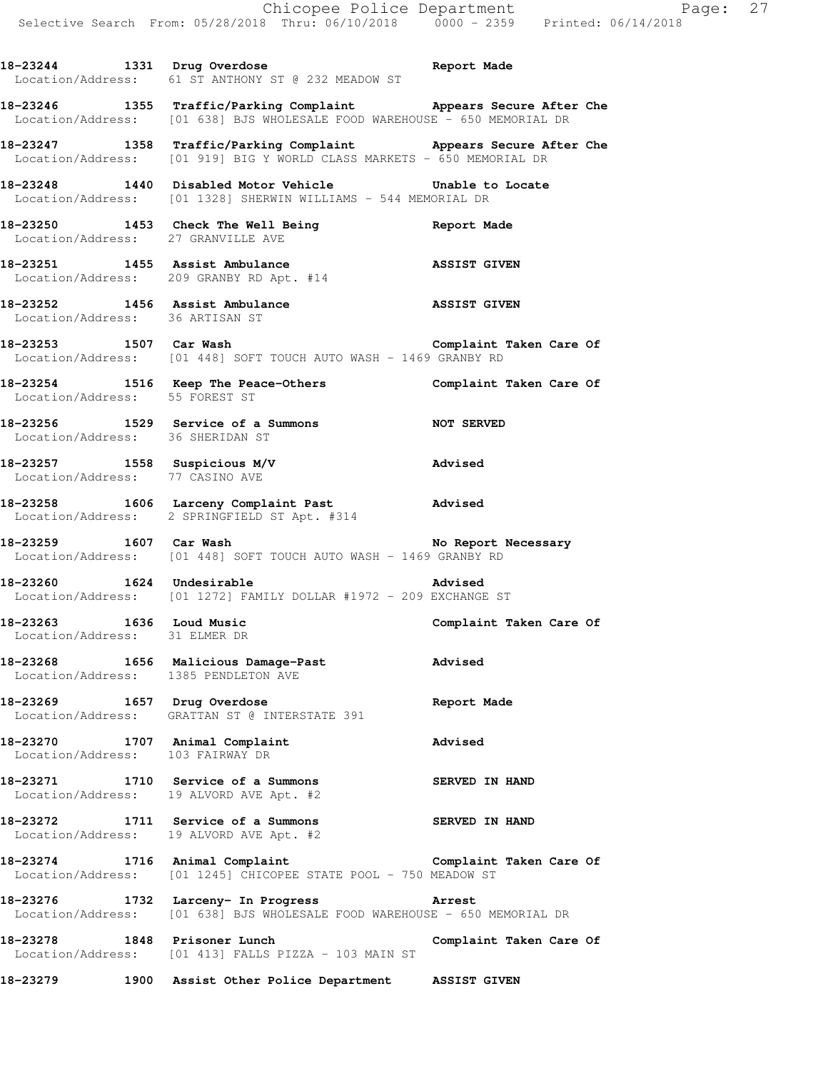18-23244 1331 Drug Overdose Report Made
Location/Address: 61 ST ANTHONY ST @ 232 MEADOW ST

18-23246 1355 Traffic/Parking Complaint Appears Secure After Che
Location/Address: [01 638] BJS WHOLESALE FOOD WAREHOUSE - 650 MEMORIAL DR

18-23247 1358 Traffic/Parking Complaint Appears Secure After Che
Location/Address: [01 919] BIG Y WORLD CLASS MARKETS - 650 MEMORIAL DR

18-23248 1440 Disabled Motor Vehicle Unable to Locate
Location/Address: [01 1328] SHERWIN WILLIAMS - 544 MEMORIAL DR

18-23250 1453 Check The Well Being Report Made
Location/Address: 27 GRANVILLE AVE

18-23251 1455 Assist Ambulance ASSIST GIVEN
Location/Address: 209 GRANBY RD Apt. #14

18-23252 1456 Assist Ambulance ASSIST GIVEN
Location/Address: 36 ARTISAN ST

18-23253 1507 Car Wash Complaint Taken Care Of
Location/Address: [01 448] SOFT TOUCH AUTO WASH - 1469 GRANBY RD

18-23254 1516 Keep The Peace-Others Complaint Taken Care Of
Location/Address: 55 FOREST ST

18-23256 1529 Service of a Summons NOT SERVED
Location/Address: 36 SHERIDAN ST

18-23257 1558 Suspicious M/V Advised
Location/Address: 77 CASINO AVE

18-23258 1606 Larceny Complaint Past Advised
Location/Address: 2 SPRINGFIELD ST Apt. #314

18-23259 1607 Car Wash No Report Necessary
Location/Address: [01 448] SOFT TOUCH AUTO WASH - 1469 GRANBY RD

18-23260 1624 Undesirable Advised
Location/Address: [01 1272] FAMILY DOLLAR #1972 - 209 EXCHANGE ST

18-23263 1636 Loud Music Complaint Taken Care Of
Location/Address: 31 ELMER DR

18-23268 1656 Malicious Damage-Past Advised
Location/Address: 1385 PENDLETON AVE

18-23269 1657 Drug Overdose Report Made
Location/Address: GRATTAN ST @ INTERSTATE 391

18-23270 1707 Animal Complaint Advised
Location/Address: 103 FAIRWAY DR

18-23271 1710 Service of a Summons SERVED IN HAND
Location/Address: 19 ALVORD AVE Apt. #2

18-23272 1711 Service of a Summons SERVED IN HAND
Location/Address: 19 ALVORD AVE Apt. #2

18-23274 1716 Animal Complaint Complaint Taken Care Of
Location/Address: [01 1245] CHICOPEE STATE POOL - 750 MEADOW ST

18-23276 1732 Larceny- In Progress Arrest
Location/Address: [01 638] BJS WHOLESALE FOOD WAREHOUSE - 650 MEMORIAL DR

18-23278 1848 Prisoner Lunch Complaint Taken Care Of
Location/Address: [01 413] FALLS PIZZA - 103 MAIN ST

18-23279 1900 Assist Other Police Department ASSIST GIVEN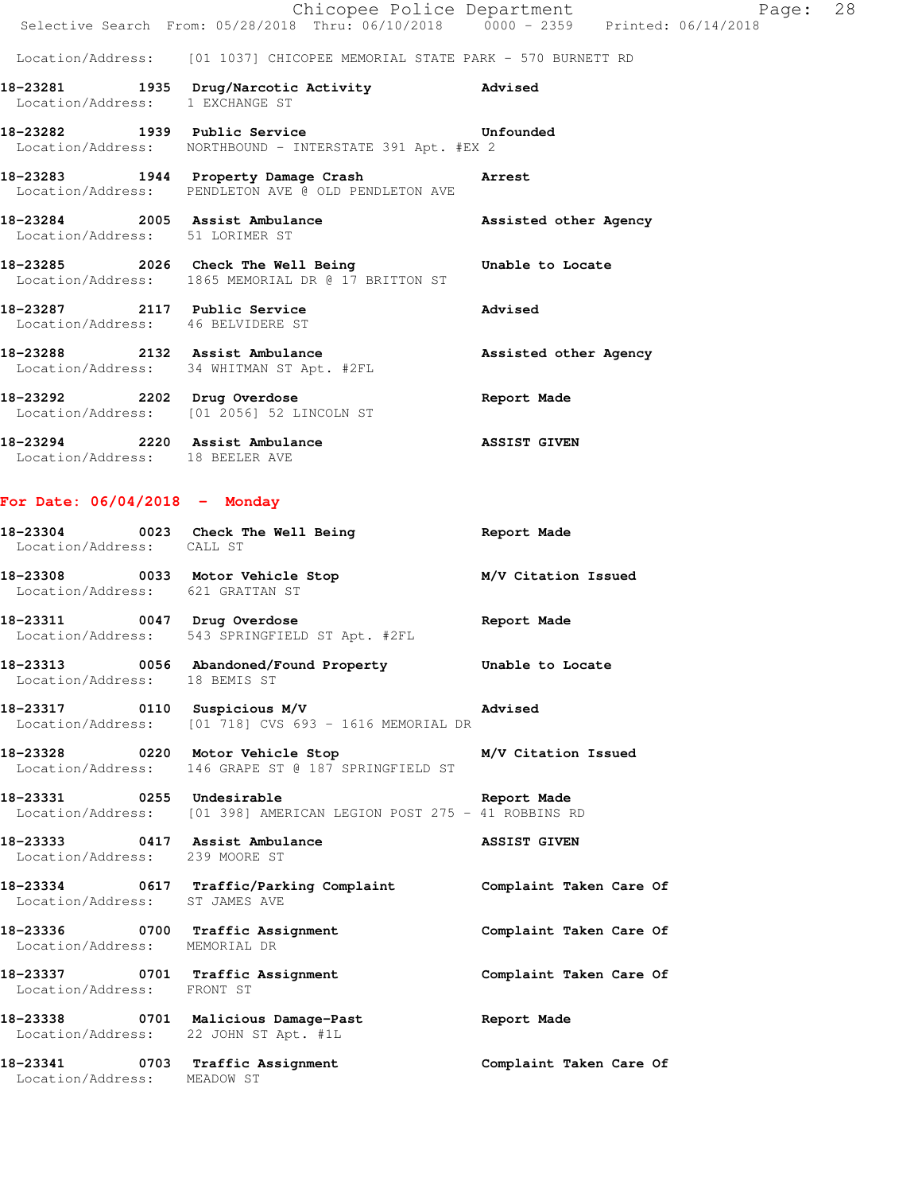Location/Address: [01 1037] CHICOPEE MEMORIAL STATE PARK - 570 BURNETT RD

**18-23281 1935 Drug/Narcotic Activity** **Advised**
Location/Address: 1 EXCHANGE ST

**18-23282 1939 Public Service** **Unfounded**
Location/Address: NORTHBOUND - INTERSTATE 391 Apt. #EX 2

**18-23283 1944 Property Damage Crash** **Arrest**
Location/Address: PENDLETON AVE @ OLD PENDLETON AVE

**18-23284 2005 Assist Ambulance** **Assisted other Agency**
Location/Address: 51 LORIMER ST

**18-23285 2026 Check The Well Being** **Unable to Locate**
Location/Address: 1865 MEMORIAL DR @ 17 BRITTON ST

**18-23287 2117 Public Service** **Advised**
Location/Address: 46 BELVIDERE ST

**18-23288 2132 Assist Ambulance** **Assisted other Agency**
Location/Address: 34 WHITMAN ST Apt. #2FL

**18-23292 2202 Drug Overdose** **Report Made**
Location/Address: [01 2056] 52 LINCOLN ST

**18-23294 2220 Assist Ambulance** **ASSIST GIVEN**
Location/Address: 18 BEELER AVE

## For Date: 06/04/2018 - Monday

**18-23304 0023 Check The Well Being** **Report Made**
Location/Address: CALL ST

**18-23308 0033 Motor Vehicle Stop** **M/V Citation Issued**
Location/Address: 621 GRATTAN ST

**18-23311 0047 Drug Overdose** **Report Made**
Location/Address: 543 SPRINGFIELD ST Apt. #2FL

**18-23313 0056 Abandoned/Found Property** **Unable to Locate**
Location/Address: 18 BEMIS ST

**18-23317 0110 Suspicious M/V** **Advised**
Location/Address: [01 718] CVS 693 - 1616 MEMORIAL DR

**18-23328 0220 Motor Vehicle Stop** **M/V Citation Issued**
Location/Address: 146 GRAPE ST @ 187 SPRINGFIELD ST

**18-23331 0255 Undesirable** **Report Made**
Location/Address: [01 398] AMERICAN LEGION POST 275 - 41 ROBBINS RD

**18-23333 0417 Assist Ambulance** **ASSIST GIVEN**
Location/Address: 239 MOORE ST

**18-23334 0617 Traffic/Parking Complaint** **Complaint Taken Care Of**
Location/Address: ST JAMES AVE

**18-23336 0700 Traffic Assignment** **Complaint Taken Care Of**
Location/Address: MEMORIAL DR

**18-23337 0701 Traffic Assignment** **Complaint Taken Care Of**
Location/Address: FRONT ST

**18-23338 0701 Malicious Damage-Past** **Report Made**
Location/Address: 22 JOHN ST Apt. #1L

**18-23341 0703 Traffic Assignment** **Complaint Taken Care Of**
Location/Address: MEADOW ST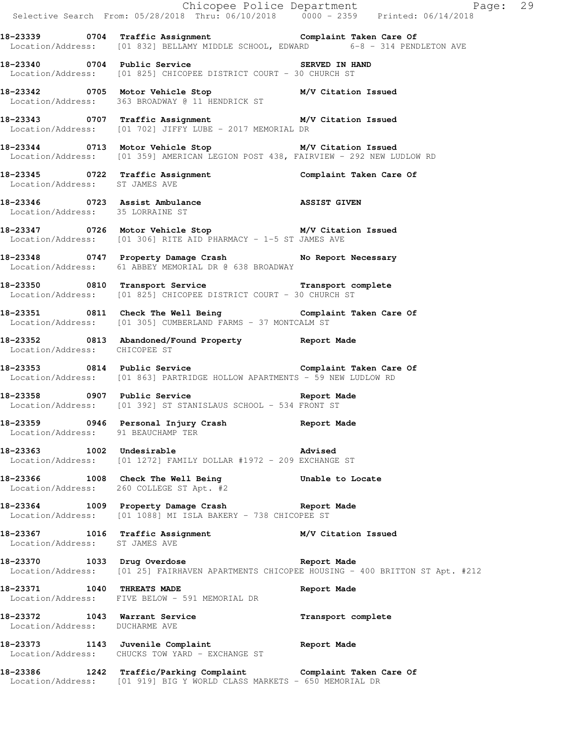18-23339 0704 Traffic Assignment Complaint Taken Care Of
Location/Address: [01 832] BELLAMY MIDDLE SCHOOL, EDWARD 6-8 - 314 PENDLETON AVE

18-23340 0704 Public Service SERVED IN HAND
Location/Address: [01 825] CHICOPEE DISTRICT COURT - 30 CHURCH ST

18-23342 0705 Motor Vehicle Stop M/V Citation Issued
Location/Address: 363 BROADWAY @ 11 HENDRICK ST

18-23343 0707 Traffic Assignment M/V Citation Issued
Location/Address: [01 702] JIFFY LUBE - 2017 MEMORIAL DR

18-23344 0713 Motor Vehicle Stop M/V Citation Issued
Location/Address: [01 359] AMERICAN LEGION POST 438, FAIRVIEW - 292 NEW LUDLOW RD

18-23345 0722 Traffic Assignment Complaint Taken Care Of
Location/Address: ST JAMES AVE

18-23346 0723 Assist Ambulance ASSIST GIVEN
Location/Address: 35 LORRAINE ST

18-23347 0726 Motor Vehicle Stop M/V Citation Issued
Location/Address: [01 306] RITE AID PHARMACY - 1-5 ST JAMES AVE

18-23348 0747 Property Damage Crash No Report Necessary
Location/Address: 61 ABBEY MEMORIAL DR @ 638 BROADWAY

18-23350 0810 Transport Service Transport complete
Location/Address: [01 825] CHICOPEE DISTRICT COURT - 30 CHURCH ST

18-23351 0811 Check The Well Being Complaint Taken Care Of
Location/Address: [01 305] CUMBERLAND FARMS - 37 MONTCALM ST

18-23352 0813 Abandoned/Found Property Report Made
Location/Address: CHICOPEE ST

18-23353 0814 Public Service Complaint Taken Care Of
Location/Address: [01 863] PARTRIDGE HOLLOW APARTMENTS - 59 NEW LUDLOW RD

18-23358 0907 Public Service Report Made
Location/Address: [01 392] ST STANISLAUS SCHOOL - 534 FRONT ST

18-23359 0946 Personal Injury Crash Report Made
Location/Address: 91 BEAUCHAMP TER

18-23363 1002 Undesirable Advised
Location/Address: [01 1272] FAMILY DOLLAR #1972 - 209 EXCHANGE ST

18-23366 1008 Check The Well Being Unable to Locate
Location/Address: 260 COLLEGE ST Apt. #2

18-23364 1009 Property Damage Crash Report Made
Location/Address: [01 1088] MI ISLA BAKERY - 738 CHICOPEE ST

18-23367 1016 Traffic Assignment M/V Citation Issued
Location/Address: ST JAMES AVE

18-23370 1033 Drug Overdose Report Made
Location/Address: [01 25] FAIRHAVEN APARTMENTS CHICOPEE HOUSING - 400 BRITTON ST Apt. #212

18-23371 1040 THREATS MADE Report Made
Location/Address: FIVE BELOW - 591 MEMORIAL DR

18-23372 1043 Warrant Service Transport complete
Location/Address: DUCHARME AVE

18-23373 1143 Juvenile Complaint Report Made
Location/Address: CHUCKS TOW YARD - EXCHANGE ST

18-23386 1242 Traffic/Parking Complaint Complaint Taken Care Of
Location/Address: [01 919] BIG Y WORLD CLASS MARKETS - 650 MEMORIAL DR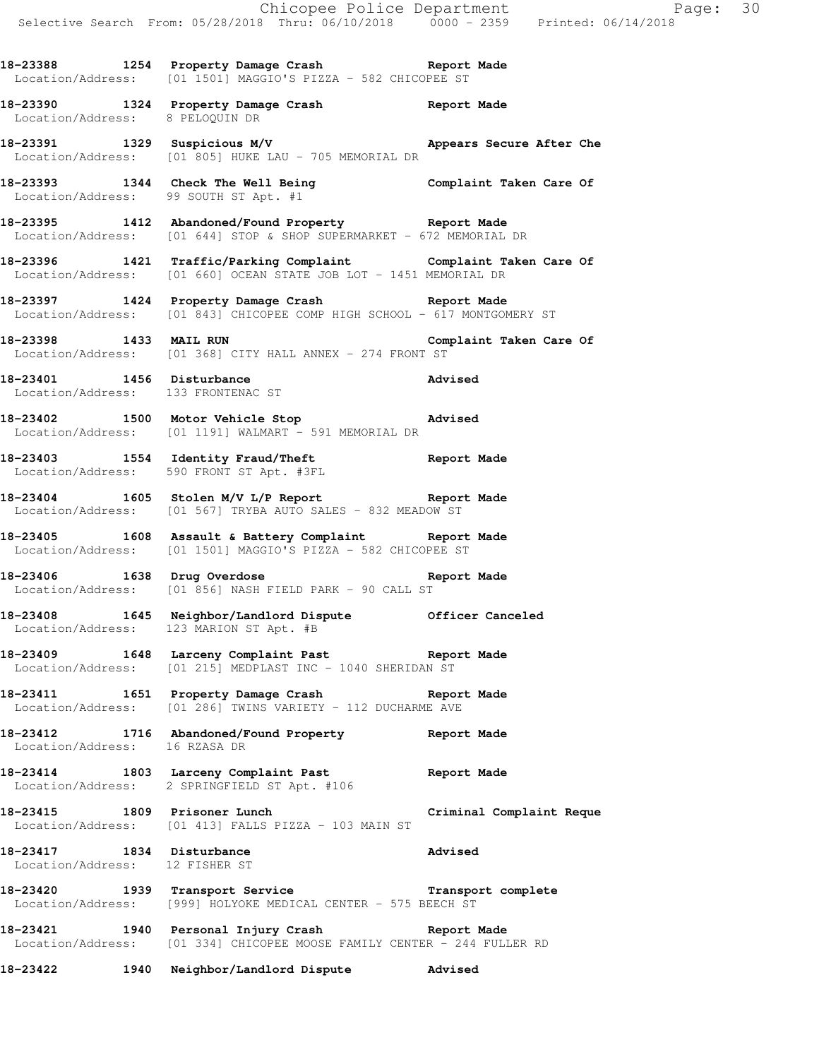**18-23388 1254 Property Damage Crash Report Made**
Location/Address: [01 1501] MAGGIO'S PIZZA - 582 CHICOPEE ST

**18-23390 1324 Property Damage Crash Report Made**
Location/Address: 8 PELOQUIN DR

**18-23391 1329 Suspicious M/V Appears Secure After Che**
Location/Address: [01 805] HUKE LAU - 705 MEMORIAL DR

**18-23393 1344 Check The Well Being Complaint Taken Care Of**
Location/Address: 99 SOUTH ST Apt. #1

**18-23395 1412 Abandoned/Found Property Report Made**
Location/Address: [01 644] STOP & SHOP SUPERMARKET - 672 MEMORIAL DR

**18-23396 1421 Traffic/Parking Complaint Complaint Taken Care Of**
Location/Address: [01 660] OCEAN STATE JOB LOT - 1451 MEMORIAL DR

**18-23397 1424 Property Damage Crash Report Made**
Location/Address: [01 843] CHICOPEE COMP HIGH SCHOOL - 617 MONTGOMERY ST

**18-23398 1433 MAIL RUN Complaint Taken Care Of**
Location/Address: [01 368] CITY HALL ANNEX - 274 FRONT ST

**18-23401 1456 Disturbance Advised**
Location/Address: 133 FRONTENAC ST

**18-23402 1500 Motor Vehicle Stop Advised**
Location/Address: [01 1191] WALMART - 591 MEMORIAL DR

**18-23403 1554 Identity Fraud/Theft Report Made**
Location/Address: 590 FRONT ST Apt. #3FL

**18-23404 1605 Stolen M/V L/P Report Report Made**
Location/Address: [01 567] TRYBA AUTO SALES - 832 MEADOW ST

**18-23405 1608 Assault & Battery Complaint Report Made**
Location/Address: [01 1501] MAGGIO'S PIZZA - 582 CHICOPEE ST

**18-23406 1638 Drug Overdose Report Made**
Location/Address: [01 856] NASH FIELD PARK - 90 CALL ST

**18-23408 1645 Neighbor/Landlord Dispute Officer Canceled**
Location/Address: 123 MARION ST Apt. #B

**18-23409 1648 Larceny Complaint Past Report Made**
Location/Address: [01 215] MEDPLAST INC - 1040 SHERIDAN ST

**18-23411 1651 Property Damage Crash Report Made**
Location/Address: [01 286] TWINS VARIETY - 112 DUCHARME AVE

**18-23412 1716 Abandoned/Found Property Report Made**
Location/Address: 16 RZASA DR

**18-23414 1803 Larceny Complaint Past Report Made**
Location/Address: 2 SPRINGFIELD ST Apt. #106

**18-23415 1809 Prisoner Lunch Criminal Complaint Reque**
Location/Address: [01 413] FALLS PIZZA - 103 MAIN ST

**18-23417 1834 Disturbance Advised**
Location/Address: 12 FISHER ST

**18-23420 1939 Transport Service Transport complete**
Location/Address: [999] HOLYOKE MEDICAL CENTER - 575 BEECH ST

**18-23421 1940 Personal Injury Crash Report Made**
Location/Address: [01 334] CHICOPEE MOOSE FAMILY CENTER - 244 FULLER RD

**18-23422 1940 Neighbor/Landlord Dispute Advised**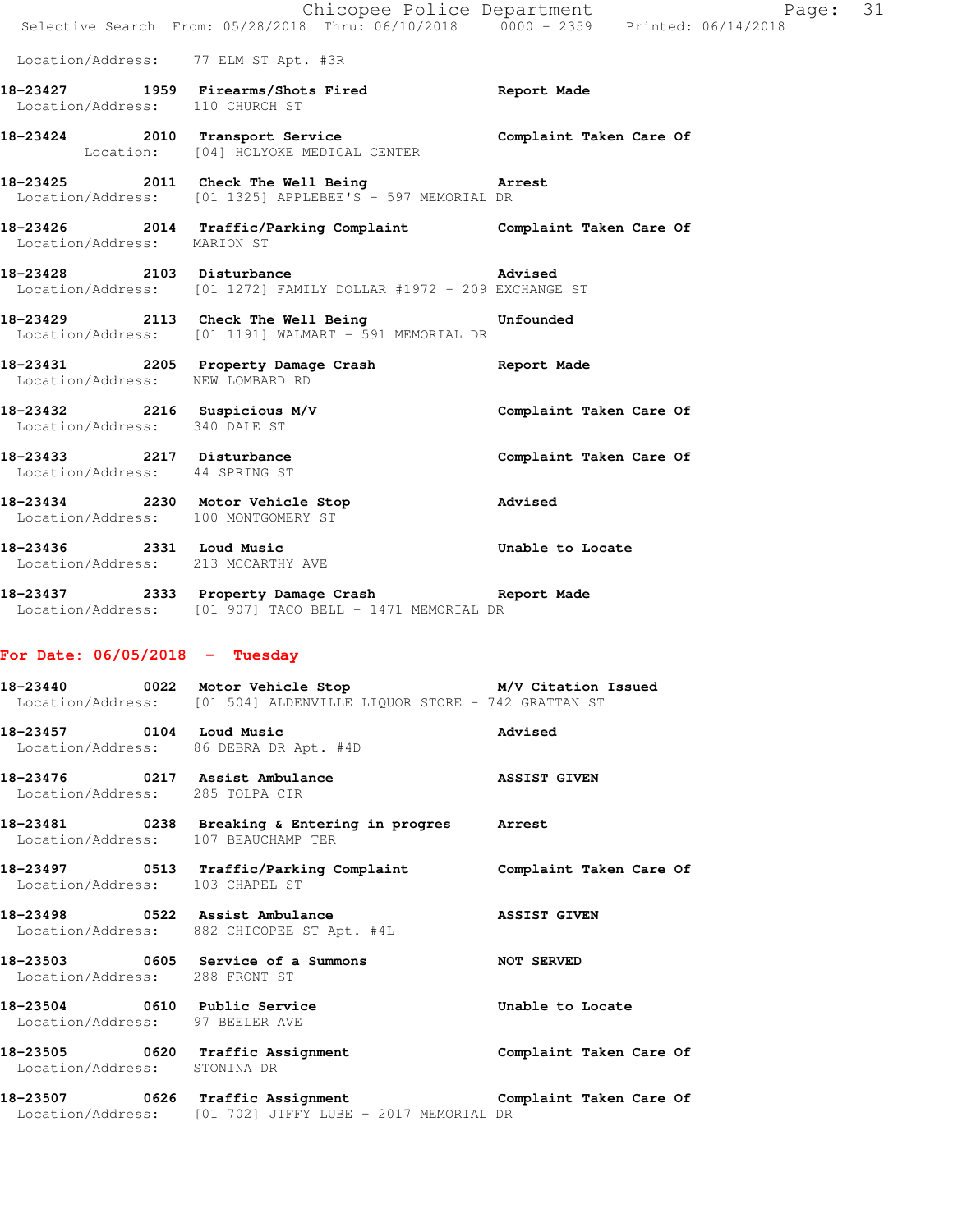Location/Address: 77 ELM ST Apt. #3R

**18-23427 1959 Firearms/Shots Fired** — Report Made
Location/Address: 110 CHURCH ST

**18-23424 2010 Transport Service** — Complaint Taken Care Of
Location: [04] HOLYOKE MEDICAL CENTER

**18-23425 2011 Check The Well Being** — Arrest
Location/Address: [01 1325] APPLEBEE'S - 597 MEMORIAL DR

**18-23426 2014 Traffic/Parking Complaint** — Complaint Taken Care Of
Location/Address: MARION ST

**18-23428 2103 Disturbance** — Advised
Location/Address: [01 1272] FAMILY DOLLAR #1972 - 209 EXCHANGE ST

**18-23429 2113 Check The Well Being** — Unfounded
Location/Address: [01 1191] WALMART - 591 MEMORIAL DR

**18-23431 2205 Property Damage Crash** — Report Made
Location/Address: NEW LOMBARD RD

**18-23432 2216 Suspicious M/V** — Complaint Taken Care Of
Location/Address: 340 DALE ST

**18-23433 2217 Disturbance** — Complaint Taken Care Of
Location/Address: 44 SPRING ST

**18-23434 2230 Motor Vehicle Stop** — Advised
Location/Address: 100 MONTGOMERY ST

**18-23436 2331 Loud Music** — Unable to Locate
Location/Address: 213 MCCARTHY AVE

**18-23437 2333 Property Damage Crash** — Report Made
Location/Address: [01 907] TACO BELL - 1471 MEMORIAL DR

## For Date: 06/05/2018 - Tuesday

**18-23440 0022 Motor Vehicle Stop** — M/V Citation Issued
Location/Address: [01 504] ALDENVILLE LIQUOR STORE - 742 GRATTAN ST

**18-23457 0104 Loud Music** — Advised
Location/Address: 86 DEBRA DR Apt. #4D

**18-23476 0217 Assist Ambulance** — ASSIST GIVEN
Location/Address: 285 TOLPA CIR

**18-23481 0238 Breaking & Entering in progres** — Arrest
Location/Address: 107 BEAUCHAMP TER

**18-23497 0513 Traffic/Parking Complaint** — Complaint Taken Care Of
Location/Address: 103 CHAPEL ST

**18-23498 0522 Assist Ambulance** — ASSIST GIVEN
Location/Address: 882 CHICOPEE ST Apt. #4L

**18-23503 0605 Service of a Summons** — NOT SERVED
Location/Address: 288 FRONT ST

**18-23504 0610 Public Service** — Unable to Locate
Location/Address: 97 BEELER AVE

**18-23505 0620 Traffic Assignment** — Complaint Taken Care Of
Location/Address: STONINA DR

**18-23507 0626 Traffic Assignment** — Complaint Taken Care Of
Location/Address: [01 702] JIFFY LUBE - 2017 MEMORIAL DR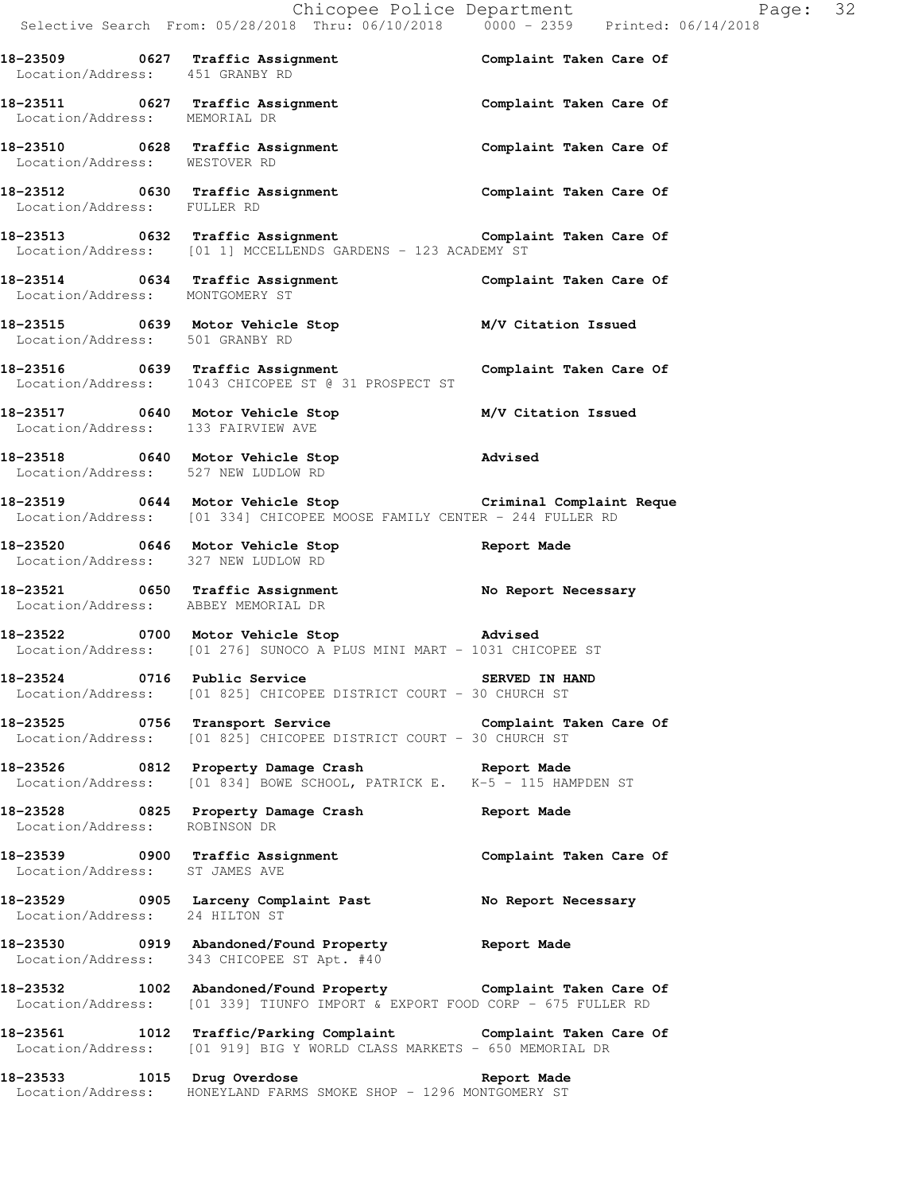**18-23509 0627 Traffic Assignment** **Complaint Taken Care Of**
Location/Address: 451 GRANBY RD

**18-23511 0627 Traffic Assignment** **Complaint Taken Care Of**
Location/Address: MEMORIAL DR

**18-23510 0628 Traffic Assignment** **Complaint Taken Care Of**
Location/Address: WESTOVER RD

**18-23512 0630 Traffic Assignment** **Complaint Taken Care Of**
Location/Address: FULLER RD

**18-23513 0632 Traffic Assignment** **Complaint Taken Care Of**
Location/Address: [01 1] MCCELLENDS GARDENS - 123 ACADEMY ST

**18-23514 0634 Traffic Assignment** **Complaint Taken Care Of**
Location/Address: MONTGOMERY ST

**18-23515 0639 Motor Vehicle Stop** **M/V Citation Issued**
Location/Address: 501 GRANBY RD

**18-23516 0639 Traffic Assignment** **Complaint Taken Care Of**
Location/Address: 1043 CHICOPEE ST @ 31 PROSPECT ST

**18-23517 0640 Motor Vehicle Stop** **M/V Citation Issued**
Location/Address: 133 FAIRVIEW AVE

**18-23518 0640 Motor Vehicle Stop** **Advised**
Location/Address: 527 NEW LUDLOW RD

**18-23519 0644 Motor Vehicle Stop** **Criminal Complaint Reque**
Location/Address: [01 334] CHICOPEE MOOSE FAMILY CENTER - 244 FULLER RD

**18-23520 0646 Motor Vehicle Stop** **Report Made**
Location/Address: 327 NEW LUDLOW RD

**18-23521 0650 Traffic Assignment** **No Report Necessary**
Location/Address: ABBEY MEMORIAL DR

**18-23522 0700 Motor Vehicle Stop** **Advised**
Location/Address: [01 276] SUNOCO A PLUS MINI MART - 1031 CHICOPEE ST

**18-23524 0716 Public Service** **SERVED IN HAND**
Location/Address: [01 825] CHICOPEE DISTRICT COURT - 30 CHURCH ST

**18-23525 0756 Transport Service** **Complaint Taken Care Of**
Location/Address: [01 825] CHICOPEE DISTRICT COURT - 30 CHURCH ST

**18-23526 0812 Property Damage Crash** **Report Made**
Location/Address: [01 834] BOWE SCHOOL, PATRICK E. K-5 - 115 HAMPDEN ST

**18-23528 0825 Property Damage Crash** **Report Made**
Location/Address: ROBINSON DR

**18-23539 0900 Traffic Assignment** **Complaint Taken Care Of**
Location/Address: ST JAMES AVE

**18-23529 0905 Larceny Complaint Past** **No Report Necessary**
Location/Address: 24 HILTON ST

**18-23530 0919 Abandoned/Found Property** **Report Made**
Location/Address: 343 CHICOPEE ST Apt. #40

**18-23532 1002 Abandoned/Found Property** **Complaint Taken Care Of**
Location/Address: [01 339] TIUNFO IMPORT & EXPORT FOOD CORP - 675 FULLER RD

**18-23561 1012 Traffic/Parking Complaint** **Complaint Taken Care Of**
Location/Address: [01 919] BIG Y WORLD CLASS MARKETS - 650 MEMORIAL DR

**18-23533 1015 Drug Overdose** **Report Made**
Location/Address: HONEYLAND FARMS SMOKE SHOP - 1296 MONTGOMERY ST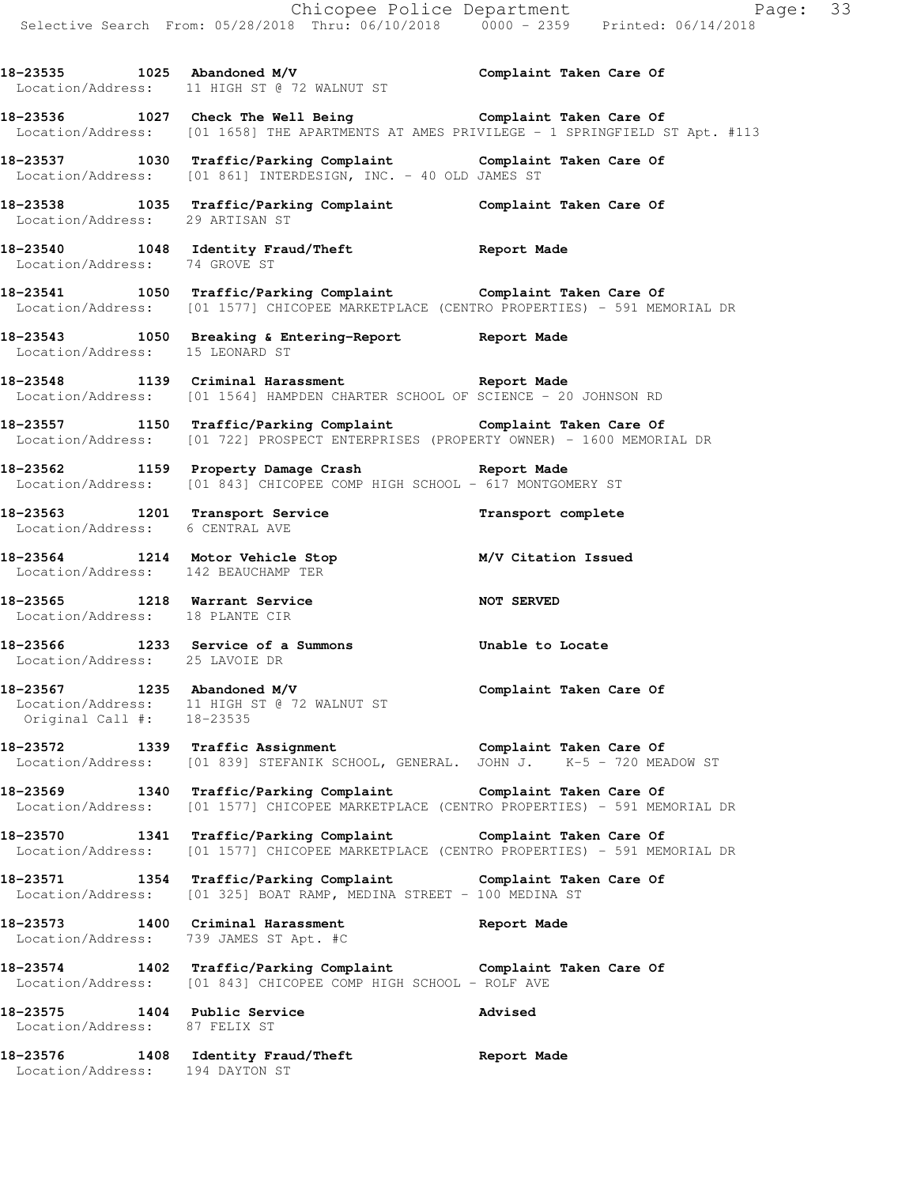**18-23535 1025 Abandoned M/V** **Complaint Taken Care Of**
Location/Address: 11 HIGH ST @ 72 WALNUT ST

**18-23536 1027 Check The Well Being** **Complaint Taken Care Of**
Location/Address: [01 1658] THE APARTMENTS AT AMES PRIVILEGE - 1 SPRINGFIELD ST Apt. #113

**18-23537 1030 Traffic/Parking Complaint** **Complaint Taken Care Of**
Location/Address: [01 861] INTERDESIGN, INC. - 40 OLD JAMES ST

**18-23538 1035 Traffic/Parking Complaint** **Complaint Taken Care Of**
Location/Address: 29 ARTISAN ST

**18-23540 1048 Identity Fraud/Theft** **Report Made**
Location/Address: 74 GROVE ST

**18-23541 1050 Traffic/Parking Complaint** **Complaint Taken Care Of**
Location/Address: [01 1577] CHICOPEE MARKETPLACE (CENTRO PROPERTIES) - 591 MEMORIAL DR

**18-23543 1050 Breaking & Entering-Report** **Report Made**
Location/Address: 15 LEONARD ST

**18-23548 1139 Criminal Harassment** **Report Made**
Location/Address: [01 1564] HAMPDEN CHARTER SCHOOL OF SCIENCE - 20 JOHNSON RD

**18-23557 1150 Traffic/Parking Complaint** **Complaint Taken Care Of**
Location/Address: [01 722] PROSPECT ENTERPRISES (PROPERTY OWNER) - 1600 MEMORIAL DR

**18-23562 1159 Property Damage Crash** **Report Made**
Location/Address: [01 843] CHICOPEE COMP HIGH SCHOOL - 617 MONTGOMERY ST

**18-23563 1201 Transport Service** **Transport complete**
Location/Address: 6 CENTRAL AVE

**18-23564 1214 Motor Vehicle Stop** **M/V Citation Issued**
Location/Address: 142 BEAUCHAMP TER

**18-23565 1218 Warrant Service** **NOT SERVED**
Location/Address: 18 PLANTE CIR

**18-23566 1233 Service of a Summons** **Unable to Locate**
Location/Address: 25 LAVOIE DR

**18-23567 1235 Abandoned M/V** **Complaint Taken Care Of**
Location/Address: 11 HIGH ST @ 72 WALNUT ST
Original Call #: 18-23535

**18-23572 1339 Traffic Assignment** **Complaint Taken Care Of**
Location/Address: [01 839] STEFANIK SCHOOL, GENERAL. JOHN J. K-5 - 720 MEADOW ST

**18-23569 1340 Traffic/Parking Complaint** **Complaint Taken Care Of**
Location/Address: [01 1577] CHICOPEE MARKETPLACE (CENTRO PROPERTIES) - 591 MEMORIAL DR

**18-23570 1341 Traffic/Parking Complaint** **Complaint Taken Care Of**
Location/Address: [01 1577] CHICOPEE MARKETPLACE (CENTRO PROPERTIES) - 591 MEMORIAL DR

**18-23571 1354 Traffic/Parking Complaint** **Complaint Taken Care Of**
Location/Address: [01 325] BOAT RAMP, MEDINA STREET - 100 MEDINA ST

**18-23573 1400 Criminal Harassment** **Report Made**
Location/Address: 739 JAMES ST Apt. #C

**18-23574 1402 Traffic/Parking Complaint** **Complaint Taken Care Of**
Location/Address: [01 843] CHICOPEE COMP HIGH SCHOOL - ROLF AVE

**18-23575 1404 Public Service** **Advised**
Location/Address: 87 FELIX ST

**18-23576 1408 Identity Fraud/Theft** **Report Made**
Location/Address: 194 DAYTON ST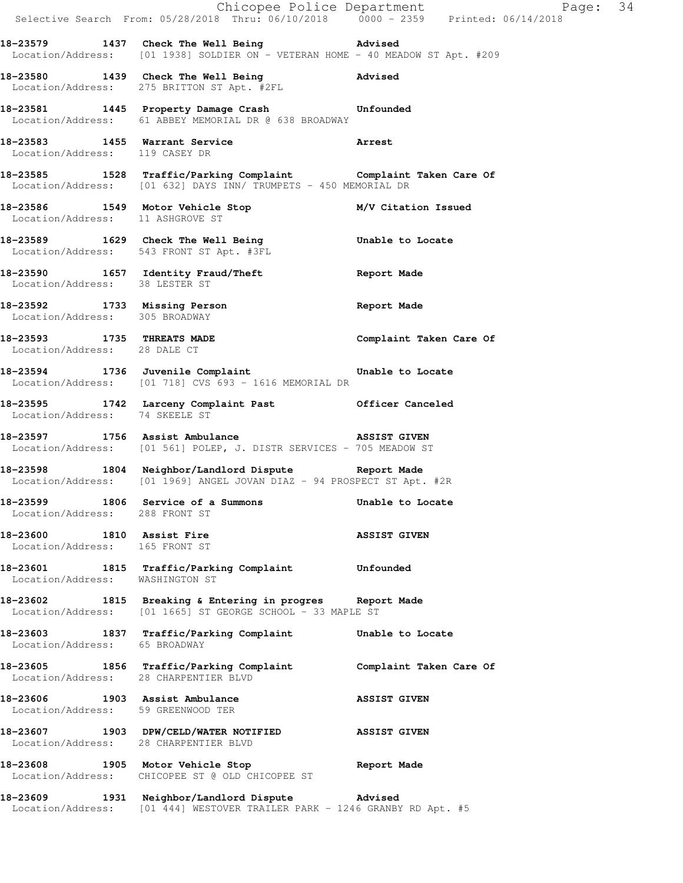**18-23579 1437 Check The Well Being Advised**
Location/Address: [01 1938] SOLDIER ON - VETERAN HOME - 40 MEADOW ST Apt. #209

**18-23580 1439 Check The Well Being Advised**
Location/Address: 275 BRITTON ST Apt. #2FL

**18-23581 1445 Property Damage Crash Unfounded**
Location/Address: 61 ABBEY MEMORIAL DR @ 638 BROADWAY

**18-23583 1455 Warrant Service Arrest**
Location/Address: 119 CASEY DR

**18-23585 1528 Traffic/Parking Complaint Complaint Taken Care Of**
Location/Address: [01 632] DAYS INN/ TRUMPETS - 450 MEMORIAL DR

**18-23586 1549 Motor Vehicle Stop M/V Citation Issued**
Location/Address: 11 ASHGROVE ST

**18-23589 1629 Check The Well Being Unable to Locate**
Location/Address: 543 FRONT ST Apt. #3FL

**18-23590 1657 Identity Fraud/Theft Report Made**
Location/Address: 38 LESTER ST

**18-23592 1733 Missing Person Report Made**
Location/Address: 305 BROADWAY

**18-23593 1735 THREATS MADE Complaint Taken Care Of**
Location/Address: 28 DALE CT

**18-23594 1736 Juvenile Complaint Unable to Locate**
Location/Address: [01 718] CVS 693 - 1616 MEMORIAL DR

**18-23595 1742 Larceny Complaint Past Officer Canceled**
Location/Address: 74 SKEELE ST

**18-23597 1756 Assist Ambulance ASSIST GIVEN**
Location/Address: [01 561] POLEP, J. DISTR SERVICES - 705 MEADOW ST

**18-23598 1804 Neighbor/Landlord Dispute Report Made**
Location/Address: [01 1969] ANGEL JOVAN DIAZ - 94 PROSPECT ST Apt. #2R

**18-23599 1806 Service of a Summons Unable to Locate**
Location/Address: 288 FRONT ST

**18-23600 1810 Assist Fire ASSIST GIVEN**
Location/Address: 165 FRONT ST

**18-23601 1815 Traffic/Parking Complaint Unfounded**
Location/Address: WASHINGTON ST

**18-23602 1815 Breaking & Entering in progres Report Made**
Location/Address: [01 1665] ST GEORGE SCHOOL - 33 MAPLE ST

**18-23603 1837 Traffic/Parking Complaint Unable to Locate**
Location/Address: 65 BROADWAY

**18-23605 1856 Traffic/Parking Complaint Complaint Taken Care Of**
Location/Address: 28 CHARPENTIER BLVD

**18-23606 1903 Assist Ambulance ASSIST GIVEN**
Location/Address: 59 GREENWOOD TER

**18-23607 1903 DPW/CELD/WATER NOTIFIED ASSIST GIVEN**
Location/Address: 28 CHARPENTIER BLVD

**18-23608 1905 Motor Vehicle Stop Report Made**
Location/Address: CHICOPEE ST @ OLD CHICOPEE ST

**18-23609 1931 Neighbor/Landlord Dispute Advised**
Location/Address: [01 444] WESTOVER TRAILER PARK - 1246 GRANBY RD Apt. #5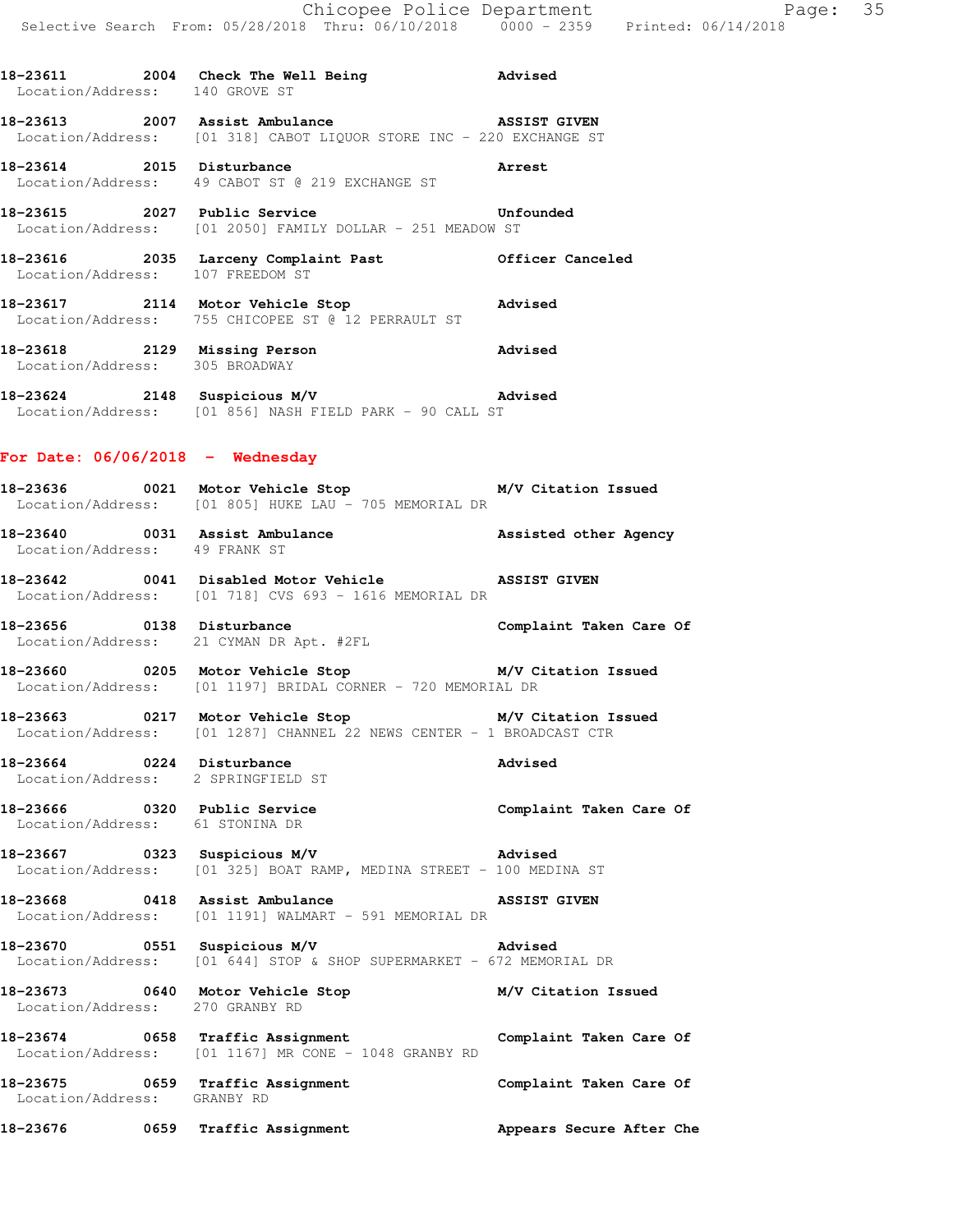18-23611 2004 **Check The Well Being** Advised
Location/Address: 140 GROVE ST

18-23613 2007 **Assist Ambulance** ASSIST GIVEN
Location/Address: [01 318] CABOT LIQUOR STORE INC - 220 EXCHANGE ST

18-23614 2015 **Disturbance** Arrest
Location/Address: 49 CABOT ST @ 219 EXCHANGE ST

18-23615 2027 **Public Service** Unfounded
Location/Address: [01 2050] FAMILY DOLLAR - 251 MEADOW ST

18-23616 2035 **Larceny Complaint Past** Officer Canceled
Location/Address: 107 FREEDOM ST

18-23617 2114 **Motor Vehicle Stop** Advised
Location/Address: 755 CHICOPEE ST @ 12 PERRAULT ST

18-23618 2129 **Missing Person** Advised
Location/Address: 305 BROADWAY

18-23624 2148 **Suspicious M/V** Advised
Location/Address: [01 856] NASH FIELD PARK - 90 CALL ST

## For Date: 06/06/2018 - Wednesday

18-23636 0021 **Motor Vehicle Stop** M/V Citation Issued
Location/Address: [01 805] HUKE LAU - 705 MEMORIAL DR

18-23640 0031 **Assist Ambulance** Assisted other Agency
Location/Address: 49 FRANK ST

18-23642 0041 **Disabled Motor Vehicle** ASSIST GIVEN
Location/Address: [01 718] CVS 693 - 1616 MEMORIAL DR

18-23656 0138 **Disturbance** Complaint Taken Care Of
Location/Address: 21 CYMAN DR Apt. #2FL

18-23660 0205 **Motor Vehicle Stop** M/V Citation Issued
Location/Address: [01 1197] BRIDAL CORNER - 720 MEMORIAL DR

18-23663 0217 **Motor Vehicle Stop** M/V Citation Issued
Location/Address: [01 1287] CHANNEL 22 NEWS CENTER - 1 BROADCAST CTR

18-23664 0224 **Disturbance** Advised
Location/Address: 2 SPRINGFIELD ST

18-23666 0320 **Public Service** Complaint Taken Care Of
Location/Address: 61 STONINA DR

18-23667 0323 **Suspicious M/V** Advised
Location/Address: [01 325] BOAT RAMP, MEDINA STREET - 100 MEDINA ST

18-23668 0418 **Assist Ambulance** ASSIST GIVEN
Location/Address: [01 1191] WALMART - 591 MEMORIAL DR

18-23670 0551 **Suspicious M/V** Advised
Location/Address: [01 644] STOP & SHOP SUPERMARKET - 672 MEMORIAL DR

18-23673 0640 **Motor Vehicle Stop** M/V Citation Issued
Location/Address: 270 GRANBY RD

18-23674 0658 **Traffic Assignment** Complaint Taken Care Of
Location/Address: [01 1167] MR CONE - 1048 GRANBY RD

18-23675 0659 **Traffic Assignment** Complaint Taken Care Of
Location/Address: GRANBY RD

18-23676 0659 **Traffic Assignment** Appears Secure After Che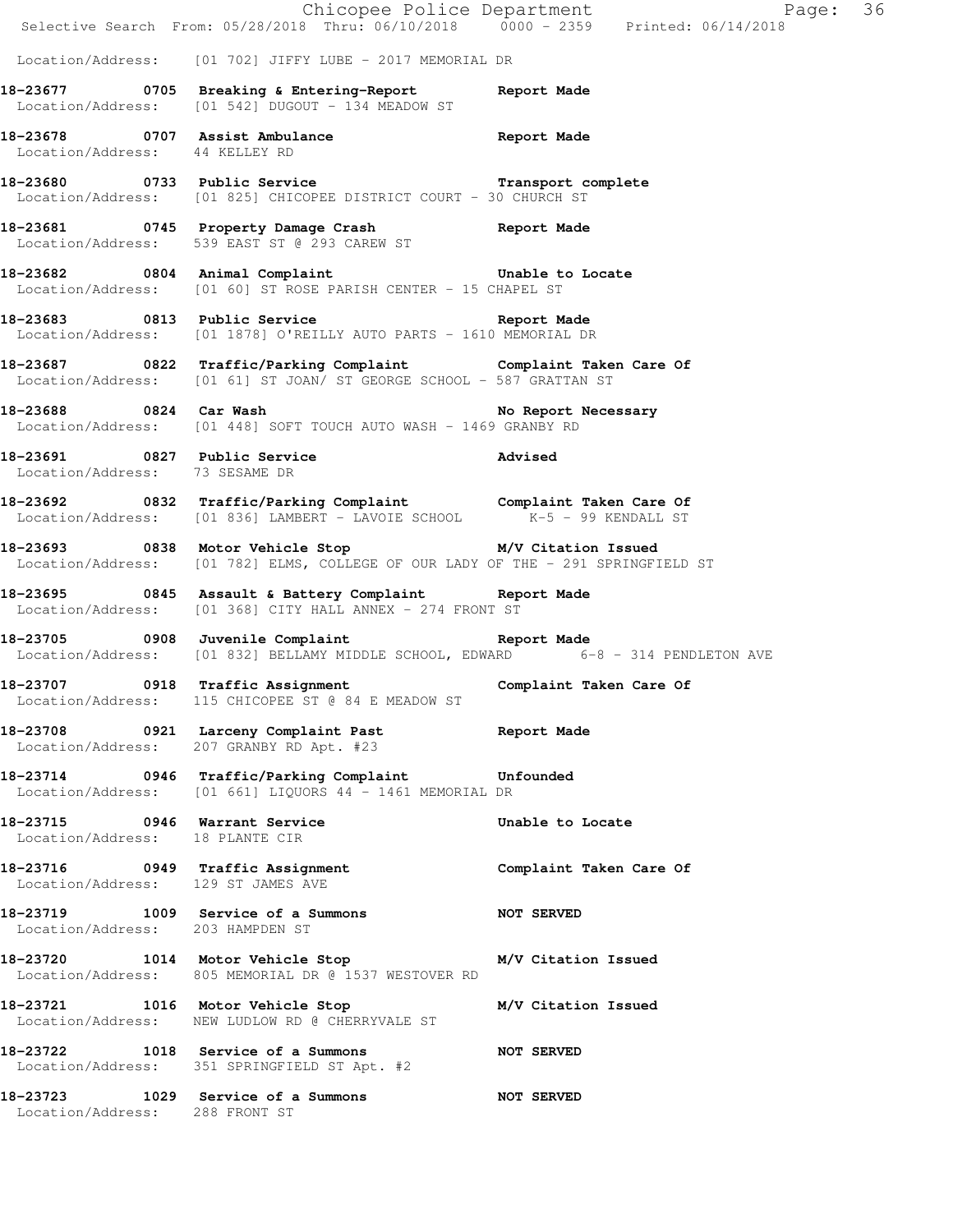Location/Address: [01 702] JIFFY LUBE - 2017 MEMORIAL DR

**18-23677 0705 Breaking & Entering-Report Report Made**
Location/Address: [01 542] DUGOUT - 134 MEADOW ST

**18-23678 0707 Assist Ambulance Report Made**
Location/Address: 44 KELLEY RD

**18-23680 0733 Public Service Transport complete**
Location/Address: [01 825] CHICOPEE DISTRICT COURT - 30 CHURCH ST

**18-23681 0745 Property Damage Crash Report Made**
Location/Address: 539 EAST ST @ 293 CAREW ST

**18-23682 0804 Animal Complaint Unable to Locate**
Location/Address: [01 60] ST ROSE PARISH CENTER - 15 CHAPEL ST

**18-23683 0813 Public Service Report Made**
Location/Address: [01 1878] O'REILLY AUTO PARTS - 1610 MEMORIAL DR

**18-23687 0822 Traffic/Parking Complaint Complaint Taken Care Of**
Location/Address: [01 61] ST JOAN/ ST GEORGE SCHOOL - 587 GRATTAN ST

**18-23688 0824 Car Wash No Report Necessary**
Location/Address: [01 448] SOFT TOUCH AUTO WASH - 1469 GRANBY RD

**18-23691 0827 Public Service Advised**
Location/Address: 73 SESAME DR

**18-23692 0832 Traffic/Parking Complaint Complaint Taken Care Of**
Location/Address: [01 836] LAMBERT - LAVOIE SCHOOL K-5 - 99 KENDALL ST

**18-23693 0838 Motor Vehicle Stop M/V Citation Issued**
Location/Address: [01 782] ELMS, COLLEGE OF OUR LADY OF THE - 291 SPRINGFIELD ST

**18-23695 0845 Assault & Battery Complaint Report Made**
Location/Address: [01 368] CITY HALL ANNEX - 274 FRONT ST

**18-23705 0908 Juvenile Complaint Report Made**
Location/Address: [01 832] BELLAMY MIDDLE SCHOOL, EDWARD 6-8 - 314 PENDLETON AVE

**18-23707 0918 Traffic Assignment Complaint Taken Care Of**
Location/Address: 115 CHICOPEE ST @ 84 E MEADOW ST

**18-23708 0921 Larceny Complaint Past Report Made**
Location/Address: 207 GRANBY RD Apt. #23

**18-23714 0946 Traffic/Parking Complaint Unfounded**
Location/Address: [01 661] LIQUORS 44 - 1461 MEMORIAL DR

**18-23715 0946 Warrant Service Unable to Locate**
Location/Address: 18 PLANTE CIR

**18-23716 0949 Traffic Assignment Complaint Taken Care Of**
Location/Address: 129 ST JAMES AVE

**18-23719 1009 Service of a Summons NOT SERVED**
Location/Address: 203 HAMPDEN ST

**18-23720 1014 Motor Vehicle Stop M/V Citation Issued**
Location/Address: 805 MEMORIAL DR @ 1537 WESTOVER RD

**18-23721 1016 Motor Vehicle Stop M/V Citation Issued**
Location/Address: NEW LUDLOW RD @ CHERRYVALE ST

**18-23722 1018 Service of a Summons NOT SERVED**
Location/Address: 351 SPRINGFIELD ST Apt. #2

**18-23723 1029 Service of a Summons NOT SERVED**
Location/Address: 288 FRONT ST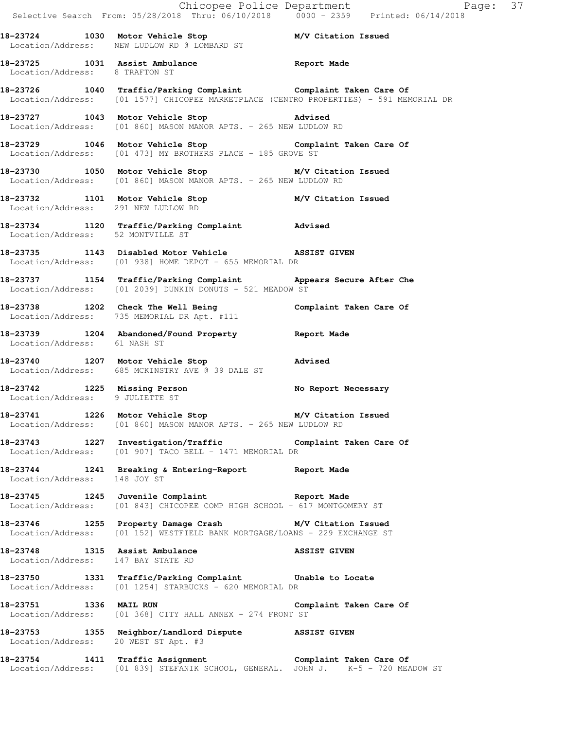**18-23724 1030 Motor Vehicle Stop M/V Citation Issued**
Location/Address: NEW LUDLOW RD @ LOMBARD ST

**18-23725 1031 Assist Ambulance Report Made**
Location/Address: 8 TRAFTON ST

**18-23726 1040 Traffic/Parking Complaint Complaint Taken Care Of**
Location/Address: [01 1577] CHICOPEE MARKETPLACE (CENTRO PROPERTIES) - 591 MEMORIAL DR

**18-23727 1043 Motor Vehicle Stop Advised**
Location/Address: [01 860] MASON MANOR APTS. - 265 NEW LUDLOW RD

**18-23729 1046 Motor Vehicle Stop Complaint Taken Care Of**
Location/Address: [01 473] MY BROTHERS PLACE - 185 GROVE ST

**18-23730 1050 Motor Vehicle Stop M/V Citation Issued**
Location/Address: [01 860] MASON MANOR APTS. - 265 NEW LUDLOW RD

**18-23732 1101 Motor Vehicle Stop M/V Citation Issued**
Location/Address: 291 NEW LUDLOW RD

**18-23734 1120 Traffic/Parking Complaint Advised**
Location/Address: 52 MONTVILLE ST

**18-23735 1143 Disabled Motor Vehicle ASSIST GIVEN**
Location/Address: [01 938] HOME DEPOT - 655 MEMORIAL DR

**18-23737 1154 Traffic/Parking Complaint Appears Secure After Che**
Location/Address: [01 2039] DUNKIN DONUTS - 521 MEADOW ST

**18-23738 1202 Check The Well Being Complaint Taken Care Of**
Location/Address: 735 MEMORIAL DR Apt. #111

**18-23739 1204 Abandoned/Found Property Report Made**
Location/Address: 61 NASH ST

**18-23740 1207 Motor Vehicle Stop Advised**
Location/Address: 685 MCKINSTRY AVE @ 39 DALE ST

**18-23742 1225 Missing Person No Report Necessary**
Location/Address: 9 JULIETTE ST

**18-23741 1226 Motor Vehicle Stop M/V Citation Issued**
Location/Address: [01 860] MASON MANOR APTS. - 265 NEW LUDLOW RD

**18-23743 1227 Investigation/Traffic Complaint Taken Care Of**
Location/Address: [01 907] TACO BELL - 1471 MEMORIAL DR

**18-23744 1241 Breaking & Entering-Report Report Made**
Location/Address: 148 JOY ST

**18-23745 1245 Juvenile Complaint Report Made**
Location/Address: [01 843] CHICOPEE COMP HIGH SCHOOL - 617 MONTGOMERY ST

**18-23746 1255 Property Damage Crash M/V Citation Issued**
Location/Address: [01 152] WESTFIELD BANK MORTGAGE/LOANS - 229 EXCHANGE ST

**18-23748 1315 Assist Ambulance ASSIST GIVEN**
Location/Address: 147 BAY STATE RD

**18-23750 1331 Traffic/Parking Complaint Unable to Locate**
Location/Address: [01 1254] STARBUCKS - 620 MEMORIAL DR

**18-23751 1336 MAIL RUN Complaint Taken Care Of**
Location/Address: [01 368] CITY HALL ANNEX - 274 FRONT ST

**18-23753 1355 Neighbor/Landlord Dispute ASSIST GIVEN**
Location/Address: 20 WEST ST Apt. #3

**18-23754 1411 Traffic Assignment Complaint Taken Care Of**
Location/Address: [01 839] STEFANIK SCHOOL, GENERAL. JOHN J. K-5 - 720 MEADOW ST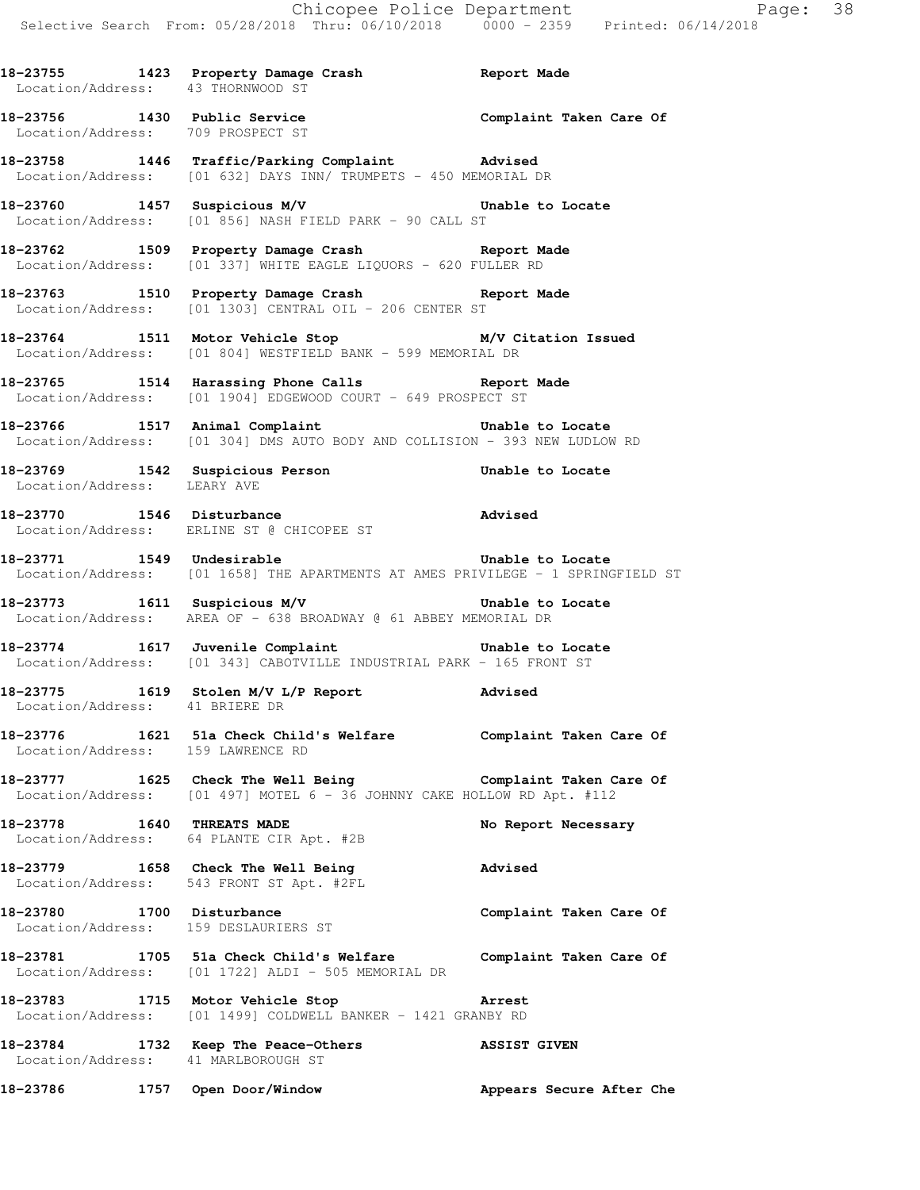**18-23755 1423 Property Damage Crash Report Made**
Location/Address: 43 THORNWOOD ST

**18-23756 1430 Public Service Complaint Taken Care Of**
Location/Address: 709 PROSPECT ST

**18-23758 1446 Traffic/Parking Complaint Advised**
Location/Address: [01 632] DAYS INN/ TRUMPETS - 450 MEMORIAL DR

**18-23760 1457 Suspicious M/V Unable to Locate**
Location/Address: [01 856] NASH FIELD PARK - 90 CALL ST

**18-23762 1509 Property Damage Crash Report Made**
Location/Address: [01 337] WHITE EAGLE LIQUORS - 620 FULLER RD

**18-23763 1510 Property Damage Crash Report Made**
Location/Address: [01 1303] CENTRAL OIL - 206 CENTER ST

**18-23764 1511 Motor Vehicle Stop M/V Citation Issued**
Location/Address: [01 804] WESTFIELD BANK - 599 MEMORIAL DR

**18-23765 1514 Harassing Phone Calls Report Made**
Location/Address: [01 1904] EDGEWOOD COURT - 649 PROSPECT ST

**18-23766 1517 Animal Complaint Unable to Locate**
Location/Address: [01 304] DMS AUTO BODY AND COLLISION - 393 NEW LUDLOW RD

**18-23769 1542 Suspicious Person Unable to Locate**
Location/Address: LEARY AVE

**18-23770 1546 Disturbance Advised**
Location/Address: ERLINE ST @ CHICOPEE ST

**18-23771 1549 Undesirable Unable to Locate**
Location/Address: [01 1658] THE APARTMENTS AT AMES PRIVILEGE - 1 SPRINGFIELD ST

**18-23773 1611 Suspicious M/V Unable to Locate**
Location/Address: AREA OF - 638 BROADWAY @ 61 ABBEY MEMORIAL DR

**18-23774 1617 Juvenile Complaint Unable to Locate**
Location/Address: [01 343] CABOTVILLE INDUSTRIAL PARK - 165 FRONT ST

**18-23775 1619 Stolen M/V L/P Report Advised**
Location/Address: 41 BRIERE DR

**18-23776 1621 51a Check Child's Welfare Complaint Taken Care Of**
Location/Address: 159 LAWRENCE RD

**18-23777 1625 Check The Well Being Complaint Taken Care Of**
Location/Address: [01 497] MOTEL 6 - 36 JOHNNY CAKE HOLLOW RD Apt. #112

**18-23778 1640 THREATS MADE No Report Necessary**
Location/Address: 64 PLANTE CIR Apt. #2B

**18-23779 1658 Check The Well Being Advised**
Location/Address: 543 FRONT ST Apt. #2FL

**18-23780 1700 Disturbance Complaint Taken Care Of**
Location/Address: 159 DESLAURIERS ST

**18-23781 1705 51a Check Child's Welfare Complaint Taken Care Of**
Location/Address: [01 1722] ALDI - 505 MEMORIAL DR

**18-23783 1715 Motor Vehicle Stop Arrest**
Location/Address: [01 1499] COLDWELL BANKER - 1421 GRANBY RD

**18-23784 1732 Keep The Peace-Others ASSIST GIVEN**
Location/Address: 41 MARLBOROUGH ST

**18-23786 1757 Open Door/Window Appears Secure After Che**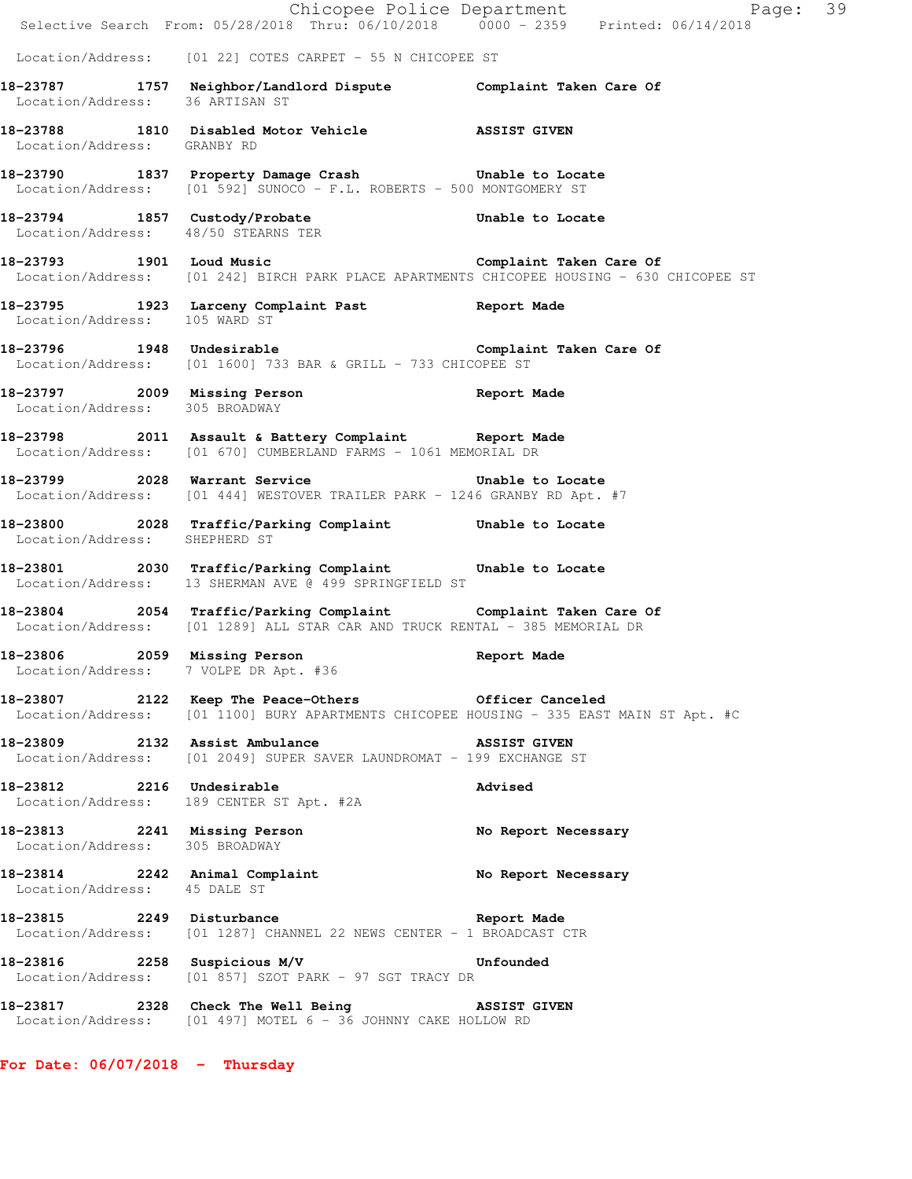Location/Address: [01 22] COTES CARPET - 55 N CHICOPEE ST

**18-23787 1757 Neighbor/Landlord Dispute Complaint Taken Care Of**
Location/Address: 36 ARTISAN ST

**18-23788 1810 Disabled Motor Vehicle ASSIST GIVEN**
Location/Address: GRANBY RD

**18-23790 1837 Property Damage Crash Unable to Locate**
Location/Address: [01 592] SUNOCO - F.L. ROBERTS - 500 MONTGOMERY ST

**18-23794 1857 Custody/Probate Unable to Locate**
Location/Address: 48/50 STEARNS TER

**18-23793 1901 Loud Music Complaint Taken Care Of**
Location/Address: [01 242] BIRCH PARK PLACE APARTMENTS CHICOPEE HOUSING - 630 CHICOPEE ST

**18-23795 1923 Larceny Complaint Past Report Made**
Location/Address: 105 WARD ST

**18-23796 1948 Undesirable Complaint Taken Care Of**
Location/Address: [01 1600] 733 BAR & GRILL - 733 CHICOPEE ST

**18-23797 2009 Missing Person Report Made**
Location/Address: 305 BROADWAY

**18-23798 2011 Assault & Battery Complaint Report Made**
Location/Address: [01 670] CUMBERLAND FARMS - 1061 MEMORIAL DR

**18-23799 2028 Warrant Service Unable to Locate**
Location/Address: [01 444] WESTOVER TRAILER PARK - 1246 GRANBY RD Apt. #7

**18-23800 2028 Traffic/Parking Complaint Unable to Locate**
Location/Address: SHEPHERD ST

**18-23801 2030 Traffic/Parking Complaint Unable to Locate**
Location/Address: 13 SHERMAN AVE @ 499 SPRINGFIELD ST

**18-23804 2054 Traffic/Parking Complaint Complaint Taken Care Of**
Location/Address: [01 1289] ALL STAR CAR AND TRUCK RENTAL - 385 MEMORIAL DR

**18-23806 2059 Missing Person Report Made**
Location/Address: 7 VOLPE DR Apt. #36

**18-23807 2122 Keep The Peace-Others Officer Canceled**
Location/Address: [01 1100] BURY APARTMENTS CHICOPEE HOUSING - 335 EAST MAIN ST Apt. #C

**18-23809 2132 Assist Ambulance ASSIST GIVEN**
Location/Address: [01 2049] SUPER SAVER LAUNDROMAT - 199 EXCHANGE ST

**18-23812 2216 Undesirable Advised**
Location/Address: 189 CENTER ST Apt. #2A

**18-23813 2241 Missing Person No Report Necessary**
Location/Address: 305 BROADWAY

**18-23814 2242 Animal Complaint No Report Necessary**
Location/Address: 45 DALE ST

**18-23815 2249 Disturbance Report Made**
Location/Address: [01 1287] CHANNEL 22 NEWS CENTER - 1 BROADCAST CTR

**18-23816 2258 Suspicious M/V Unfounded**
Location/Address: [01 857] SZOT PARK - 97 SGT TRACY DR

**18-23817 2328 Check The Well Being ASSIST GIVEN**
Location/Address: [01 497] MOTEL 6 - 36 JOHNNY CAKE HOLLOW RD

**For Date: 06/07/2018 - Thursday**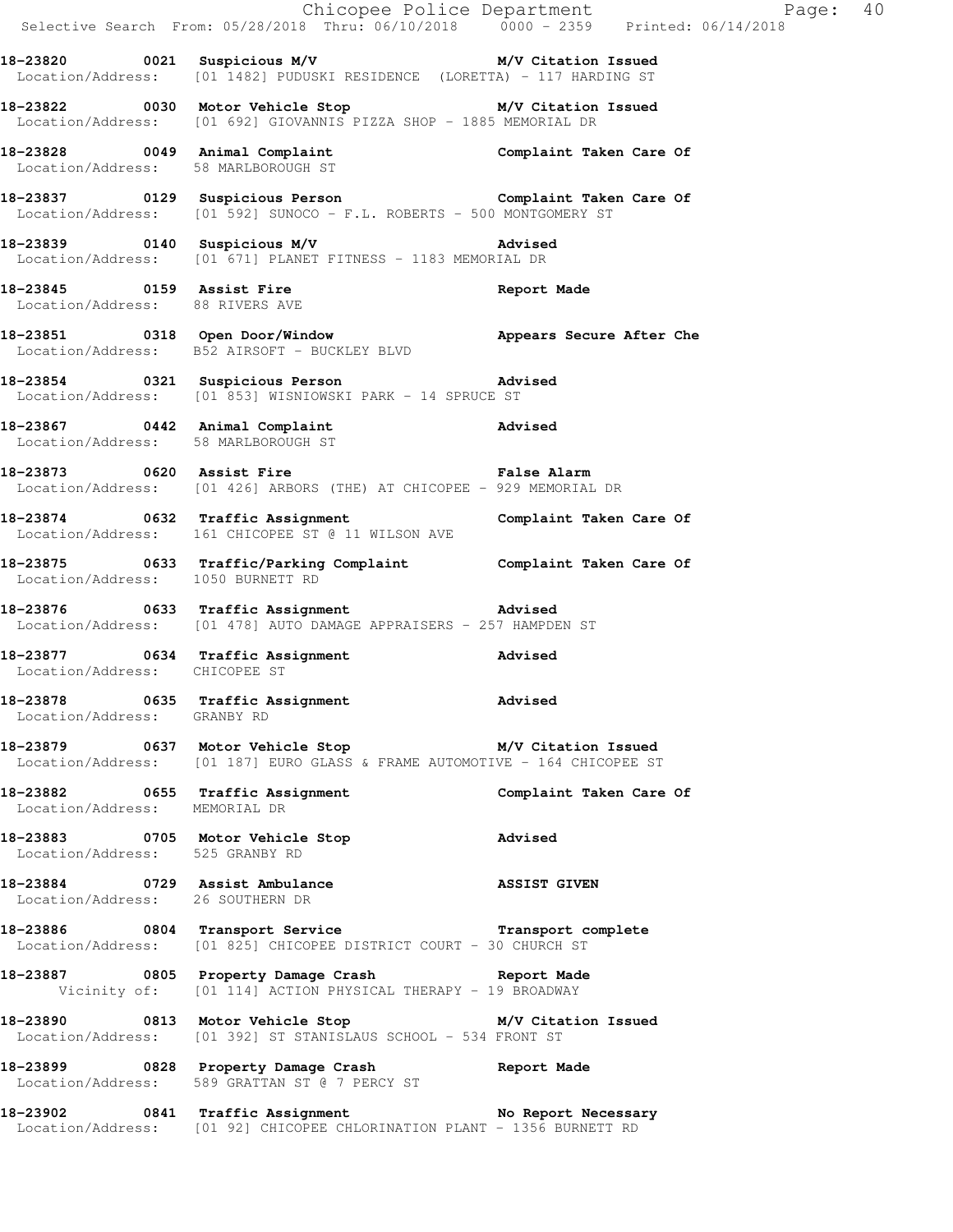18-23820 0021 Suspicious M/V M/V Citation Issued
Location/Address: [01 1482] PUDUSKI RESIDENCE (LORETTA) - 117 HARDING ST

18-23822 0030 Motor Vehicle Stop M/V Citation Issued
Location/Address: [01 692] GIOVANNIS PIZZA SHOP - 1885 MEMORIAL DR

18-23828 0049 Animal Complaint Complaint Taken Care Of
Location/Address: 58 MARLBOROUGH ST

18-23837 0129 Suspicious Person Complaint Taken Care Of
Location/Address: [01 592] SUNOCO - F.L. ROBERTS - 500 MONTGOMERY ST

18-23839 0140 Suspicious M/V Advised
Location/Address: [01 671] PLANET FITNESS - 1183 MEMORIAL DR

18-23845 0159 Assist Fire Report Made
Location/Address: 88 RIVERS AVE

18-23851 0318 Open Door/Window Appears Secure After Che
Location/Address: B52 AIRSOFT - BUCKLEY BLVD

18-23854 0321 Suspicious Person Advised
Location/Address: [01 853] WISNIOWSKI PARK - 14 SPRUCE ST

18-23867 0442 Animal Complaint Advised
Location/Address: 58 MARLBOROUGH ST

18-23873 0620 Assist Fire False Alarm
Location/Address: [01 426] ARBORS (THE) AT CHICOPEE - 929 MEMORIAL DR

18-23874 0632 Traffic Assignment Complaint Taken Care Of
Location/Address: 161 CHICOPEE ST @ 11 WILSON AVE

18-23875 0633 Traffic/Parking Complaint Complaint Taken Care Of
Location/Address: 1050 BURNETT RD

18-23876 0633 Traffic Assignment Advised
Location/Address: [01 478] AUTO DAMAGE APPRAISERS - 257 HAMPDEN ST

18-23877 0634 Traffic Assignment Advised
Location/Address: CHICOPEE ST

18-23878 0635 Traffic Assignment Advised
Location/Address: GRANBY RD

18-23879 0637 Motor Vehicle Stop M/V Citation Issued
Location/Address: [01 187] EURO GLASS & FRAME AUTOMOTIVE - 164 CHICOPEE ST

18-23882 0655 Traffic Assignment Complaint Taken Care Of
Location/Address: MEMORIAL DR

18-23883 0705 Motor Vehicle Stop Advised
Location/Address: 525 GRANBY RD

18-23884 0729 Assist Ambulance ASSIST GIVEN
Location/Address: 26 SOUTHERN DR

18-23886 0804 Transport Service Transport complete
Location/Address: [01 825] CHICOPEE DISTRICT COURT - 30 CHURCH ST

18-23887 0805 Property Damage Crash Report Made
Vicinity of: [01 114] ACTION PHYSICAL THERAPY - 19 BROADWAY

18-23890 0813 Motor Vehicle Stop M/V Citation Issued
Location/Address: [01 392] ST STANISLAUS SCHOOL - 534 FRONT ST

18-23899 0828 Property Damage Crash Report Made
Location/Address: 589 GRATTAN ST @ 7 PERCY ST

18-23902 0841 Traffic Assignment No Report Necessary
Location/Address: [01 92] CHICOPEE CHLORINATION PLANT - 1356 BURNETT RD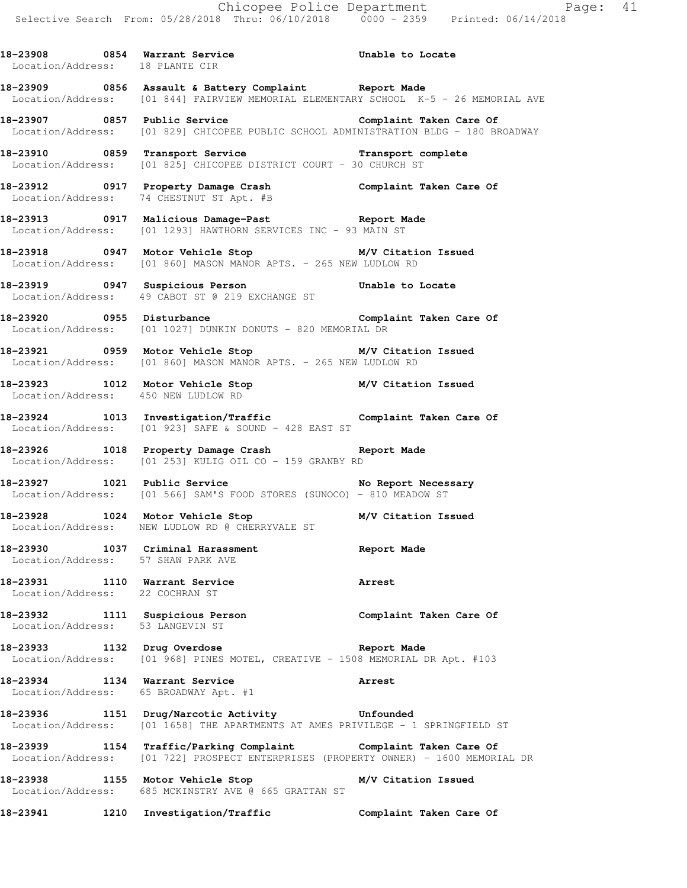**18-23908 0854 Warrant Service Unable to Locate**
Location/Address: 18 PLANTE CIR

**18-23909 0856 Assault & Battery Complaint Report Made**
Location/Address: [01 844] FAIRVIEW MEMORIAL ELEMENTARY SCHOOL K-5 - 26 MEMORIAL AVE

**18-23907 0857 Public Service Complaint Taken Care Of**
Location/Address: [01 829] CHICOPEE PUBLIC SCHOOL ADMINISTRATION BLDG - 180 BROADWAY

**18-23910 0859 Transport Service Transport complete**
Location/Address: [01 825] CHICOPEE DISTRICT COURT - 30 CHURCH ST

**18-23912 0917 Property Damage Crash Complaint Taken Care Of**
Location/Address: 74 CHESTNUT ST Apt. #B

**18-23913 0917 Malicious Damage-Past Report Made**
Location/Address: [01 1293] HAWTHORN SERVICES INC - 93 MAIN ST

**18-23918 0947 Motor Vehicle Stop M/V Citation Issued**
Location/Address: [01 860] MASON MANOR APTS. - 265 NEW LUDLOW RD

**18-23919 0947 Suspicious Person Unable to Locate**
Location/Address: 49 CABOT ST @ 219 EXCHANGE ST

**18-23920 0955 Disturbance Complaint Taken Care Of**
Location/Address: [01 1027] DUNKIN DONUTS - 820 MEMORIAL DR

**18-23921 0959 Motor Vehicle Stop M/V Citation Issued**
Location/Address: [01 860] MASON MANOR APTS. - 265 NEW LUDLOW RD

**18-23923 1012 Motor Vehicle Stop M/V Citation Issued**
Location/Address: 450 NEW LUDLOW RD

**18-23924 1013 Investigation/Traffic Complaint Taken Care Of**
Location/Address: [01 923] SAFE & SOUND - 428 EAST ST

**18-23926 1018 Property Damage Crash Report Made**
Location/Address: [01 253] KULIG OIL CO - 159 GRANBY RD

**18-23927 1021 Public Service No Report Necessary**
Location/Address: [01 566] SAM'S FOOD STORES (SUNOCO) - 810 MEADOW ST

**18-23928 1024 Motor Vehicle Stop M/V Citation Issued**
Location/Address: NEW LUDLOW RD @ CHERRYVALE ST

**18-23930 1037 Criminal Harassment Report Made**
Location/Address: 57 SHAW PARK AVE

**18-23931 1110 Warrant Service Arrest**
Location/Address: 22 COCHRAN ST

**18-23932 1111 Suspicious Person Complaint Taken Care Of**
Location/Address: 53 LANGEVIN ST

**18-23933 1132 Drug Overdose Report Made**
Location/Address: [01 968] PINES MOTEL, CREATIVE - 1508 MEMORIAL DR Apt. #103

**18-23934 1134 Warrant Service Arrest**
Location/Address: 65 BROADWAY Apt. #1

**18-23936 1151 Drug/Narcotic Activity Unfounded**
Location/Address: [01 1658] THE APARTMENTS AT AMES PRIVILEGE - 1 SPRINGFIELD ST

**18-23939 1154 Traffic/Parking Complaint Complaint Taken Care Of**
Location/Address: [01 722] PROSPECT ENTERPRISES (PROPERTY OWNER) - 1600 MEMORIAL DR

**18-23938 1155 Motor Vehicle Stop M/V Citation Issued**
Location/Address: 685 MCKINSTRY AVE @ 665 GRATTAN ST

**18-23941 1210 Investigation/Traffic Complaint Taken Care Of**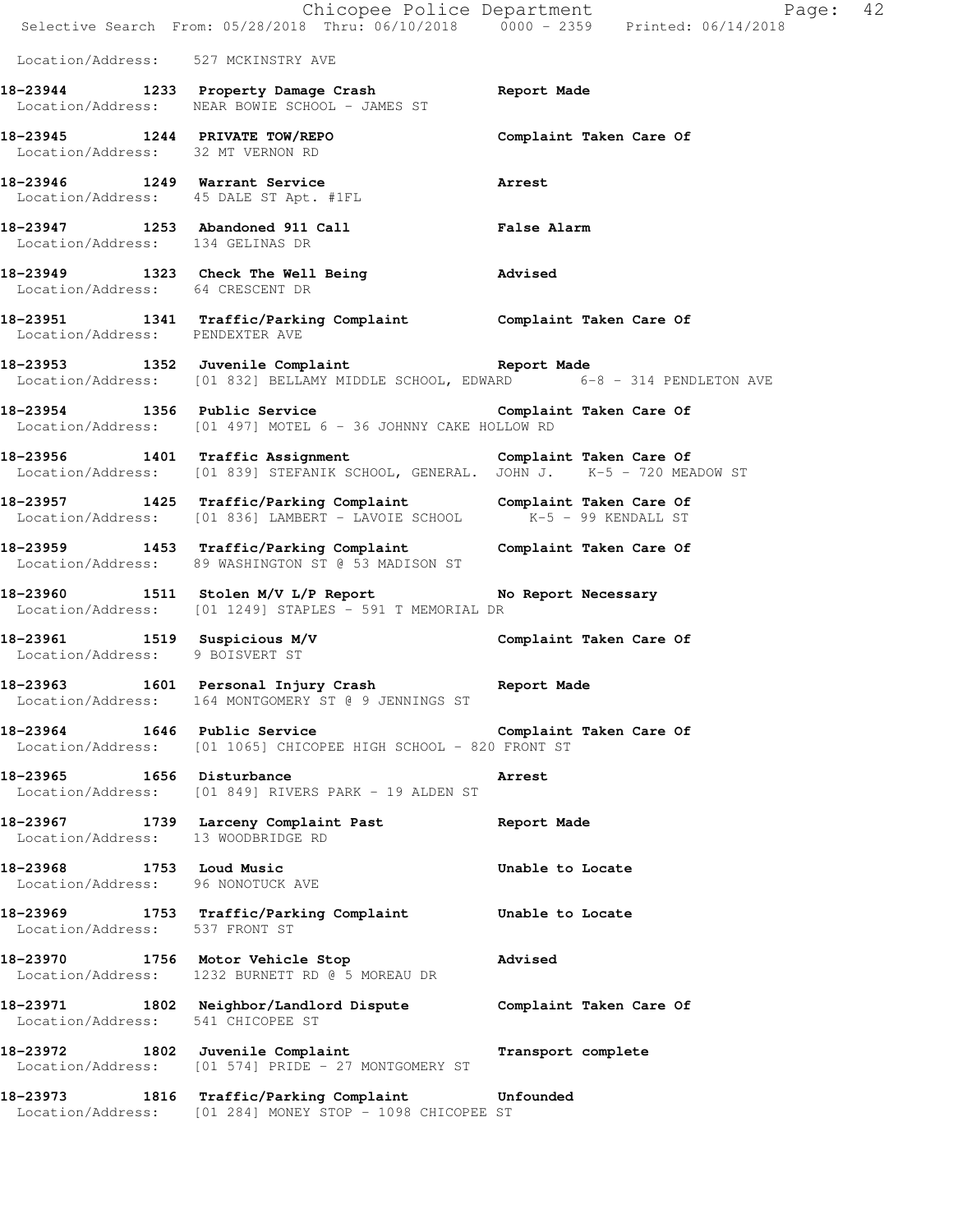Location/Address: 527 MCKINSTRY AVE

**18-23944 1233 Property Damage Crash** Report Made
Location/Address: NEAR BOWIE SCHOOL - JAMES ST

**18-23945 1244 PRIVATE TOW/REPO** Complaint Taken Care Of
Location/Address: 32 MT VERNON RD

**18-23946 1249 Warrant Service** Arrest
Location/Address: 45 DALE ST Apt. #1FL

**18-23947 1253 Abandoned 911 Call** False Alarm
Location/Address: 134 GELINAS DR

**18-23949 1323 Check The Well Being** Advised
Location/Address: 64 CRESCENT DR

**18-23951 1341 Traffic/Parking Complaint** Complaint Taken Care Of
Location/Address: PENDEXTER AVE

**18-23953 1352 Juvenile Complaint** Report Made
Location/Address: [01 832] BELLAMY MIDDLE SCHOOL, EDWARD 6-8 - 314 PENDLETON AVE

**18-23954 1356 Public Service** Complaint Taken Care Of
Location/Address: [01 497] MOTEL 6 - 36 JOHNNY CAKE HOLLOW RD

**18-23956 1401 Traffic Assignment** Complaint Taken Care Of
Location/Address: [01 839] STEFANIK SCHOOL, GENERAL. JOHN J. K-5 - 720 MEADOW ST

**18-23957 1425 Traffic/Parking Complaint** Complaint Taken Care Of
Location/Address: [01 836] LAMBERT - LAVOIE SCHOOL K-5 - 99 KENDALL ST

**18-23959 1453 Traffic/Parking Complaint** Complaint Taken Care Of
Location/Address: 89 WASHINGTON ST @ 53 MADISON ST

**18-23960 1511 Stolen M/V L/P Report** No Report Necessary
Location/Address: [01 1249] STAPLES - 591 T MEMORIAL DR

**18-23961 1519 Suspicious M/V** Complaint Taken Care Of
Location/Address: 9 BOISVERT ST

**18-23963 1601 Personal Injury Crash** Report Made
Location/Address: 164 MONTGOMERY ST @ 9 JENNINGS ST

**18-23964 1646 Public Service** Complaint Taken Care Of
Location/Address: [01 1065] CHICOPEE HIGH SCHOOL - 820 FRONT ST

**18-23965 1656 Disturbance** Arrest
Location/Address: [01 849] RIVERS PARK - 19 ALDEN ST

**18-23967 1739 Larceny Complaint Past** Report Made
Location/Address: 13 WOODBRIDGE RD

**18-23968 1753 Loud Music** Unable to Locate
Location/Address: 96 NONOTUCK AVE

**18-23969 1753 Traffic/Parking Complaint** Unable to Locate
Location/Address: 537 FRONT ST

**18-23970 1756 Motor Vehicle Stop** Advised
Location/Address: 1232 BURNETT RD @ 5 MOREAU DR

**18-23971 1802 Neighbor/Landlord Dispute** Complaint Taken Care Of
Location/Address: 541 CHICOPEE ST

**18-23972 1802 Juvenile Complaint** Transport complete
Location/Address: [01 574] PRIDE - 27 MONTGOMERY ST

**18-23973 1816 Traffic/Parking Complaint** Unfounded
Location/Address: [01 284] MONEY STOP - 1098 CHICOPEE ST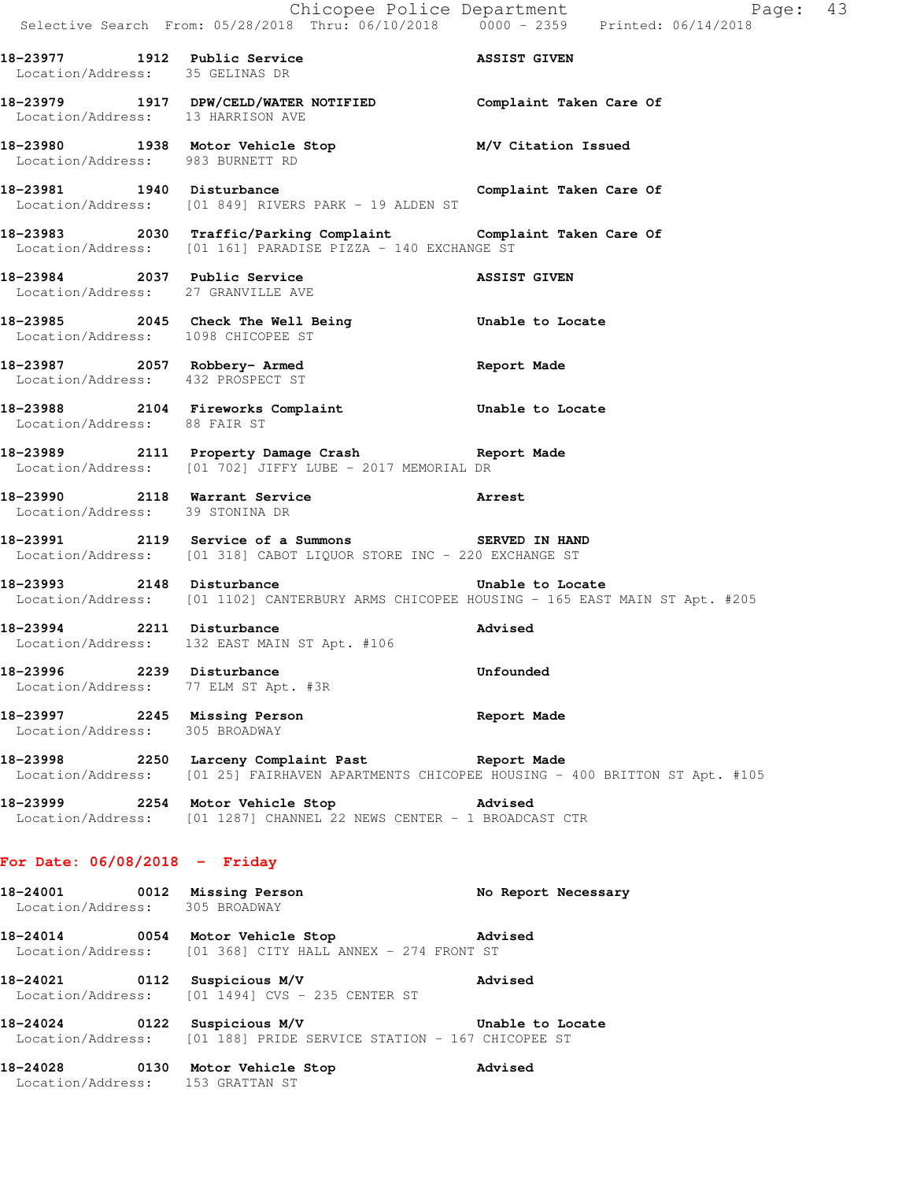18-23977 1912 Public Service ASSIST GIVEN
Location/Address: 35 GELINAS DR

18-23979 1917 DPW/CELD/WATER NOTIFIED Complaint Taken Care Of
Location/Address: 13 HARRISON AVE

18-23980 1938 Motor Vehicle Stop M/V Citation Issued
Location/Address: 983 BURNETT RD

18-23981 1940 Disturbance Complaint Taken Care Of
Location/Address: [01 849] RIVERS PARK - 19 ALDEN ST

18-23983 2030 Traffic/Parking Complaint Complaint Taken Care Of
Location/Address: [01 161] PARADISE PIZZA - 140 EXCHANGE ST

18-23984 2037 Public Service ASSIST GIVEN
Location/Address: 27 GRANVILLE AVE

18-23985 2045 Check The Well Being Unable to Locate
Location/Address: 1098 CHICOPEE ST

18-23987 2057 Robbery- Armed Report Made
Location/Address: 432 PROSPECT ST

18-23988 2104 Fireworks Complaint Unable to Locate
Location/Address: 88 FAIR ST

18-23989 2111 Property Damage Crash Report Made
Location/Address: [01 702] JIFFY LUBE - 2017 MEMORIAL DR

18-23990 2118 Warrant Service Arrest
Location/Address: 39 STONINA DR

18-23991 2119 Service of a Summons SERVED IN HAND
Location/Address: [01 318] CABOT LIQUOR STORE INC - 220 EXCHANGE ST

18-23993 2148 Disturbance Unable to Locate
Location/Address: [01 1102] CANTERBURY ARMS CHICOPEE HOUSING - 165 EAST MAIN ST Apt. #205

18-23994 2211 Disturbance Advised
Location/Address: 132 EAST MAIN ST Apt. #106

18-23996 2239 Disturbance Unfounded
Location/Address: 77 ELM ST Apt. #3R

18-23997 2245 Missing Person Report Made
Location/Address: 305 BROADWAY

18-23998 2250 Larceny Complaint Past Report Made
Location/Address: [01 25] FAIRHAVEN APARTMENTS CHICOPEE HOUSING - 400 BRITTON ST Apt. #105

18-23999 2254 Motor Vehicle Stop Advised
Location/Address: [01 1287] CHANNEL 22 NEWS CENTER - 1 BROADCAST CTR

**For Date: 06/08/2018 - Friday**

18-24001 0012 Missing Person No Report Necessary
Location/Address: 305 BROADWAY

18-24014 0054 Motor Vehicle Stop Advised
Location/Address: [01 368] CITY HALL ANNEX - 274 FRONT ST

18-24021 0112 Suspicious M/V Advised
Location/Address: [01 1494] CVS - 235 CENTER ST

18-24024 0122 Suspicious M/V Unable to Locate
Location/Address: [01 188] PRIDE SERVICE STATION - 167 CHICOPEE ST

18-24028 0130 Motor Vehicle Stop Advised
Location/Address: 153 GRATTAN ST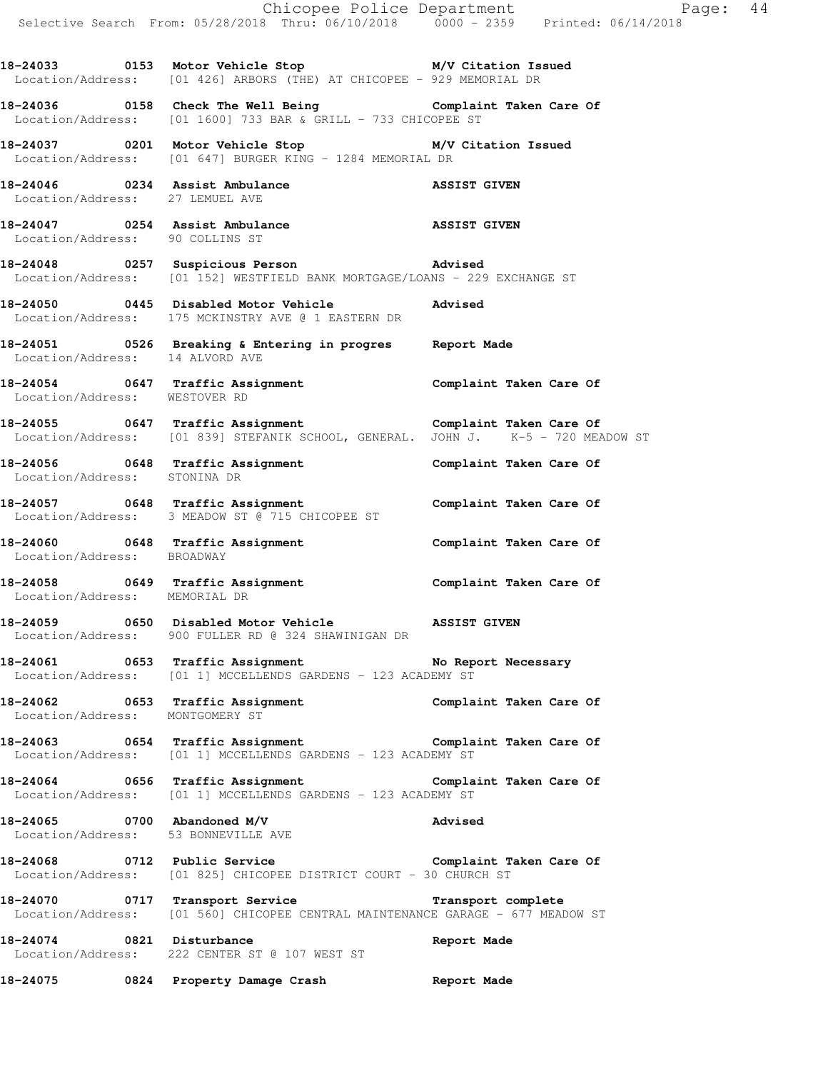18-24033 0153 Motor Vehicle Stop M/V Citation Issued
Location/Address: [01 426] ARBORS (THE) AT CHICOPEE - 929 MEMORIAL DR

18-24036 0158 Check The Well Being Complaint Taken Care Of
Location/Address: [01 1600] 733 BAR & GRILL - 733 CHICOPEE ST

18-24037 0201 Motor Vehicle Stop M/V Citation Issued
Location/Address: [01 647] BURGER KING - 1284 MEMORIAL DR

18-24046 0234 Assist Ambulance ASSIST GIVEN
Location/Address: 27 LEMUEL AVE

18-24047 0254 Assist Ambulance ASSIST GIVEN
Location/Address: 90 COLLINS ST

18-24048 0257 Suspicious Person Advised
Location/Address: [01 152] WESTFIELD BANK MORTGAGE/LOANS - 229 EXCHANGE ST

18-24050 0445 Disabled Motor Vehicle Advised
Location/Address: 175 MCKINSTRY AVE @ 1 EASTERN DR

18-24051 0526 Breaking & Entering in progres Report Made
Location/Address: 14 ALVORD AVE

18-24054 0647 Traffic Assignment Complaint Taken Care Of
Location/Address: WESTOVER RD

18-24055 0647 Traffic Assignment Complaint Taken Care Of
Location/Address: [01 839] STEFANIK SCHOOL, GENERAL. JOHN J. K-5 - 720 MEADOW ST

18-24056 0648 Traffic Assignment Complaint Taken Care Of
Location/Address: STONINA DR

18-24057 0648 Traffic Assignment Complaint Taken Care Of
Location/Address: 3 MEADOW ST @ 715 CHICOPEE ST

18-24060 0648 Traffic Assignment Complaint Taken Care Of
Location/Address: BROADWAY

18-24058 0649 Traffic Assignment Complaint Taken Care Of
Location/Address: MEMORIAL DR

18-24059 0650 Disabled Motor Vehicle ASSIST GIVEN
Location/Address: 900 FULLER RD @ 324 SHAWINIGAN DR

18-24061 0653 Traffic Assignment No Report Necessary
Location/Address: [01 1] MCCELLENDS GARDENS - 123 ACADEMY ST

18-24062 0653 Traffic Assignment Complaint Taken Care Of
Location/Address: MONTGOMERY ST

18-24063 0654 Traffic Assignment Complaint Taken Care Of
Location/Address: [01 1] MCCELLENDS GARDENS - 123 ACADEMY ST

18-24064 0656 Traffic Assignment Complaint Taken Care Of
Location/Address: [01 1] MCCELLENDS GARDENS - 123 ACADEMY ST

18-24065 0700 Abandoned M/V Advised
Location/Address: 53 BONNEVILLE AVE

18-24068 0712 Public Service Complaint Taken Care Of
Location/Address: [01 825] CHICOPEE DISTRICT COURT - 30 CHURCH ST

18-24070 0717 Transport Service Transport complete
Location/Address: [01 560] CHICOPEE CENTRAL MAINTENANCE GARAGE - 677 MEADOW ST

18-24074 0821 Disturbance Report Made
Location/Address: 222 CENTER ST @ 107 WEST ST

18-24075 0824 Property Damage Crash Report Made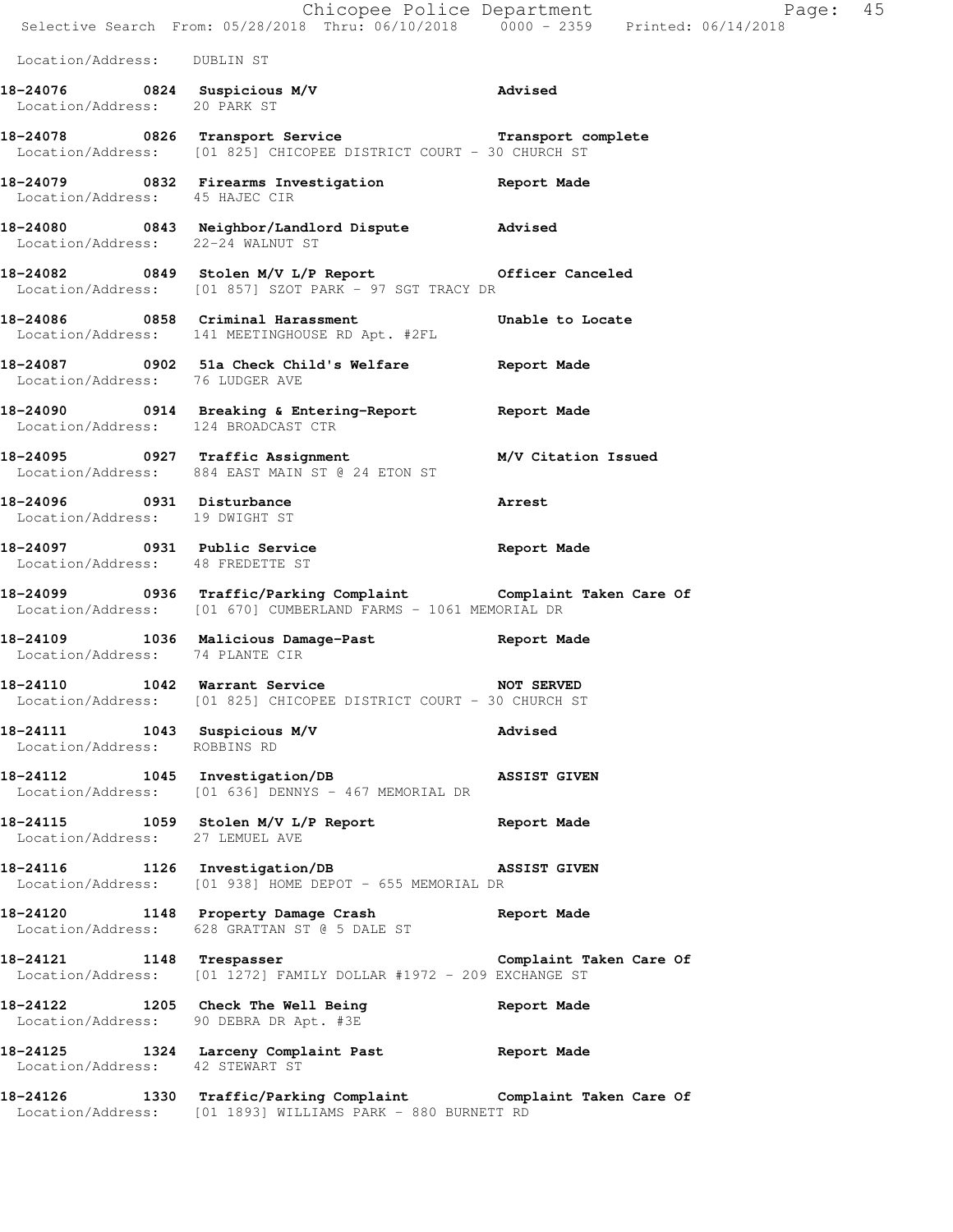Location/Address: DUBLIN ST

**18-24076 0824 Suspicious M/V** Advised
Location/Address: 20 PARK ST

**18-24078 0826 Transport Service** Transport complete
Location/Address: [01 825] CHICOPEE DISTRICT COURT - 30 CHURCH ST

**18-24079 0832 Firearms Investigation** Report Made
Location/Address: 45 HAJEC CIR

**18-24080 0843 Neighbor/Landlord Dispute** Advised
Location/Address: 22-24 WALNUT ST

**18-24082 0849 Stolen M/V L/P Report** Officer Canceled
Location/Address: [01 857] SZOT PARK - 97 SGT TRACY DR

**18-24086 0858 Criminal Harassment** Unable to Locate
Location/Address: 141 MEETINGHOUSE RD Apt. #2FL

**18-24087 0902 51a Check Child's Welfare** Report Made
Location/Address: 76 LUDGER AVE

**18-24090 0914 Breaking & Entering-Report** Report Made
Location/Address: 124 BROADCAST CTR

**18-24095 0927 Traffic Assignment** M/V Citation Issued
Location/Address: 884 EAST MAIN ST @ 24 ETON ST

**18-24096 0931 Disturbance** Arrest
Location/Address: 19 DWIGHT ST

**18-24097 0931 Public Service** Report Made
Location/Address: 48 FREDETTE ST

**18-24099 0936 Traffic/Parking Complaint** Complaint Taken Care Of
Location/Address: [01 670] CUMBERLAND FARMS - 1061 MEMORIAL DR

**18-24109 1036 Malicious Damage-Past** Report Made
Location/Address: 74 PLANTE CIR

**18-24110 1042 Warrant Service** NOT SERVED
Location/Address: [01 825] CHICOPEE DISTRICT COURT - 30 CHURCH ST

**18-24111 1043 Suspicious M/V** Advised
Location/Address: ROBBINS RD

**18-24112 1045 Investigation/DB** ASSIST GIVEN
Location/Address: [01 636] DENNYS - 467 MEMORIAL DR

**18-24115 1059 Stolen M/V L/P Report** Report Made
Location/Address: 27 LEMUEL AVE

**18-24116 1126 Investigation/DB** ASSIST GIVEN
Location/Address: [01 938] HOME DEPOT - 655 MEMORIAL DR

**18-24120 1148 Property Damage Crash** Report Made
Location/Address: 628 GRATTAN ST @ 5 DALE ST

**18-24121 1148 Trespasser** Complaint Taken Care Of
Location/Address: [01 1272] FAMILY DOLLAR #1972 - 209 EXCHANGE ST

**18-24122 1205 Check The Well Being** Report Made
Location/Address: 90 DEBRA DR Apt. #3E

**18-24125 1324 Larceny Complaint Past** Report Made
Location/Address: 42 STEWART ST

**18-24126 1330 Traffic/Parking Complaint** Complaint Taken Care Of
Location/Address: [01 1893] WILLIAMS PARK - 880 BURNETT RD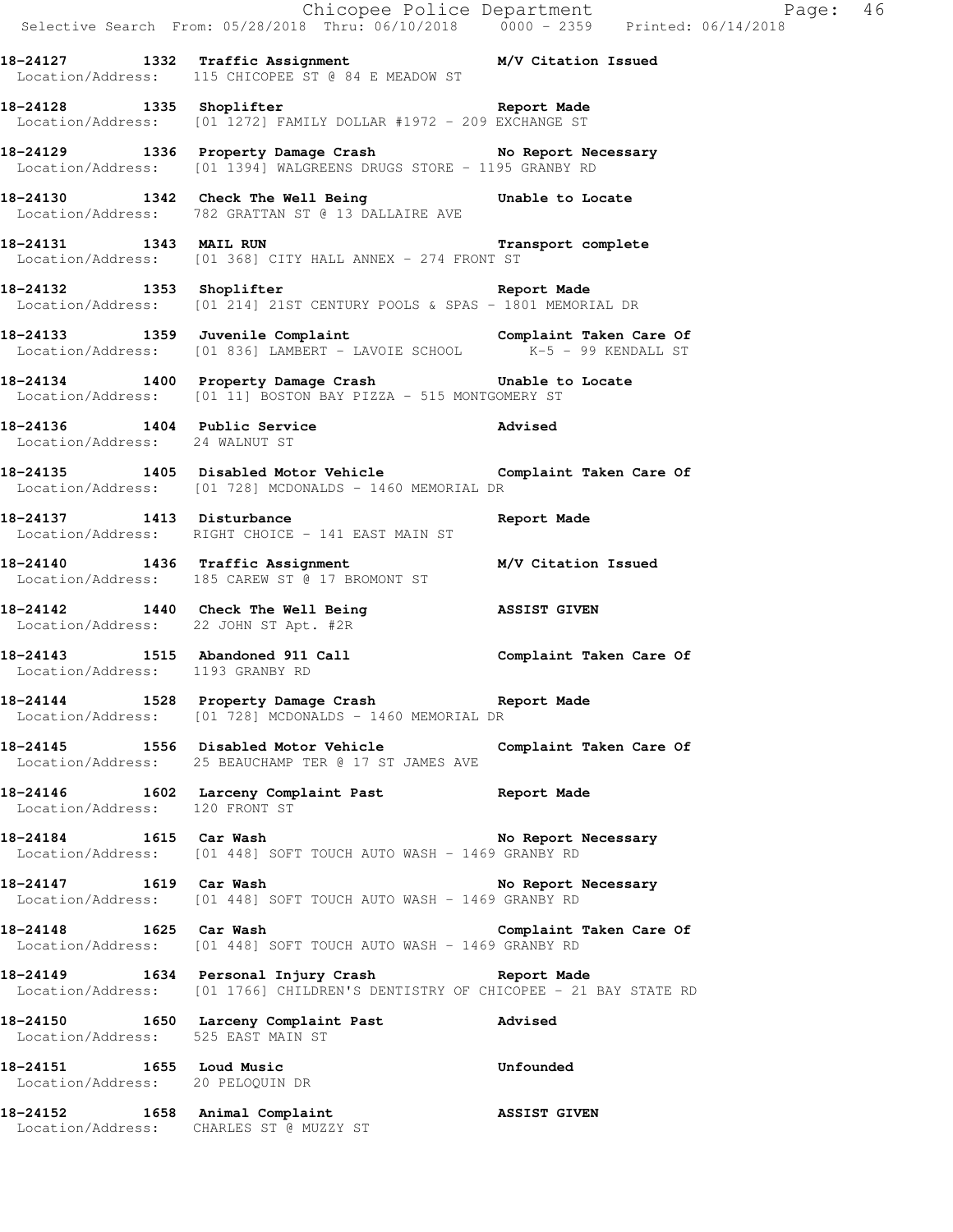**18-24127 1332 Traffic Assignment** **M/V Citation Issued**
Location/Address: 115 CHICOPEE ST @ 84 E MEADOW ST

**18-24128 1335 Shoplifter** **Report Made**
Location/Address: [01 1272] FAMILY DOLLAR #1972 - 209 EXCHANGE ST

**18-24129 1336 Property Damage Crash** **No Report Necessary**
Location/Address: [01 1394] WALGREENS DRUGS STORE - 1195 GRANBY RD

**18-24130 1342 Check The Well Being** **Unable to Locate**
Location/Address: 782 GRATTAN ST @ 13 DALLAIRE AVE

**18-24131 1343 MAIL RUN** **Transport complete**
Location/Address: [01 368] CITY HALL ANNEX - 274 FRONT ST

**18-24132 1353 Shoplifter** **Report Made**
Location/Address: [01 214] 21ST CENTURY POOLS & SPAS - 1801 MEMORIAL DR

**18-24133 1359 Juvenile Complaint** **Complaint Taken Care Of**
Location/Address: [01 836] LAMBERT - LAVOIE SCHOOL K-5 - 99 KENDALL ST

**18-24134 1400 Property Damage Crash** **Unable to Locate**
Location/Address: [01 11] BOSTON BAY PIZZA - 515 MONTGOMERY ST

**18-24136 1404 Public Service** **Advised**
Location/Address: 24 WALNUT ST

**18-24135 1405 Disabled Motor Vehicle** **Complaint Taken Care Of**
Location/Address: [01 728] MCDONALDS - 1460 MEMORIAL DR

**18-24137 1413 Disturbance** **Report Made**
Location/Address: RIGHT CHOICE - 141 EAST MAIN ST

**18-24140 1436 Traffic Assignment** **M/V Citation Issued**
Location/Address: 185 CAREW ST @ 17 BROMONT ST

**18-24142 1440 Check The Well Being** **ASSIST GIVEN**
Location/Address: 22 JOHN ST Apt. #2R

**18-24143 1515 Abandoned 911 Call** **Complaint Taken Care Of**
Location/Address: 1193 GRANBY RD

**18-24144 1528 Property Damage Crash** **Report Made**
Location/Address: [01 728] MCDONALDS - 1460 MEMORIAL DR

**18-24145 1556 Disabled Motor Vehicle** **Complaint Taken Care Of**
Location/Address: 25 BEAUCHAMP TER @ 17 ST JAMES AVE

**18-24146 1602 Larceny Complaint Past** **Report Made**
Location/Address: 120 FRONT ST

**18-24184 1615 Car Wash** **No Report Necessary**
Location/Address: [01 448] SOFT TOUCH AUTO WASH - 1469 GRANBY RD

**18-24147 1619 Car Wash** **No Report Necessary**
Location/Address: [01 448] SOFT TOUCH AUTO WASH - 1469 GRANBY RD

**18-24148 1625 Car Wash** **Complaint Taken Care Of**
Location/Address: [01 448] SOFT TOUCH AUTO WASH - 1469 GRANBY RD

**18-24149 1634 Personal Injury Crash** **Report Made**
Location/Address: [01 1766] CHILDREN'S DENTISTRY OF CHICOPEE - 21 BAY STATE RD

**18-24150 1650 Larceny Complaint Past** **Advised**
Location/Address: 525 EAST MAIN ST

**18-24151 1655 Loud Music** **Unfounded**
Location/Address: 20 PELOQUIN DR

**18-24152 1658 Animal Complaint** **ASSIST GIVEN**
Location/Address: CHARLES ST @ MUZZY ST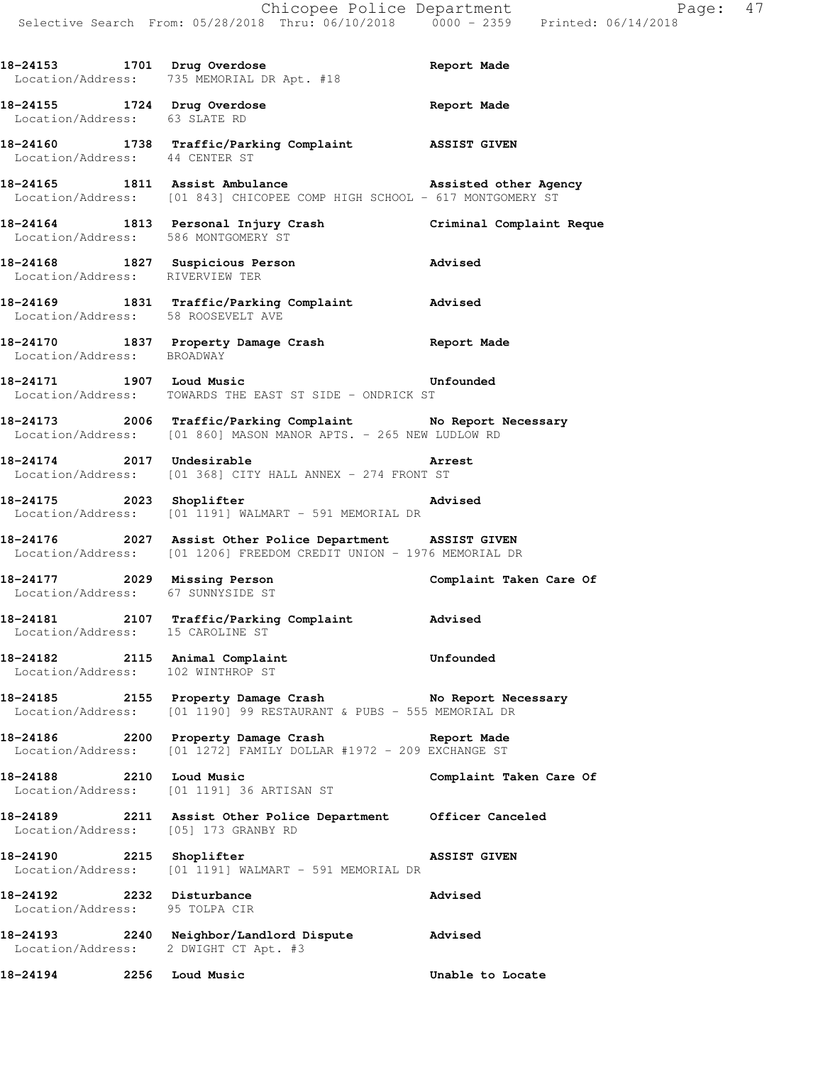**18-24153 1701 Drug Overdose** **Report Made**
Location/Address: 735 MEMORIAL DR Apt. #18

**18-24155 1724 Drug Overdose** **Report Made**
Location/Address: 63 SLATE RD

**18-24160 1738 Traffic/Parking Complaint** **ASSIST GIVEN**
Location/Address: 44 CENTER ST

**18-24165 1811 Assist Ambulance** **Assisted other Agency**
Location/Address: [01 843] CHICOPEE COMP HIGH SCHOOL - 617 MONTGOMERY ST

**18-24164 1813 Personal Injury Crash** **Criminal Complaint Reque**
Location/Address: 586 MONTGOMERY ST

**18-24168 1827 Suspicious Person** **Advised**
Location/Address: RIVERVIEW TER

**18-24169 1831 Traffic/Parking Complaint** **Advised**
Location/Address: 58 ROOSEVELT AVE

**18-24170 1837 Property Damage Crash** **Report Made**
Location/Address: BROADWAY

**18-24171 1907 Loud Music** **Unfounded**
Location/Address: TOWARDS THE EAST ST SIDE - ONDRICK ST

**18-24173 2006 Traffic/Parking Complaint** **No Report Necessary**
Location/Address: [01 860] MASON MANOR APTS. - 265 NEW LUDLOW RD

**18-24174 2017 Undesirable** **Arrest**
Location/Address: [01 368] CITY HALL ANNEX - 274 FRONT ST

**18-24175 2023 Shoplifter** **Advised**
Location/Address: [01 1191] WALMART - 591 MEMORIAL DR

**18-24176 2027 Assist Other Police Department** **ASSIST GIVEN**
Location/Address: [01 1206] FREEDOM CREDIT UNION - 1976 MEMORIAL DR

**18-24177 2029 Missing Person** **Complaint Taken Care Of**
Location/Address: 67 SUNNYSIDE ST

**18-24181 2107 Traffic/Parking Complaint** **Advised**
Location/Address: 15 CAROLINE ST

**18-24182 2115 Animal Complaint** **Unfounded**
Location/Address: 102 WINTHROP ST

**18-24185 2155 Property Damage Crash** **No Report Necessary**
Location/Address: [01 1190] 99 RESTAURANT & PUBS - 555 MEMORIAL DR

**18-24186 2200 Property Damage Crash** **Report Made**
Location/Address: [01 1272] FAMILY DOLLAR #1972 - 209 EXCHANGE ST

**18-24188 2210 Loud Music** **Complaint Taken Care Of**
Location/Address: [01 1191] 36 ARTISAN ST

**18-24189 2211 Assist Other Police Department** **Officer Canceled**
Location/Address: [05] 173 GRANBY RD

**18-24190 2215 Shoplifter** **ASSIST GIVEN**
Location/Address: [01 1191] WALMART - 591 MEMORIAL DR

**18-24192 2232 Disturbance** **Advised**
Location/Address: 95 TOLPA CIR

**18-24193 2240 Neighbor/Landlord Dispute** **Advised**
Location/Address: 2 DWIGHT CT Apt. #3

**18-24194 2256 Loud Music** **Unable to Locate**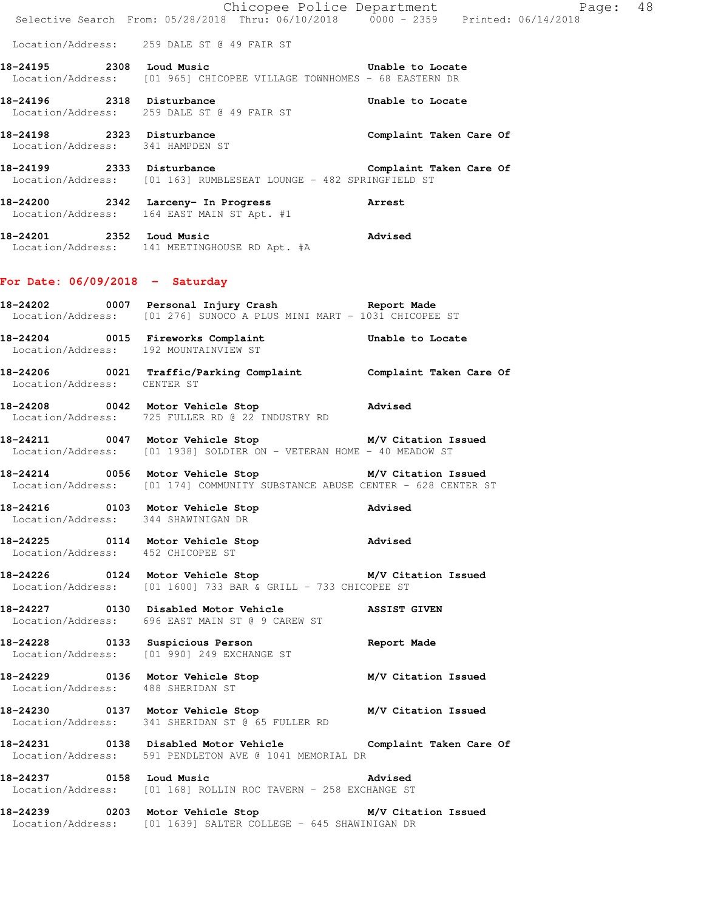Location/Address: 259 DALE ST @ 49 FAIR ST

**18-24195** 2308 **Loud Music** — **Unable to Locate**
Location/Address: [01 965] CHICOPEE VILLAGE TOWNHOMES - 68 EASTERN DR

**18-24196** 2318 **Disturbance** — **Unable to Locate**
Location/Address: 259 DALE ST @ 49 FAIR ST

**18-24198** 2323 **Disturbance** — **Complaint Taken Care Of**
Location/Address: 341 HAMPDEN ST

**18-24199** 2333 **Disturbance** — **Complaint Taken Care Of**
Location/Address: [01 163] RUMBLESEAT LOUNGE - 482 SPRINGFIELD ST

**18-24200** 2342 **Larceny- In Progress** — **Arrest**
Location/Address: 164 EAST MAIN ST Apt. #1

**18-24201** 2352 **Loud Music** — **Advised**
Location/Address: 141 MEETINGHOUSE RD Apt. #A

## For Date: 06/09/2018 - Saturday

**18-24202** 0007 **Personal Injury Crash** — **Report Made**
Location/Address: [01 276] SUNOCO A PLUS MINI MART - 1031 CHICOPEE ST

**18-24204** 0015 **Fireworks Complaint** — **Unable to Locate**
Location/Address: 192 MOUNTAINVIEW ST

**18-24206** 0021 **Traffic/Parking Complaint** — **Complaint Taken Care Of**
Location/Address: CENTER ST

**18-24208** 0042 **Motor Vehicle Stop** — **Advised**
Location/Address: 725 FULLER RD @ 22 INDUSTRY RD

**18-24211** 0047 **Motor Vehicle Stop** — **M/V Citation Issued**
Location/Address: [01 1938] SOLDIER ON - VETERAN HOME - 40 MEADOW ST

**18-24214** 0056 **Motor Vehicle Stop** — **M/V Citation Issued**
Location/Address: [01 174] COMMUNITY SUBSTANCE ABUSE CENTER - 628 CENTER ST

**18-24216** 0103 **Motor Vehicle Stop** — **Advised**
Location/Address: 344 SHAWINIGAN DR

**18-24225** 0114 **Motor Vehicle Stop** — **Advised**
Location/Address: 452 CHICOPEE ST

**18-24226** 0124 **Motor Vehicle Stop** — **M/V Citation Issued**
Location/Address: [01 1600] 733 BAR & GRILL - 733 CHICOPEE ST

**18-24227** 0130 **Disabled Motor Vehicle** — **ASSIST GIVEN**
Location/Address: 696 EAST MAIN ST @ 9 CAREW ST

**18-24228** 0133 **Suspicious Person** — **Report Made**
Location/Address: [01 990] 249 EXCHANGE ST

**18-24229** 0136 **Motor Vehicle Stop** — **M/V Citation Issued**
Location/Address: 488 SHERIDAN ST

**18-24230** 0137 **Motor Vehicle Stop** — **M/V Citation Issued**
Location/Address: 341 SHERIDAN ST @ 65 FULLER RD

**18-24231** 0138 **Disabled Motor Vehicle** — **Complaint Taken Care Of**
Location/Address: 591 PENDLETON AVE @ 1041 MEMORIAL DR

**18-24237** 0158 **Loud Music** — **Advised**
Location/Address: [01 168] ROLLIN ROC TAVERN - 258 EXCHANGE ST

**18-24239** 0203 **Motor Vehicle Stop** — **M/V Citation Issued**
Location/Address: [01 1639] SALTER COLLEGE - 645 SHAWINIGAN DR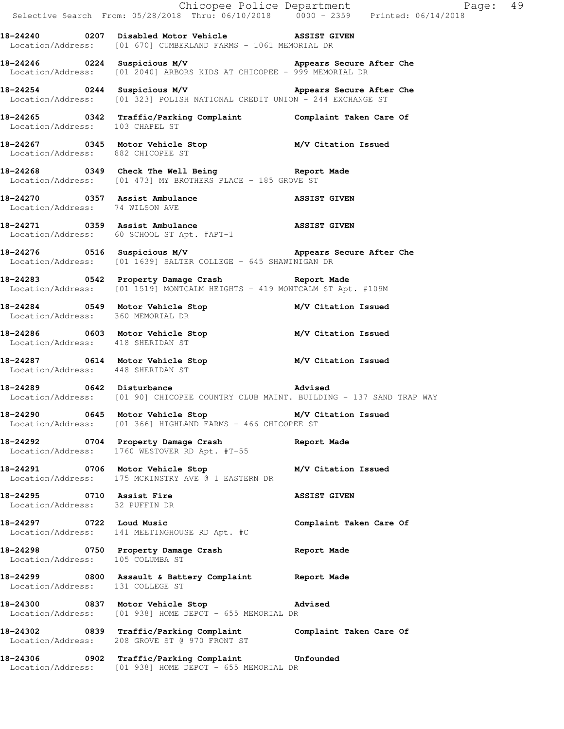18-24240 0207 Disabled Motor Vehicle ASSIST GIVEN
Location/Address: [01 670] CUMBERLAND FARMS - 1061 MEMORIAL DR

18-24246 0224 Suspicious M/V Appears Secure After Che
Location/Address: [01 2040] ARBORS KIDS AT CHICOPEE - 999 MEMORIAL DR

18-24254 0244 Suspicious M/V Appears Secure After Che
Location/Address: [01 323] POLISH NATIONAL CREDIT UNION - 244 EXCHANGE ST

18-24265 0342 Traffic/Parking Complaint Complaint Taken Care Of
Location/Address: 103 CHAPEL ST

18-24267 0345 Motor Vehicle Stop M/V Citation Issued
Location/Address: 882 CHICOPEE ST

18-24268 0349 Check The Well Being Report Made
Location/Address: [01 473] MY BROTHERS PLACE - 185 GROVE ST

18-24270 0357 Assist Ambulance ASSIST GIVEN
Location/Address: 74 WILSON AVE

18-24271 0359 Assist Ambulance ASSIST GIVEN
Location/Address: 60 SCHOOL ST Apt. #APT-1

18-24276 0516 Suspicious M/V Appears Secure After Che
Location/Address: [01 1639] SALTER COLLEGE - 645 SHAWINIGAN DR

18-24283 0542 Property Damage Crash Report Made
Location/Address: [01 1519] MONTCALM HEIGHTS - 419 MONTCALM ST Apt. #109M

18-24284 0549 Motor Vehicle Stop M/V Citation Issued
Location/Address: 360 MEMORIAL DR

18-24286 0603 Motor Vehicle Stop M/V Citation Issued
Location/Address: 418 SHERIDAN ST

18-24287 0614 Motor Vehicle Stop M/V Citation Issued
Location/Address: 448 SHERIDAN ST

18-24289 0642 Disturbance Advised
Location/Address: [01 90] CHICOPEE COUNTRY CLUB MAINT. BUILDING - 137 SAND TRAP WAY

18-24290 0645 Motor Vehicle Stop M/V Citation Issued
Location/Address: [01 366] HIGHLAND FARMS - 466 CHICOPEE ST

18-24292 0704 Property Damage Crash Report Made
Location/Address: 1760 WESTOVER RD Apt. #T-55

18-24291 0706 Motor Vehicle Stop M/V Citation Issued
Location/Address: 175 MCKINSTRY AVE @ 1 EASTERN DR

18-24295 0710 Assist Fire ASSIST GIVEN
Location/Address: 32 PUFFIN DR

18-24297 0722 Loud Music Complaint Taken Care Of
Location/Address: 141 MEETINGHOUSE RD Apt. #C

18-24298 0750 Property Damage Crash Report Made
Location/Address: 105 COLUMBA ST

18-24299 0800 Assault & Battery Complaint Report Made
Location/Address: 131 COLLEGE ST

18-24300 0837 Motor Vehicle Stop Advised
Location/Address: [01 938] HOME DEPOT - 655 MEMORIAL DR

18-24302 0839 Traffic/Parking Complaint Complaint Taken Care Of
Location/Address: 208 GROVE ST @ 970 FRONT ST

18-24306 0902 Traffic/Parking Complaint Unfounded
Location/Address: [01 938] HOME DEPOT - 655 MEMORIAL DR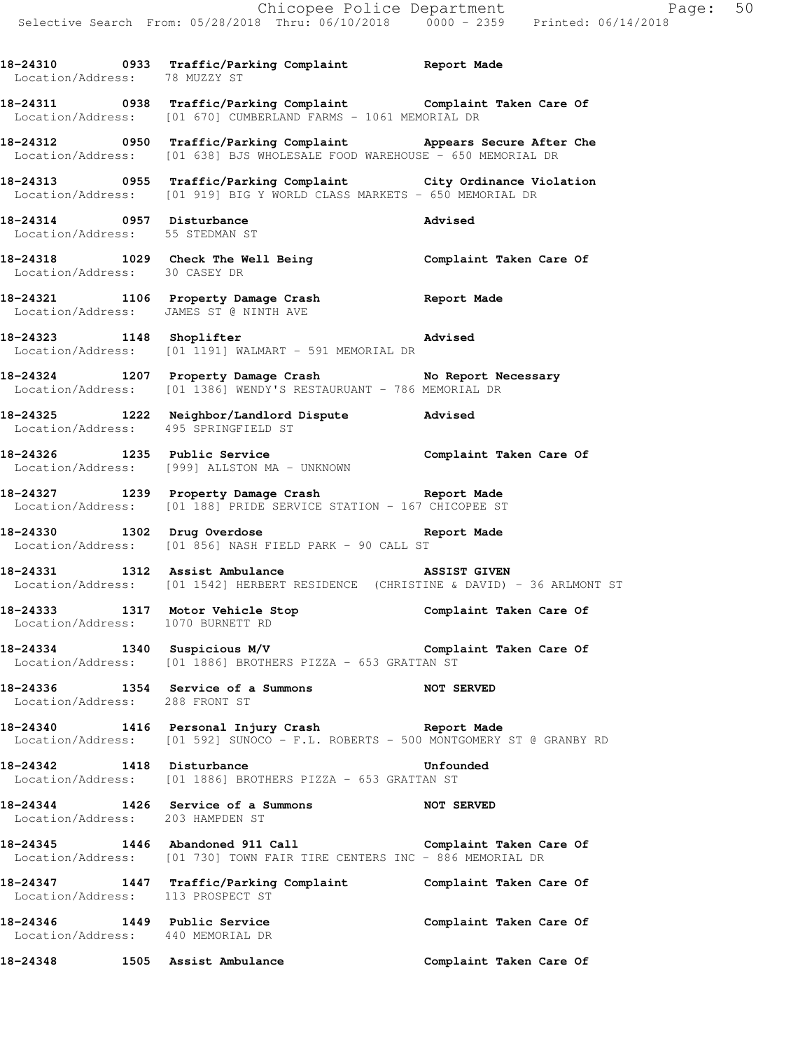**18-24310 0933 Traffic/Parking Complaint Report Made**
Location/Address: 78 MUZZY ST

**18-24311 0938 Traffic/Parking Complaint Complaint Taken Care Of**
Location/Address: [01 670] CUMBERLAND FARMS - 1061 MEMORIAL DR

**18-24312 0950 Traffic/Parking Complaint Appears Secure After Che**
Location/Address: [01 638] BJS WHOLESALE FOOD WAREHOUSE - 650 MEMORIAL DR

**18-24313 0955 Traffic/Parking Complaint City Ordinance Violation**
Location/Address: [01 919] BIG Y WORLD CLASS MARKETS - 650 MEMORIAL DR

**18-24314 0957 Disturbance Advised**
Location/Address: 55 STEDMAN ST

**18-24318 1029 Check The Well Being Complaint Taken Care Of**
Location/Address: 30 CASEY DR

**18-24321 1106 Property Damage Crash Report Made**
Location/Address: JAMES ST @ NINTH AVE

**18-24323 1148 Shoplifter Advised**
Location/Address: [01 1191] WALMART - 591 MEMORIAL DR

**18-24324 1207 Property Damage Crash No Report Necessary**
Location/Address: [01 1386] WENDY'S RESTAURUANT - 786 MEMORIAL DR

**18-24325 1222 Neighbor/Landlord Dispute Advised**
Location/Address: 495 SPRINGFIELD ST

**18-24326 1235 Public Service Complaint Taken Care Of**
Location/Address: [999] ALLSTON MA - UNKNOWN

**18-24327 1239 Property Damage Crash Report Made**
Location/Address: [01 188] PRIDE SERVICE STATION - 167 CHICOPEE ST

**18-24330 1302 Drug Overdose Report Made**
Location/Address: [01 856] NASH FIELD PARK - 90 CALL ST

**18-24331 1312 Assist Ambulance ASSIST GIVEN**
Location/Address: [01 1542] HERBERT RESIDENCE (CHRISTINE & DAVID) - 36 ARLMONT ST

**18-24333 1317 Motor Vehicle Stop Complaint Taken Care Of**
Location/Address: 1070 BURNETT RD

**18-24334 1340 Suspicious M/V Complaint Taken Care Of**
Location/Address: [01 1886] BROTHERS PIZZA - 653 GRATTAN ST

**18-24336 1354 Service of a Summons NOT SERVED**
Location/Address: 288 FRONT ST

**18-24340 1416 Personal Injury Crash Report Made**
Location/Address: [01 592] SUNOCO - F.L. ROBERTS - 500 MONTGOMERY ST @ GRANBY RD

**18-24342 1418 Disturbance Unfounded**
Location/Address: [01 1886] BROTHERS PIZZA - 653 GRATTAN ST

**18-24344 1426 Service of a Summons NOT SERVED**
Location/Address: 203 HAMPDEN ST

**18-24345 1446 Abandoned 911 Call Complaint Taken Care Of**
Location/Address: [01 730] TOWN FAIR TIRE CENTERS INC - 886 MEMORIAL DR

**18-24347 1447 Traffic/Parking Complaint Complaint Taken Care Of**
Location/Address: 113 PROSPECT ST

**18-24346 1449 Public Service Complaint Taken Care Of**
Location/Address: 440 MEMORIAL DR

**18-24348 1505 Assist Ambulance Complaint Taken Care Of**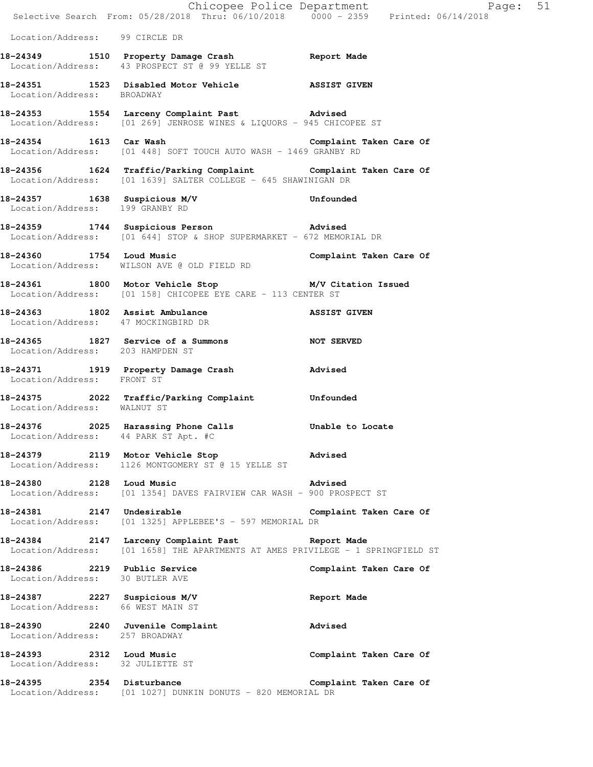Location/Address: 99 CIRCLE DR

**18-24349 1510 Property Damage Crash** — **Report Made**
Location/Address: 43 PROSPECT ST @ 99 YELLE ST

**18-24351 1523 Disabled Motor Vehicle** — **ASSIST GIVEN**
Location/Address: BROADWAY

**18-24353 1554 Larceny Complaint Past** — **Advised**
Location/Address: [01 269] JENROSE WINES & LIQUORS - 945 CHICOPEE ST

**18-24354 1613 Car Wash** — **Complaint Taken Care Of**
Location/Address: [01 448] SOFT TOUCH AUTO WASH - 1469 GRANBY RD

**18-24356 1624 Traffic/Parking Complaint** — **Complaint Taken Care Of**
Location/Address: [01 1639] SALTER COLLEGE - 645 SHAWINIGAN DR

**18-24357 1638 Suspicious M/V** — **Unfounded**
Location/Address: 199 GRANBY RD

**18-24359 1744 Suspicious Person** — **Advised**
Location/Address: [01 644] STOP & SHOP SUPERMARKET - 672 MEMORIAL DR

**18-24360 1754 Loud Music** — **Complaint Taken Care Of**
Location/Address: WILSON AVE @ OLD FIELD RD

**18-24361 1800 Motor Vehicle Stop** — **M/V Citation Issued**
Location/Address: [01 158] CHICOPEE EYE CARE - 113 CENTER ST

**18-24363 1802 Assist Ambulance** — **ASSIST GIVEN**
Location/Address: 47 MOCKINGBIRD DR

**18-24365 1827 Service of a Summons** — **NOT SERVED**
Location/Address: 203 HAMPDEN ST

**18-24371 1919 Property Damage Crash** — **Advised**
Location/Address: FRONT ST

**18-24375 2022 Traffic/Parking Complaint** — **Unfounded**
Location/Address: WALNUT ST

**18-24376 2025 Harassing Phone Calls** — **Unable to Locate**
Location/Address: 44 PARK ST Apt. #C

**18-24379 2119 Motor Vehicle Stop** — **Advised**
Location/Address: 1126 MONTGOMERY ST @ 15 YELLE ST

**18-24380 2128 Loud Music** — **Advised**
Location/Address: [01 1354] DAVES FAIRVIEW CAR WASH - 900 PROSPECT ST

**18-24381 2147 Undesirable** — **Complaint Taken Care Of**
Location/Address: [01 1325] APPLEBEE'S - 597 MEMORIAL DR

**18-24384 2147 Larceny Complaint Past** — **Report Made**
Location/Address: [01 1658] THE APARTMENTS AT AMES PRIVILEGE - 1 SPRINGFIELD ST

**18-24386 2219 Public Service** — **Complaint Taken Care Of**
Location/Address: 30 BUTLER AVE

**18-24387 2227 Suspicious M/V** — **Report Made**
Location/Address: 66 WEST MAIN ST

**18-24390 2240 Juvenile Complaint** — **Advised**
Location/Address: 257 BROADWAY

**18-24393 2312 Loud Music** — **Complaint Taken Care Of**
Location/Address: 32 JULIETTE ST

**18-24395 2354 Disturbance** — **Complaint Taken Care Of**
Location/Address: [01 1027] DUNKIN DONUTS - 820 MEMORIAL DR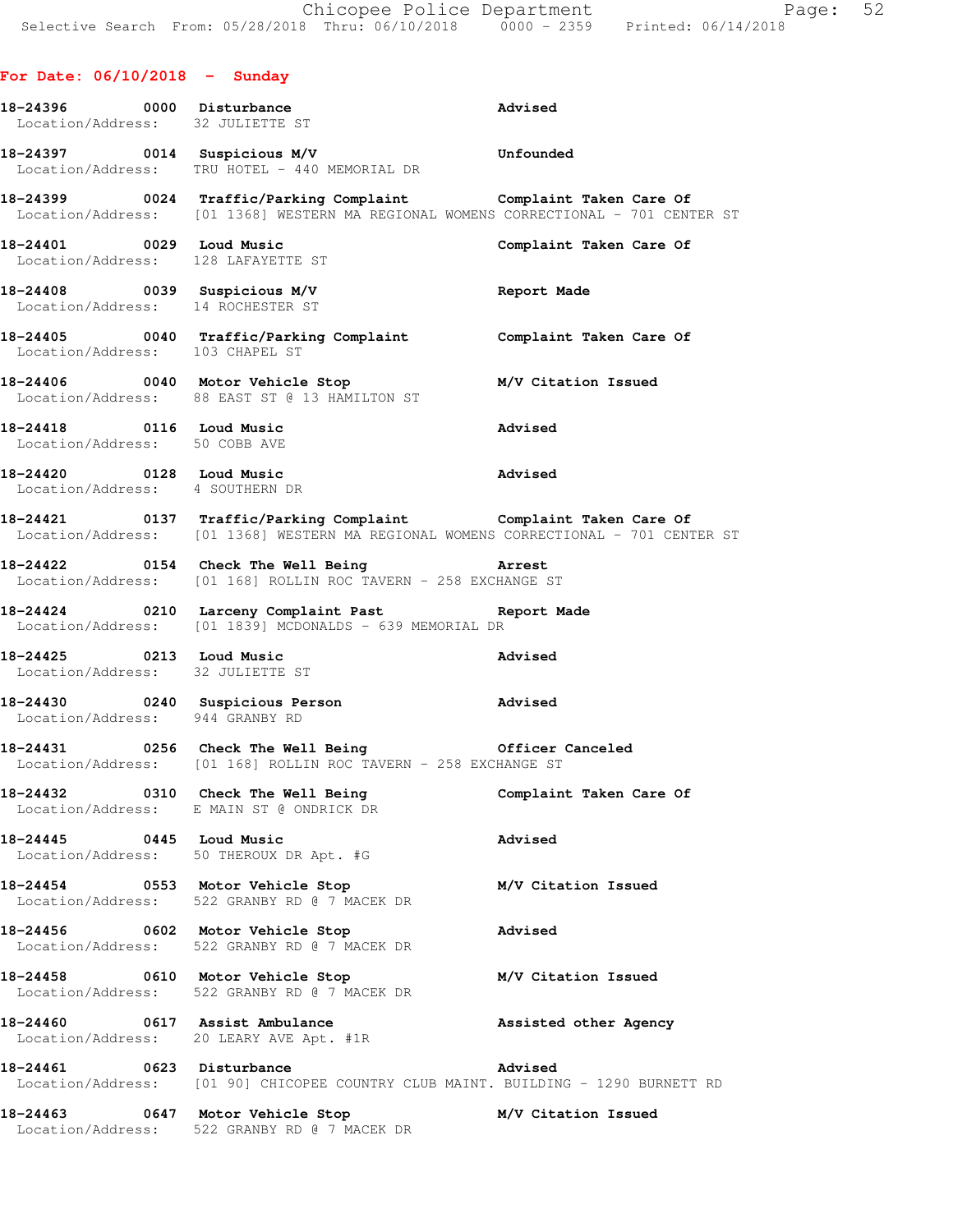## For Date: 06/10/2018 - Sunday

**18-24396** 0000 **Disturbance** — **Advised**
Location/Address: 32 JULIETTE ST

**18-24397** 0014 **Suspicious M/V** — **Unfounded**
Location/Address: TRU HOTEL - 440 MEMORIAL DR

**18-24399** 0024 **Traffic/Parking Complaint** — **Complaint Taken Care Of**
Location/Address: [01 1368] WESTERN MA REGIONAL WOMENS CORRECTIONAL - 701 CENTER ST

**18-24401** 0029 **Loud Music** — **Complaint Taken Care Of**
Location/Address: 128 LAFAYETTE ST

**18-24408** 0039 **Suspicious M/V** — **Report Made**
Location/Address: 14 ROCHESTER ST

**18-24405** 0040 **Traffic/Parking Complaint** — **Complaint Taken Care Of**
Location/Address: 103 CHAPEL ST

**18-24406** 0040 **Motor Vehicle Stop** — **M/V Citation Issued**
Location/Address: 88 EAST ST @ 13 HAMILTON ST

**18-24418** 0116 **Loud Music** — **Advised**
Location/Address: 50 COBB AVE

**18-24420** 0128 **Loud Music** — **Advised**
Location/Address: 4 SOUTHERN DR

**18-24421** 0137 **Traffic/Parking Complaint** — **Complaint Taken Care Of**
Location/Address: [01 1368] WESTERN MA REGIONAL WOMENS CORRECTIONAL - 701 CENTER ST

**18-24422** 0154 **Check The Well Being** — **Arrest**
Location/Address: [01 168] ROLLIN ROC TAVERN - 258 EXCHANGE ST

**18-24424** 0210 **Larceny Complaint Past** — **Report Made**
Location/Address: [01 1839] MCDONALDS - 639 MEMORIAL DR

**18-24425** 0213 **Loud Music** — **Advised**
Location/Address: 32 JULIETTE ST

**18-24430** 0240 **Suspicious Person** — **Advised**
Location/Address: 944 GRANBY RD

**18-24431** 0256 **Check The Well Being** — **Officer Canceled**
Location/Address: [01 168] ROLLIN ROC TAVERN - 258 EXCHANGE ST

**18-24432** 0310 **Check The Well Being** — **Complaint Taken Care Of**
Location/Address: E MAIN ST @ ONDRICK DR

**18-24445** 0445 **Loud Music** — **Advised**
Location/Address: 50 THEROUX DR Apt. #G

**18-24454** 0553 **Motor Vehicle Stop** — **M/V Citation Issued**
Location/Address: 522 GRANBY RD @ 7 MACEK DR

**18-24456** 0602 **Motor Vehicle Stop** — **Advised**
Location/Address: 522 GRANBY RD @ 7 MACEK DR

**18-24458** 0610 **Motor Vehicle Stop** — **M/V Citation Issued**
Location/Address: 522 GRANBY RD @ 7 MACEK DR

**18-24460** 0617 **Assist Ambulance** — **Assisted other Agency**
Location/Address: 20 LEARY AVE Apt. #1R

**18-24461** 0623 **Disturbance** — **Advised**
Location/Address: [01 90] CHICOPEE COUNTRY CLUB MAINT. BUILDING - 1290 BURNETT RD

**18-24463** 0647 **Motor Vehicle Stop** — **M/V Citation Issued**
Location/Address: 522 GRANBY RD @ 7 MACEK DR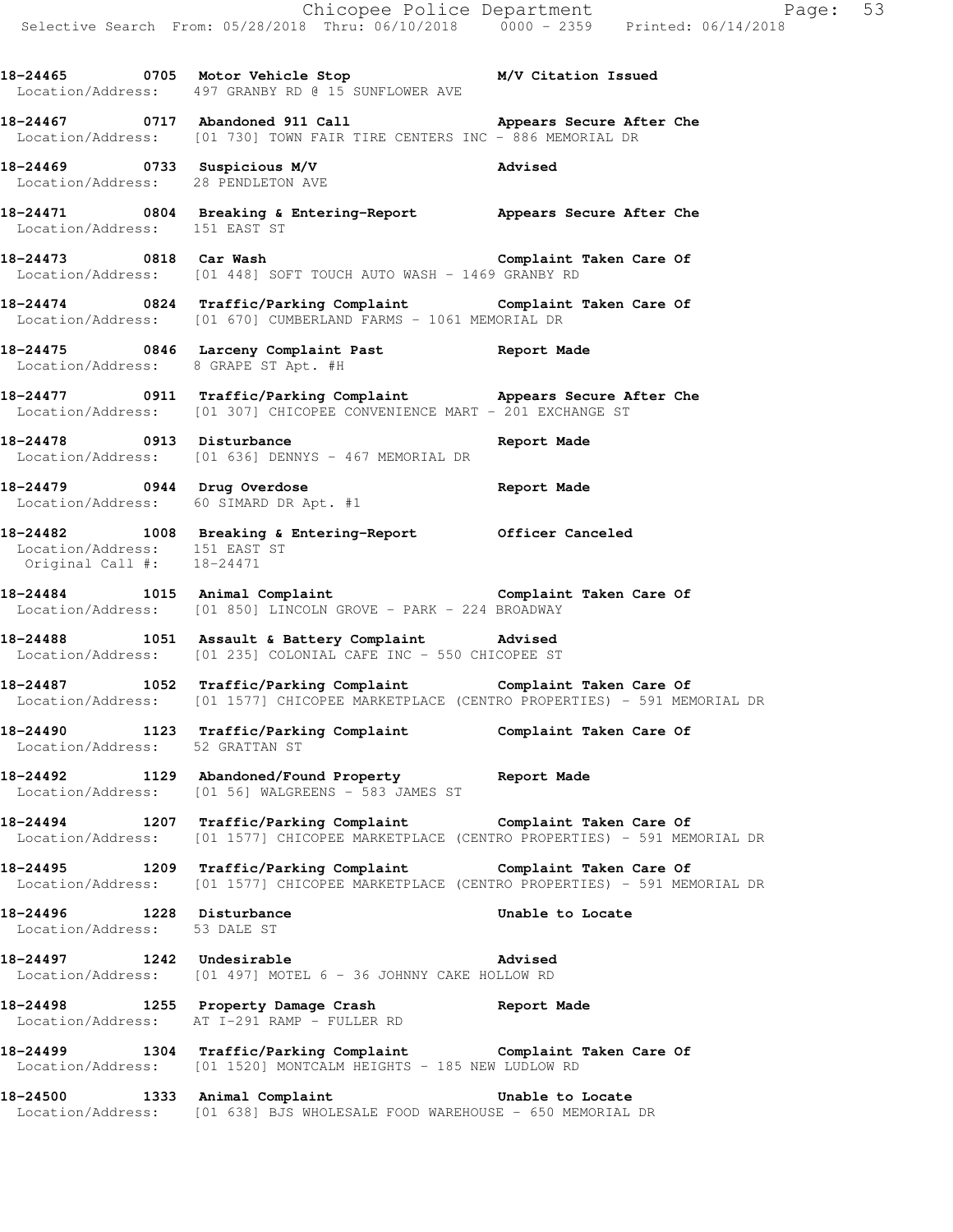18-24465 0705 Motor Vehicle Stop M/V Citation Issued
Location/Address: 497 GRANBY RD @ 15 SUNFLOWER AVE

18-24467 0717 Abandoned 911 Call Appears Secure After Che
Location/Address: [01 730] TOWN FAIR TIRE CENTERS INC - 886 MEMORIAL DR

18-24469 0733 Suspicious M/V Advised
Location/Address: 28 PENDLETON AVE

18-24471 0804 Breaking & Entering-Report Appears Secure After Che
Location/Address: 151 EAST ST

18-24473 0818 Car Wash Complaint Taken Care Of
Location/Address: [01 448] SOFT TOUCH AUTO WASH - 1469 GRANBY RD

18-24474 0824 Traffic/Parking Complaint Complaint Taken Care Of
Location/Address: [01 670] CUMBERLAND FARMS - 1061 MEMORIAL DR

18-24475 0846 Larceny Complaint Past Report Made
Location/Address: 8 GRAPE ST Apt. #H

18-24477 0911 Traffic/Parking Complaint Appears Secure After Che
Location/Address: [01 307] CHICOPEE CONVENIENCE MART - 201 EXCHANGE ST

18-24478 0913 Disturbance Report Made
Location/Address: [01 636] DENNYS - 467 MEMORIAL DR

18-24479 0944 Drug Overdose Report Made
Location/Address: 60 SIMARD DR Apt. #1

18-24482 1008 Breaking & Entering-Report Officer Canceled
Location/Address: 151 EAST ST
Original Call #: 18-24471

18-24484 1015 Animal Complaint Complaint Taken Care Of
Location/Address: [01 850] LINCOLN GROVE - PARK - 224 BROADWAY

18-24488 1051 Assault & Battery Complaint Advised
Location/Address: [01 235] COLONIAL CAFE INC - 550 CHICOPEE ST

18-24487 1052 Traffic/Parking Complaint Complaint Taken Care Of
Location/Address: [01 1577] CHICOPEE MARKETPLACE (CENTRO PROPERTIES) - 591 MEMORIAL DR

18-24490 1123 Traffic/Parking Complaint Complaint Taken Care Of
Location/Address: 52 GRATTAN ST

18-24492 1129 Abandoned/Found Property Report Made
Location/Address: [01 56] WALGREENS - 583 JAMES ST

18-24494 1207 Traffic/Parking Complaint Complaint Taken Care Of
Location/Address: [01 1577] CHICOPEE MARKETPLACE (CENTRO PROPERTIES) - 591 MEMORIAL DR

18-24495 1209 Traffic/Parking Complaint Complaint Taken Care Of
Location/Address: [01 1577] CHICOPEE MARKETPLACE (CENTRO PROPERTIES) - 591 MEMORIAL DR

18-24496 1228 Disturbance Unable to Locate
Location/Address: 53 DALE ST

18-24497 1242 Undesirable Advised
Location/Address: [01 497] MOTEL 6 - 36 JOHNNY CAKE HOLLOW RD

18-24498 1255 Property Damage Crash Report Made
Location/Address: AT I-291 RAMP - FULLER RD

18-24499 1304 Traffic/Parking Complaint Complaint Taken Care Of
Location/Address: [01 1520] MONTCALM HEIGHTS - 185 NEW LUDLOW RD

18-24500 1333 Animal Complaint Unable to Locate
Location/Address: [01 638] BJS WHOLESALE FOOD WAREHOUSE - 650 MEMORIAL DR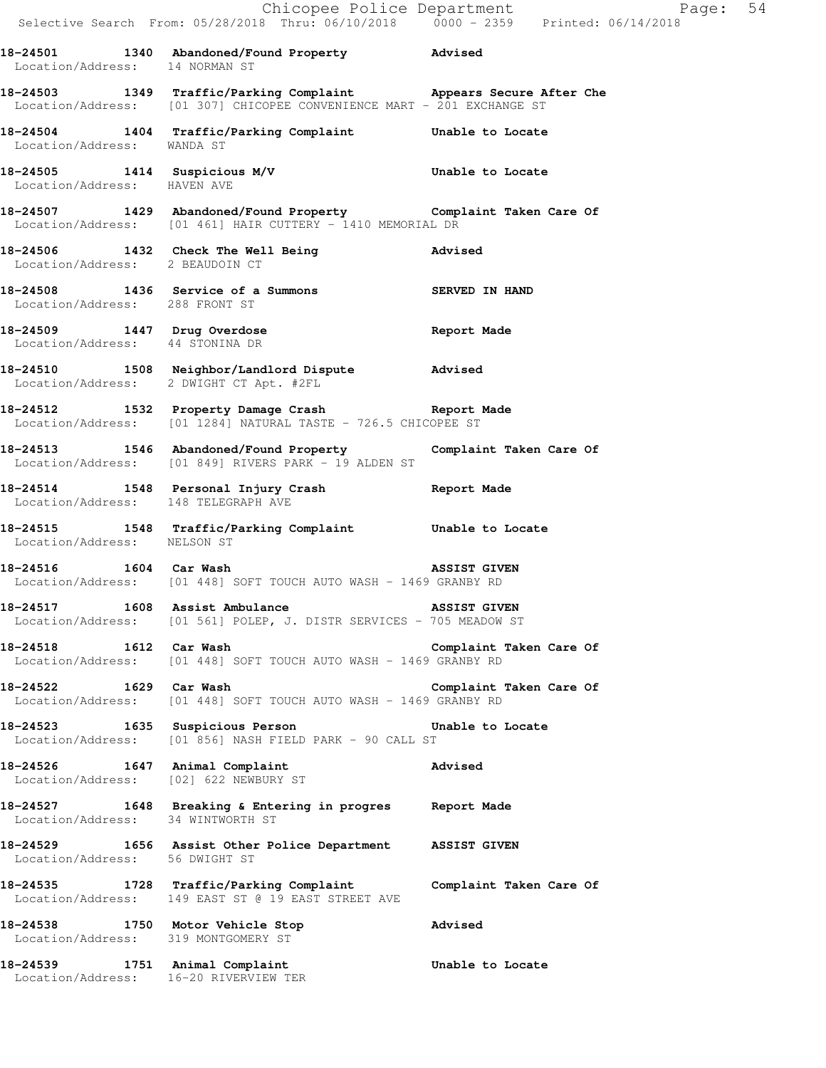**18-24501 1340 Abandoned/Found Property Advised**
Location/Address: 14 NORMAN ST

**18-24503 1349 Traffic/Parking Complaint Appears Secure After Che**
Location/Address: [01 307] CHICOPEE CONVENIENCE MART - 201 EXCHANGE ST

**18-24504 1404 Traffic/Parking Complaint Unable to Locate**
Location/Address: WANDA ST

**18-24505 1414 Suspicious M/V Unable to Locate**
Location/Address: HAVEN AVE

**18-24507 1429 Abandoned/Found Property Complaint Taken Care Of**
Location/Address: [01 461] HAIR CUTTERY - 1410 MEMORIAL DR

**18-24506 1432 Check The Well Being Advised**
Location/Address: 2 BEAUDOIN CT

**18-24508 1436 Service of a Summons SERVED IN HAND**
Location/Address: 288 FRONT ST

**18-24509 1447 Drug Overdose Report Made**
Location/Address: 44 STONINA DR

**18-24510 1508 Neighbor/Landlord Dispute Advised**
Location/Address: 2 DWIGHT CT Apt. #2FL

**18-24512 1532 Property Damage Crash Report Made**
Location/Address: [01 1284] NATURAL TASTE - 726.5 CHICOPEE ST

**18-24513 1546 Abandoned/Found Property Complaint Taken Care Of**
Location/Address: [01 849] RIVERS PARK - 19 ALDEN ST

**18-24514 1548 Personal Injury Crash Report Made**
Location/Address: 148 TELEGRAPH AVE

**18-24515 1548 Traffic/Parking Complaint Unable to Locate**
Location/Address: NELSON ST

**18-24516 1604 Car Wash ASSIST GIVEN**
Location/Address: [01 448] SOFT TOUCH AUTO WASH - 1469 GRANBY RD

**18-24517 1608 Assist Ambulance ASSIST GIVEN**
Location/Address: [01 561] POLEP, J. DISTR SERVICES - 705 MEADOW ST

**18-24518 1612 Car Wash Complaint Taken Care Of**
Location/Address: [01 448] SOFT TOUCH AUTO WASH - 1469 GRANBY RD

**18-24522 1629 Car Wash Complaint Taken Care Of**
Location/Address: [01 448] SOFT TOUCH AUTO WASH - 1469 GRANBY RD

**18-24523 1635 Suspicious Person Unable to Locate**
Location/Address: [01 856] NASH FIELD PARK - 90 CALL ST

**18-24526 1647 Animal Complaint Advised**
Location/Address: [02] 622 NEWBURY ST

**18-24527 1648 Breaking & Entering in progres Report Made**
Location/Address: 34 WINTWORTH ST

**18-24529 1656 Assist Other Police Department ASSIST GIVEN**
Location/Address: 56 DWIGHT ST

**18-24535 1728 Traffic/Parking Complaint Complaint Taken Care Of**
Location/Address: 149 EAST ST @ 19 EAST STREET AVE

**18-24538 1750 Motor Vehicle Stop Advised**
Location/Address: 319 MONTGOMERY ST

**18-24539 1751 Animal Complaint Unable to Locate**
Location/Address: 16-20 RIVERVIEW TER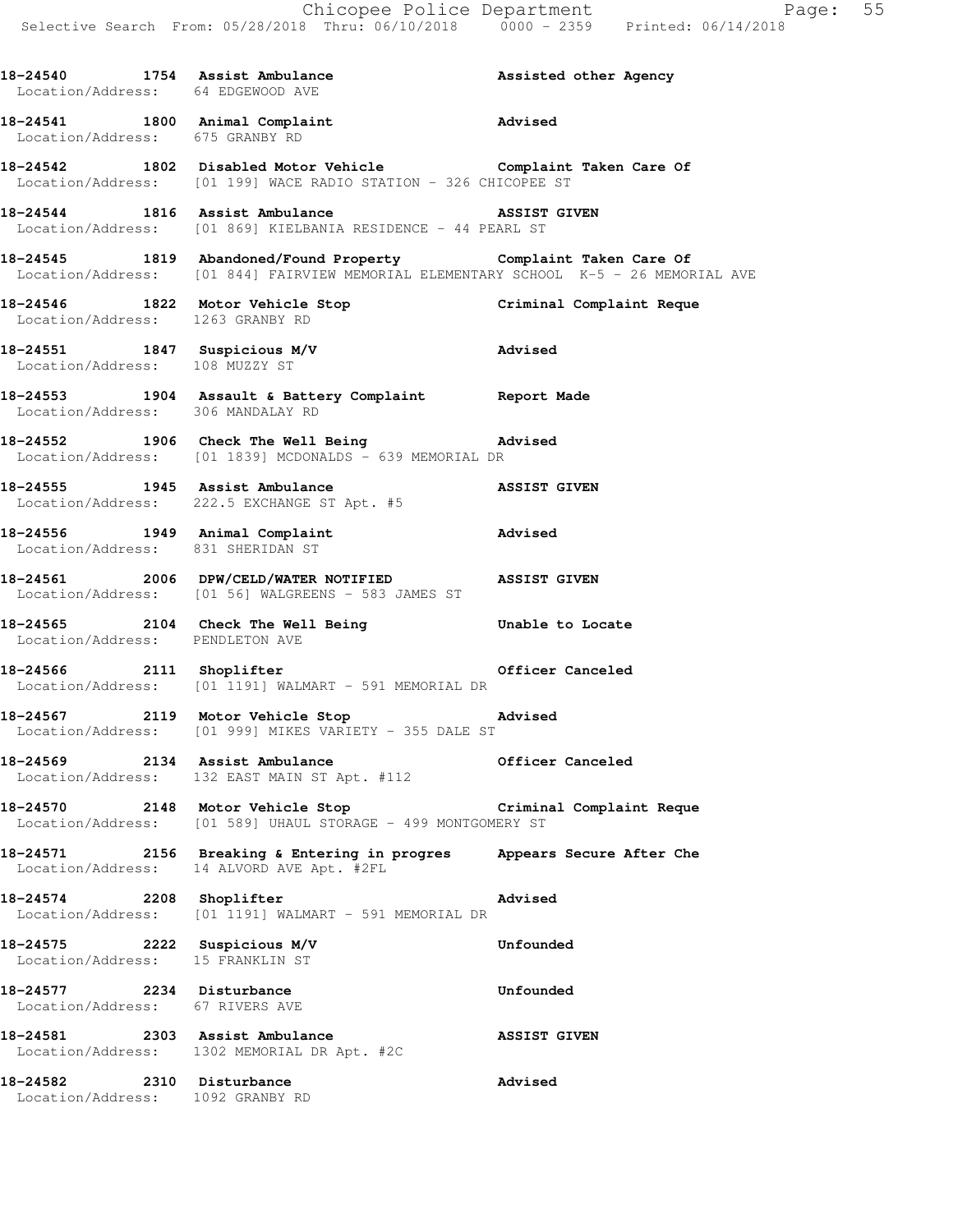18-24540 1754 Assist Ambulance Assisted other Agency
Location/Address: 64 EDGEWOOD AVE

18-24541 1800 Animal Complaint Advised
Location/Address: 675 GRANBY RD

18-24542 1802 Disabled Motor Vehicle Complaint Taken Care Of
Location/Address: [01 199] WACE RADIO STATION - 326 CHICOPEE ST

18-24544 1816 Assist Ambulance ASSIST GIVEN
Location/Address: [01 869] KIELBANIA RESIDENCE - 44 PEARL ST

18-24545 1819 Abandoned/Found Property Complaint Taken Care Of
Location/Address: [01 844] FAIRVIEW MEMORIAL ELEMENTARY SCHOOL K-5 - 26 MEMORIAL AVE

18-24546 1822 Motor Vehicle Stop Criminal Complaint Reque
Location/Address: 1263 GRANBY RD

18-24551 1847 Suspicious M/V Advised
Location/Address: 108 MUZZY ST

18-24553 1904 Assault & Battery Complaint Report Made
Location/Address: 306 MANDALAY RD

18-24552 1906 Check The Well Being Advised
Location/Address: [01 1839] MCDONALDS - 639 MEMORIAL DR

18-24555 1945 Assist Ambulance ASSIST GIVEN
Location/Address: 222.5 EXCHANGE ST Apt. #5

18-24556 1949 Animal Complaint Advised
Location/Address: 831 SHERIDAN ST

18-24561 2006 DPW/CELD/WATER NOTIFIED ASSIST GIVEN
Location/Address: [01 56] WALGREENS - 583 JAMES ST

18-24565 2104 Check The Well Being Unable to Locate
Location/Address: PENDLETON AVE

18-24566 2111 Shoplifter Officer Canceled
Location/Address: [01 1191] WALMART - 591 MEMORIAL DR

18-24567 2119 Motor Vehicle Stop Advised
Location/Address: [01 999] MIKES VARIETY - 355 DALE ST

18-24569 2134 Assist Ambulance Officer Canceled
Location/Address: 132 EAST MAIN ST Apt. #112

18-24570 2148 Motor Vehicle Stop Criminal Complaint Reque
Location/Address: [01 589] UHAUL STORAGE - 499 MONTGOMERY ST

18-24571 2156 Breaking & Entering in progres Appears Secure After Che
Location/Address: 14 ALVORD AVE Apt. #2FL

18-24574 2208 Shoplifter Advised
Location/Address: [01 1191] WALMART - 591 MEMORIAL DR

18-24575 2222 Suspicious M/V Unfounded
Location/Address: 15 FRANKLIN ST

18-24577 2234 Disturbance Unfounded
Location/Address: 67 RIVERS AVE

18-24581 2303 Assist Ambulance ASSIST GIVEN
Location/Address: 1302 MEMORIAL DR Apt. #2C

18-24582 2310 Disturbance Advised
Location/Address: 1092 GRANBY RD